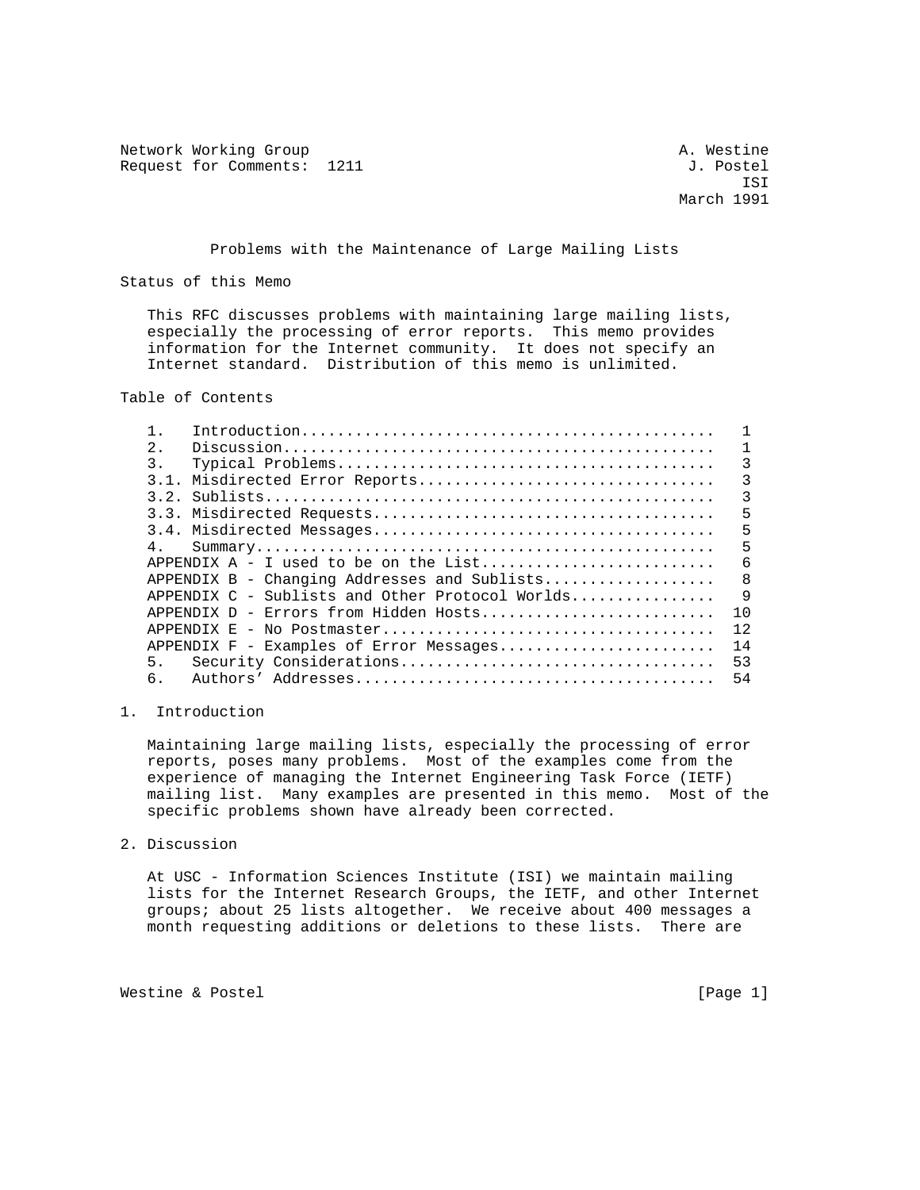Network Working Group A. Westine
Request for Comments: 1211 J. Postel
ISI
March 1991

# Problems with the Maintenance of Large Mailing Lists

## Status of this Memo

This RFC discusses problems with maintaining large mailing lists, especially the processing of error reports. This memo provides information for the Internet community. It does not specify an Internet standard. Distribution of this memo is unlimited.

## Table of Contents

```
   1.   Introduction.............................................   1
   2.   Discussion...............................................   1
   3.   Typical Problems.........................................   3
   3.1. Misdirected Error Reports................................   3
   3.2. Sublists.................................................   3
   3.3. Misdirected Requests.....................................   5
   3.4. Misdirected Messages.....................................   5
   4.   Summary..................................................   5
   APPENDIX A - I used to be on the List.........................   6
   APPENDIX B - Changing Addresses and Sublists..................   8
   APPENDIX C - Sublists and Other Protocol Worlds...............   9
   APPENDIX D - Errors from Hidden Hosts.........................  10
   APPENDIX E - No Postmaster....................................  12
   APPENDIX F - Examples of Error Messages.......................  14
   5.   Security Considerations..................................  53
   6.   Authors' Addresses.......................................  54
```

## 1. Introduction

Maintaining large mailing lists, especially the processing of error reports, poses many problems. Most of the examples come from the experience of managing the Internet Engineering Task Force (IETF) mailing list. Many examples are presented in this memo. Most of the specific problems shown have already been corrected.

## 2. Discussion

At USC - Information Sciences Institute (ISI) we maintain mailing lists for the Internet Research Groups, the IETF, and other Internet groups; about 25 lists altogether. We receive about 400 messages a month requesting additions or deletions to these lists. There are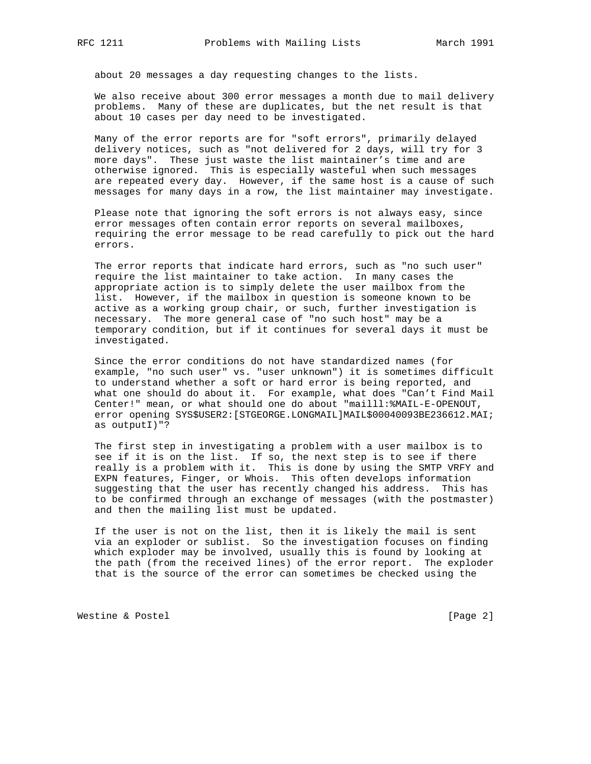about 20 messages a day requesting changes to the lists.

We also receive about 300 error messages a month due to mail delivery problems. Many of these are duplicates, but the net result is that about 10 cases per day need to be investigated.

Many of the error reports are for "soft errors", primarily delayed delivery notices, such as "not delivered for 2 days, will try for 3 more days". These just waste the list maintainer's time and are otherwise ignored. This is especially wasteful when such messages are repeated every day. However, if the same host is a cause of such messages for many days in a row, the list maintainer may investigate.

Please note that ignoring the soft errors is not always easy, since error messages often contain error reports on several mailboxes, requiring the error message to be read carefully to pick out the hard errors.

The error reports that indicate hard errors, such as "no such user" require the list maintainer to take action. In many cases the appropriate action is to simply delete the user mailbox from the list. However, if the mailbox in question is someone known to be active as a working group chair, or such, further investigation is necessary. The more general case of "no such host" may be a temporary condition, but if it continues for several days it must be investigated.

Since the error conditions do not have standardized names (for example, "no such user" vs. "user unknown") it is sometimes difficult to understand whether a soft or hard error is being reported, and what one should do about it. For example, what does "Can't Find Mail Center!" mean, or what should one do about "mailll:%MAIL-E-OPENOUT, error opening SYS$USER2:[STGEORGE.LONGMAIL]MAIL$00040093BE236612.MAI; as outputI)"?

The first step in investigating a problem with a user mailbox is to see if it is on the list. If so, the next step is to see if there really is a problem with it. This is done by using the SMTP VRFY and EXPN features, Finger, or Whois. This often develops information suggesting that the user has recently changed his address. This has to be confirmed through an exchange of messages (with the postmaster) and then the mailing list must be updated.

If the user is not on the list, then it is likely the mail is sent via an exploder or sublist. So the investigation focuses on finding which exploder may be involved, usually this is found by looking at the path (from the received lines) of the error report. The exploder that is the source of the error can sometimes be checked using the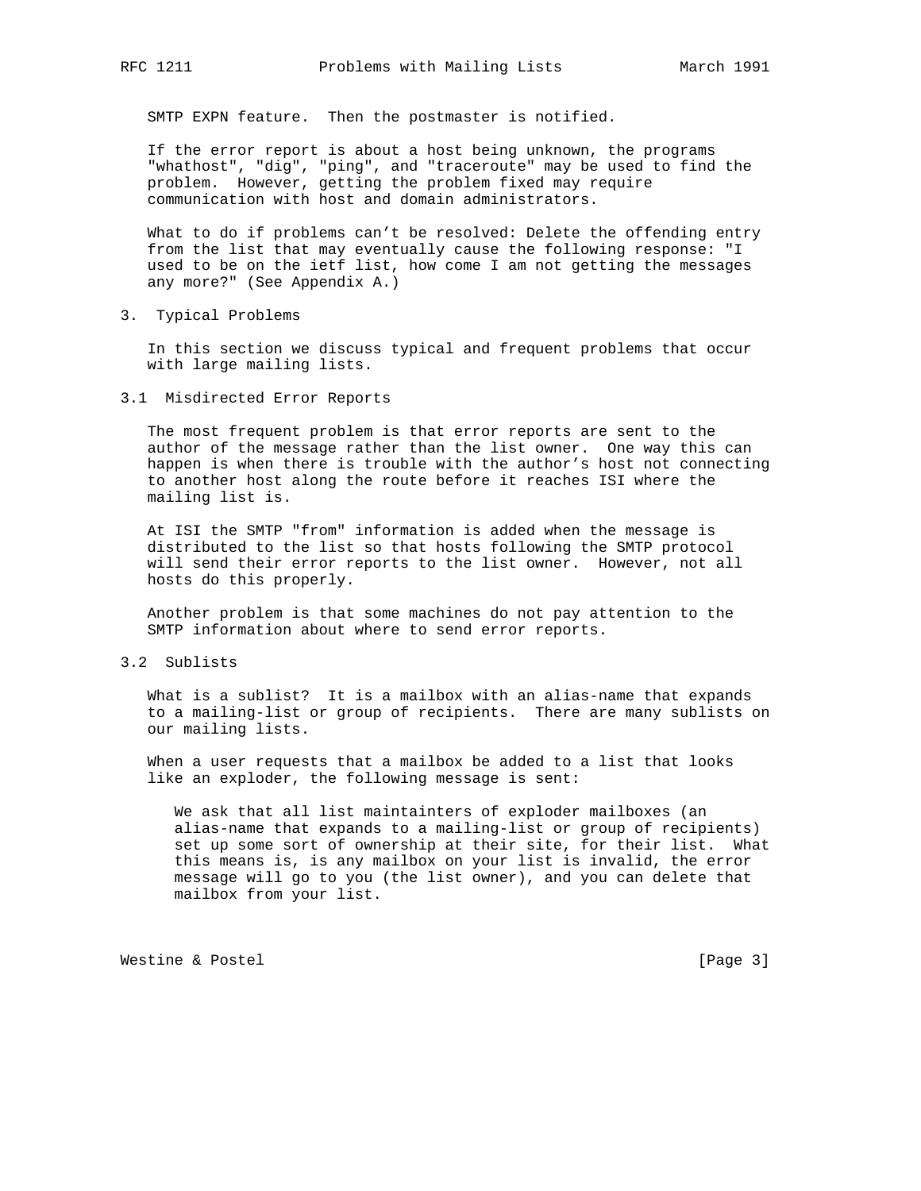SMTP EXPN feature. Then the postmaster is notified.

If the error report is about a host being unknown, the programs "whathost", "dig", "ping", and "traceroute" may be used to find the problem. However, getting the problem fixed may require communication with host and domain administrators.

What to do if problems can't be resolved: Delete the offending entry from the list that may eventually cause the following response: "I used to be on the ietf list, how come I am not getting the messages any more?" (See Appendix A.)

## 3. Typical Problems

In this section we discuss typical and frequent problems that occur with large mailing lists.

### 3.1 Misdirected Error Reports

The most frequent problem is that error reports are sent to the author of the message rather than the list owner. One way this can happen is when there is trouble with the author's host not connecting to another host along the route before it reaches ISI where the mailing list is.

At ISI the SMTP "from" information is added when the message is distributed to the list so that hosts following the SMTP protocol will send their error reports to the list owner. However, not all hosts do this properly.

Another problem is that some machines do not pay attention to the SMTP information about where to send error reports.

### 3.2 Sublists

What is a sublist? It is a mailbox with an alias-name that expands to a mailing-list or group of recipients. There are many sublists on our mailing lists.

When a user requests that a mailbox be added to a list that looks like an exploder, the following message is sent:

> We ask that all list maintainters of exploder mailboxes (an alias-name that expands to a mailing-list or group of recipients) set up some sort of ownership at their site, for their list. What this means is, is any mailbox on your list is invalid, the error message will go to you (the list owner), and you can delete that mailbox from your list.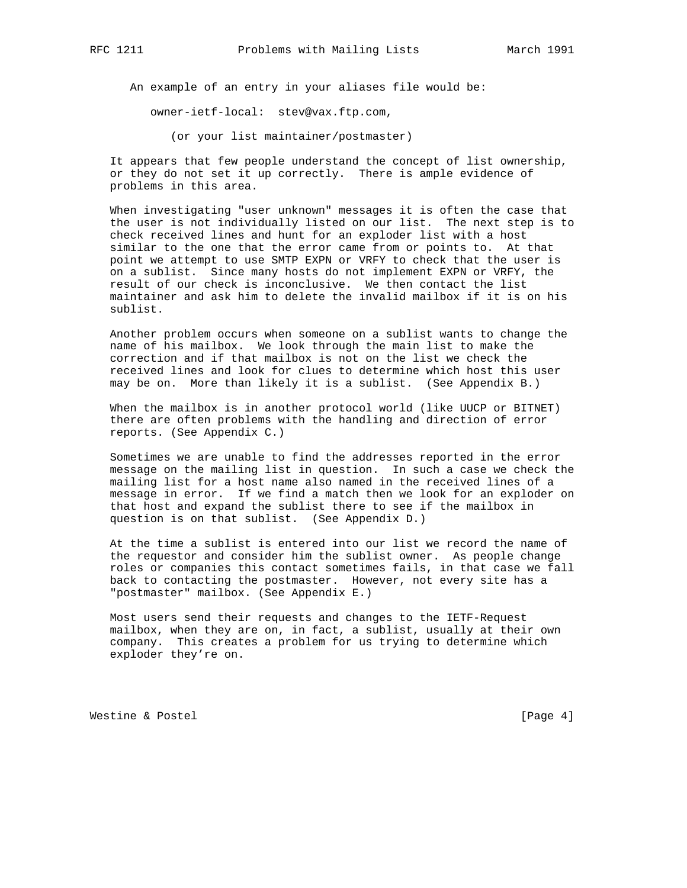An example of an entry in your aliases file would be:

```
owner-ietf-local:  stev@vax.ftp.com,

   (or your list maintainer/postmaster)
```

It appears that few people understand the concept of list ownership, or they do not set it up correctly. There is ample evidence of problems in this area.

When investigating "user unknown" messages it is often the case that the user is not individually listed on our list. The next step is to check received lines and hunt for an exploder list with a host similar to the one that the error came from or points to. At that point we attempt to use SMTP EXPN or VRFY to check that the user is on a sublist. Since many hosts do not implement EXPN or VRFY, the result of our check is inconclusive. We then contact the list maintainer and ask him to delete the invalid mailbox if it is on his sublist.

Another problem occurs when someone on a sublist wants to change the name of his mailbox. We look through the main list to make the correction and if that mailbox is not on the list we check the received lines and look for clues to determine which host this user may be on. More than likely it is a sublist. (See Appendix B.)

When the mailbox is in another protocol world (like UUCP or BITNET) there are often problems with the handling and direction of error reports. (See Appendix C.)

Sometimes we are unable to find the addresses reported in the error message on the mailing list in question. In such a case we check the mailing list for a host name also named in the received lines of a message in error. If we find a match then we look for an exploder on that host and expand the sublist there to see if the mailbox in question is on that sublist. (See Appendix D.)

At the time a sublist is entered into our list we record the name of the requestor and consider him the sublist owner. As people change roles or companies this contact sometimes fails, in that case we fall back to contacting the postmaster. However, not every site has a "postmaster" mailbox. (See Appendix E.)

Most users send their requests and changes to the IETF-Request mailbox, when they are on, in fact, a sublist, usually at their own company. This creates a problem for us trying to determine which exploder they're on.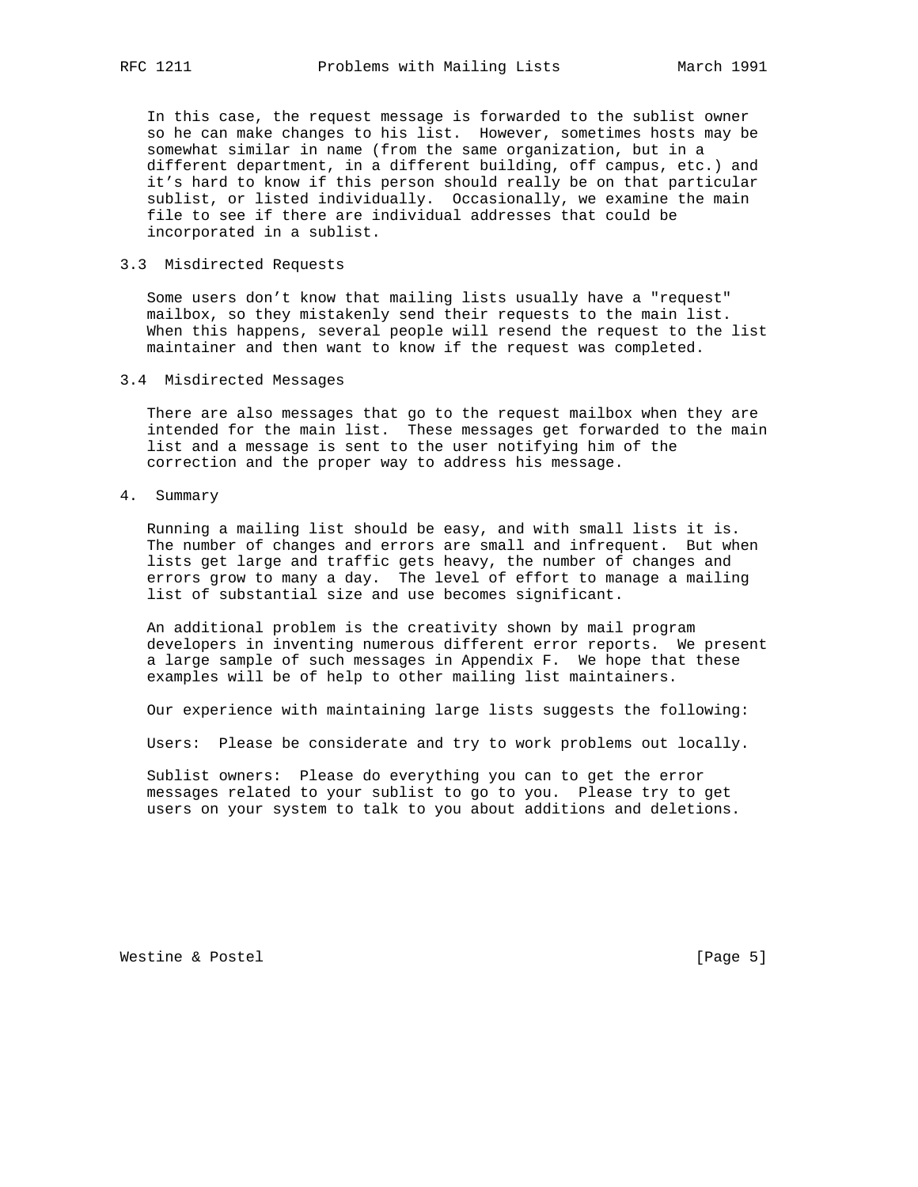In this case, the request message is forwarded to the sublist owner so he can make changes to his list. However, sometimes hosts may be somewhat similar in name (from the same organization, but in a different department, in a different building, off campus, etc.) and it's hard to know if this person should really be on that particular sublist, or listed individually. Occasionally, we examine the main file to see if there are individual addresses that could be incorporated in a sublist.

### 3.3 Misdirected Requests

Some users don't know that mailing lists usually have a "request" mailbox, so they mistakenly send their requests to the main list. When this happens, several people will resend the request to the list maintainer and then want to know if the request was completed.

### 3.4 Misdirected Messages

There are also messages that go to the request mailbox when they are intended for the main list. These messages get forwarded to the main list and a message is sent to the user notifying him of the correction and the proper way to address his message.

## 4. Summary

Running a mailing list should be easy, and with small lists it is. The number of changes and errors are small and infrequent. But when lists get large and traffic gets heavy, the number of changes and errors grow to many a day. The level of effort to manage a mailing list of substantial size and use becomes significant.

An additional problem is the creativity shown by mail program developers in inventing numerous different error reports. We present a large sample of such messages in Appendix F. We hope that these examples will be of help to other mailing list maintainers.

Our experience with maintaining large lists suggests the following:

Users: Please be considerate and try to work problems out locally.

Sublist owners: Please do everything you can to get the error messages related to your sublist to go to you. Please try to get users on your system to talk to you about additions and deletions.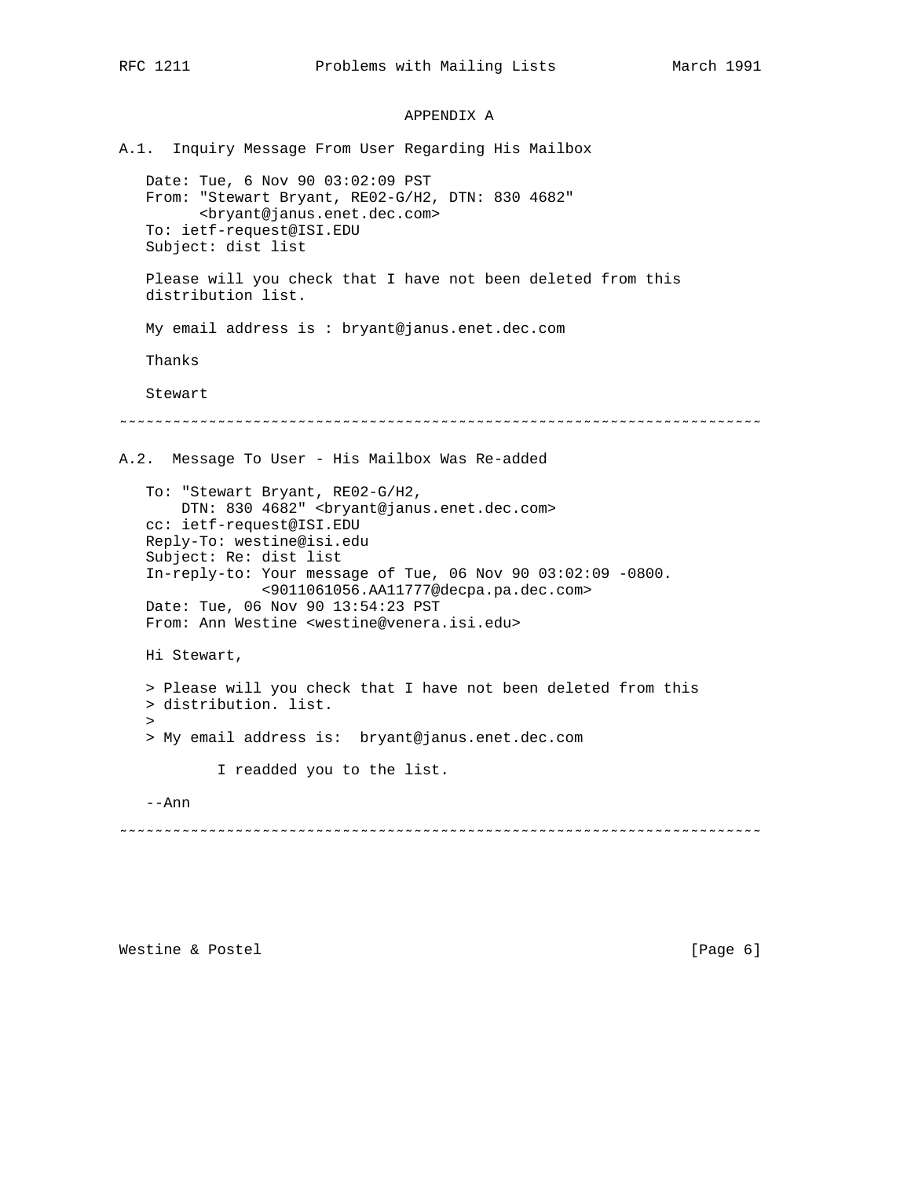## APPENDIX A

### A.1. Inquiry Message From User Regarding His Mailbox

```
Date: Tue, 6 Nov 90 03:02:09 PST
From: "Stewart Bryant, RE02-G/H2, DTN: 830 4682"
      <bryant@janus.enet.dec.com>
To: ietf-request@ISI.EDU
Subject: dist list

Please will you check that I have not been deleted from this
distribution list.

My email address is : bryant@janus.enet.dec.com

Thanks

Stewart
```

~~~~~~~~~~~~~~~~~~~~~~~~~~~~~~~~~~~~~~~~~~~~~~~~~~~~~~~~~~~~~~~~~~~~~~~~

### A.2. Message To User - His Mailbox Was Re-added

```
To: "Stewart Bryant, RE02-G/H2,
    DTN: 830 4682" <bryant@janus.enet.dec.com>
cc: ietf-request@ISI.EDU
Reply-To: westine@isi.edu
Subject: Re: dist list
In-reply-to: Your message of Tue, 06 Nov 90 03:02:09 -0800.
             <9011061056.AA11777@decpa.pa.dec.com>
Date: Tue, 06 Nov 90 13:54:23 PST
From: Ann Westine <westine@venera.isi.edu>

Hi Stewart,

> Please will you check that I have not been deleted from this
> distribution. list.
>
> My email address is:  bryant@janus.enet.dec.com

        I readded you to the list.

--Ann
```

~~~~~~~~~~~~~~~~~~~~~~~~~~~~~~~~~~~~~~~~~~~~~~~~~~~~~~~~~~~~~~~~~~~~~~~~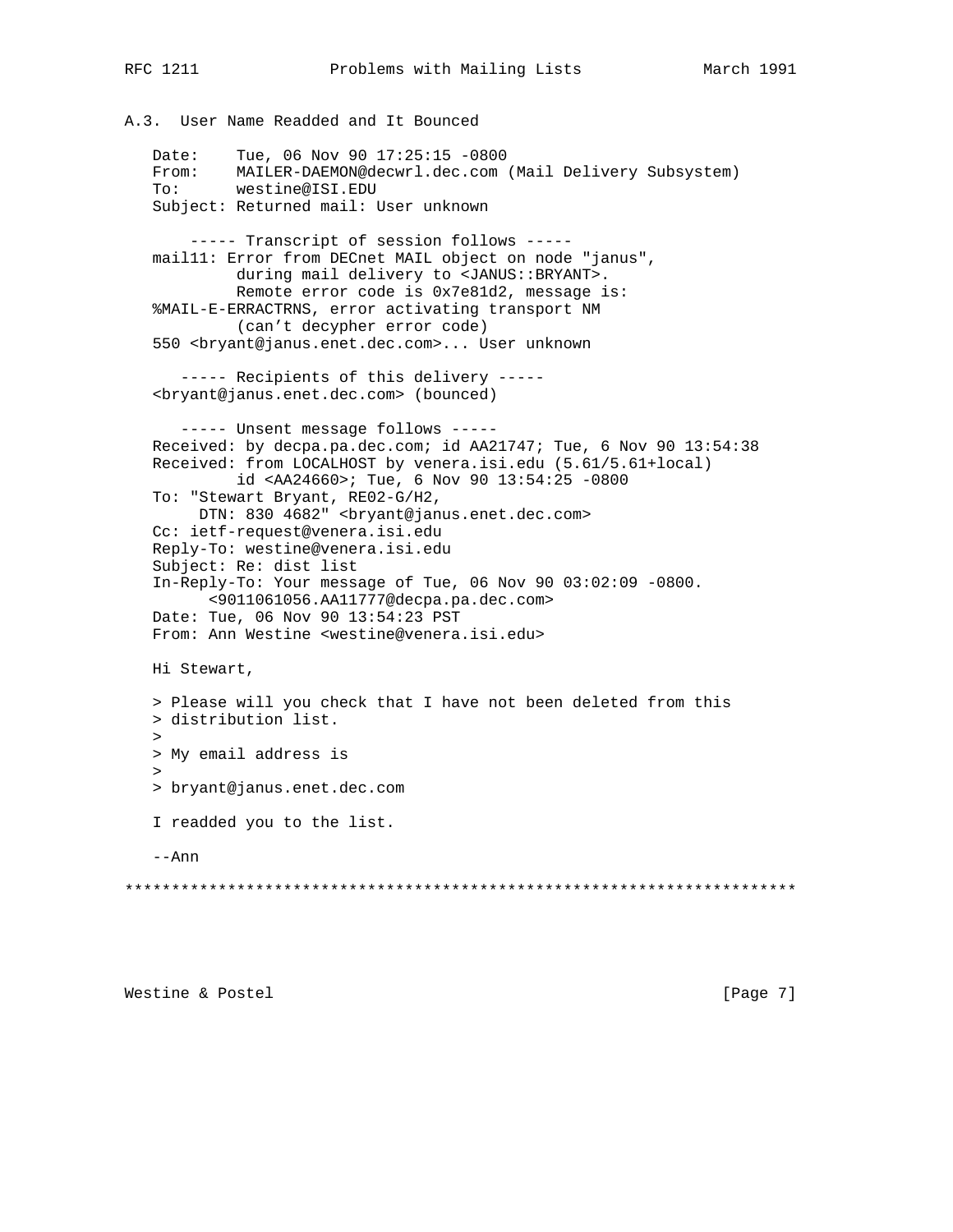### A.3. User Name Readded and It Bounced

```
Date:    Tue, 06 Nov 90 17:25:15 -0800
From:    MAILER-DAEMON@decwrl.dec.com (Mail Delivery Subsystem)
To:      westine@ISI.EDU
Subject: Returned mail: User unknown

    ----- Transcript of session follows -----
mail11: Error from DECnet MAIL object on node "janus",
         during mail delivery to <JANUS::BRYANT>.
         Remote error code is 0x7e81d2, message is:
%MAIL-E-ERRACTRNS, error activating transport NM
         (can't decypher error code)
550 <bryant@janus.enet.dec.com>... User unknown

   ----- Recipients of this delivery -----
<bryant@janus.enet.dec.com> (bounced)

   ----- Unsent message follows -----
Received: by decpa.pa.dec.com; id AA21747; Tue, 6 Nov 90 13:54:38
Received: from LOCALHOST by venera.isi.edu (5.61/5.61+local)
         id <AA24660>; Tue, 6 Nov 90 13:54:25 -0800
To: "Stewart Bryant, RE02-G/H2,
     DTN: 830 4682" <bryant@janus.enet.dec.com>
Cc: ietf-request@venera.isi.edu
Reply-To: westine@venera.isi.edu
Subject: Re: dist list
In-Reply-To: Your message of Tue, 06 Nov 90 03:02:09 -0800.
      <9011061056.AA11777@decpa.pa.dec.com>
Date: Tue, 06 Nov 90 13:54:23 PST
From: Ann Westine <westine@venera.isi.edu>

Hi Stewart,

> Please will you check that I have not been deleted from this
> distribution list.
>
> My email address is
>
> bryant@janus.enet.dec.com

I readded you to the list.

--Ann
```

************************************************************************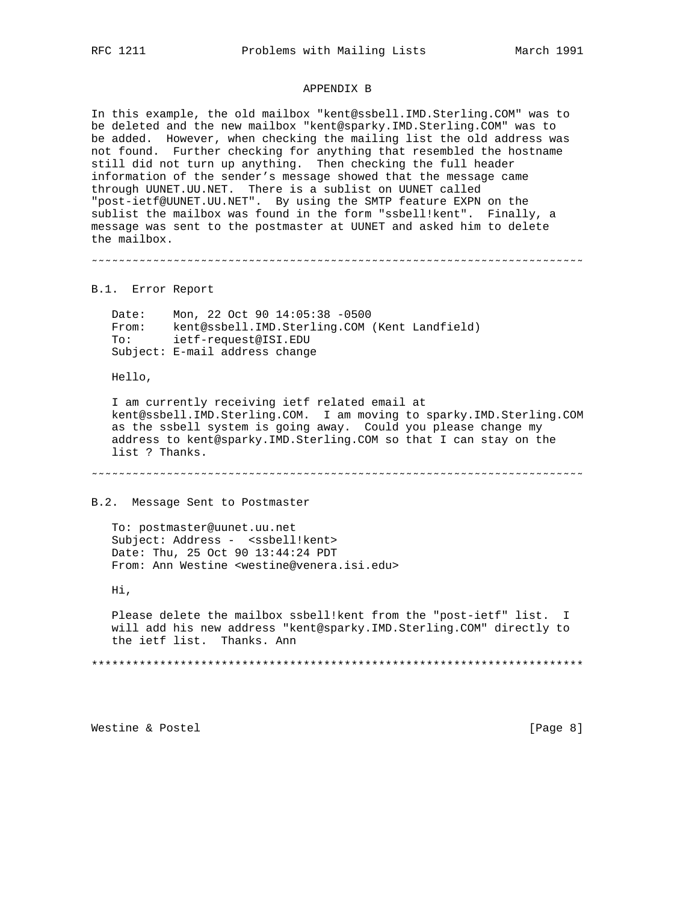# APPENDIX B

In this example, the old mailbox "kent@ssbell.IMD.Sterling.COM" was to be deleted and the new mailbox "kent@sparky.IMD.Sterling.COM" was to be added. However, when checking the mailing list the old address was not found. Further checking for anything that resembled the hostname still did not turn up anything. Then checking the full header information of the sender's message showed that the message came through UUNET.UU.NET. There is a sublist on UUNET called "post-ietf@UUNET.UU.NET". By using the SMTP feature EXPN on the sublist the mailbox was found in the form "ssbell!kent". Finally, a message was sent to the postmaster at UUNET and asked him to delete the mailbox.

~~~~~~~~~~~~~~~~~~~~~~~~~~~~~~~~~~~~~~~~~~~~~~~~~~~~~~~~~~~~~~~~~~~~~~~~~

## B.1. Error Report

```
Date:    Mon, 22 Oct 90 14:05:38 -0500
From:    kent@ssbell.IMD.Sterling.COM (Kent Landfield)
To:      ietf-request@ISI.EDU
Subject: E-mail address change

Hello,

I am currently receiving ietf related email at
kent@ssbell.IMD.Sterling.COM.  I am moving to sparky.IMD.Sterling.COM
as the ssbell system is going away.  Could you please change my
address to kent@sparky.IMD.Sterling.COM so that I can stay on the
list ? Thanks.
```

~~~~~~~~~~~~~~~~~~~~~~~~~~~~~~~~~~~~~~~~~~~~~~~~~~~~~~~~~~~~~~~~~~~~~~~~~

## B.2. Message Sent to Postmaster

```
To: postmaster@uunet.uu.net
Subject: Address -  <ssbell!kent>
Date: Thu, 25 Oct 90 13:44:24 PDT
From: Ann Westine <westine@venera.isi.edu>

Hi,

Please delete the mailbox ssbell!kent from the "post-ietf" list.  I
will add his new address "kent@sparky.IMD.Sterling.COM" directly to
the ietf list.  Thanks. Ann
```

*************************************************************************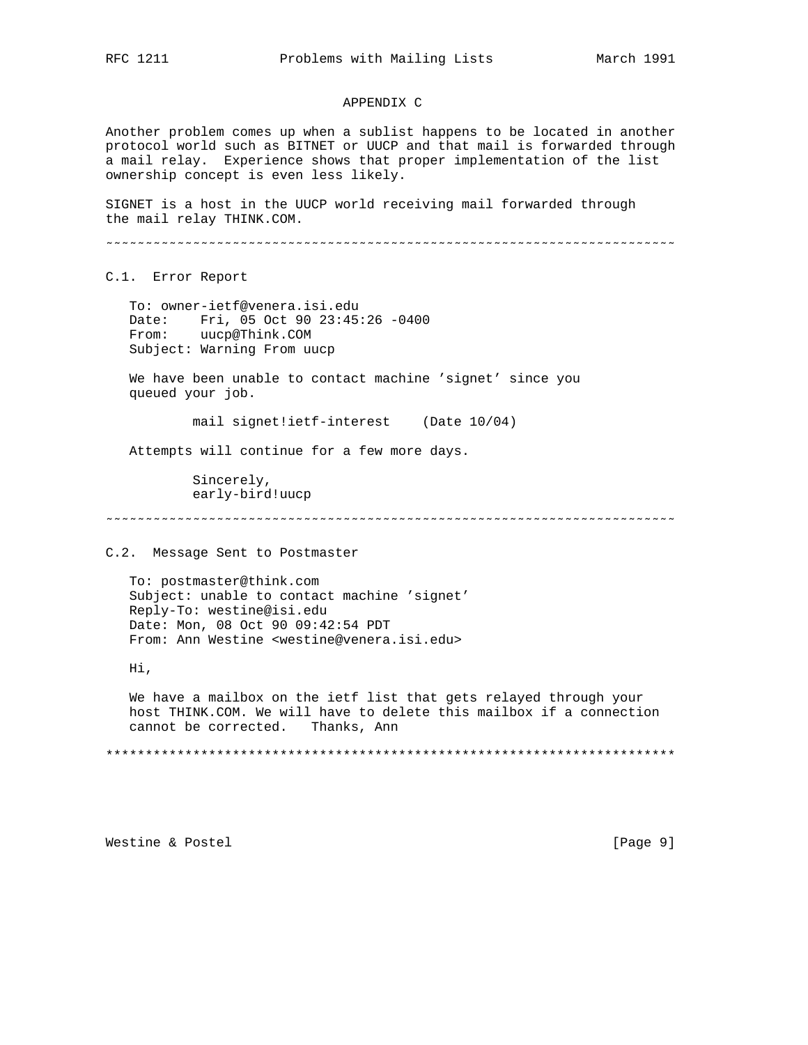## APPENDIX C

Another problem comes up when a sublist happens to be located in another protocol world such as BITNET or UUCP and that mail is forwarded through a mail relay. Experience shows that proper implementation of the list ownership concept is even less likely.

SIGNET is a host in the UUCP world receiving mail forwarded through the mail relay THINK.COM.

~~~~~~~~~~~~~~~~~~~~~~~~~~~~~~~~~~~~~~~~~~~~~~~~~~~~~~~~~~~~~~~~~~~~~~~~~

### C.1. Error Report

```
To: owner-ietf@venera.isi.edu
Date:    Fri, 05 Oct 90 23:45:26 -0400
From:    uucp@Think.COM
Subject: Warning From uucp

We have been unable to contact machine 'signet' since you
queued your job.

        mail signet!ietf-interest    (Date 10/04)

Attempts will continue for a few more days.

        Sincerely,
        early-bird!uucp
```

~~~~~~~~~~~~~~~~~~~~~~~~~~~~~~~~~~~~~~~~~~~~~~~~~~~~~~~~~~~~~~~~~~~~~~~~~

### C.2. Message Sent to Postmaster

```
To: postmaster@think.com
Subject: unable to contact machine 'signet'
Reply-To: westine@isi.edu
Date: Mon, 08 Oct 90 09:42:54 PDT
From: Ann Westine <westine@venera.isi.edu>

Hi,

We have a mailbox on the ietf list that gets relayed through your
host THINK.COM. We will have to delete this mailbox if a connection
cannot be corrected.   Thanks, Ann
```

*************************************************************************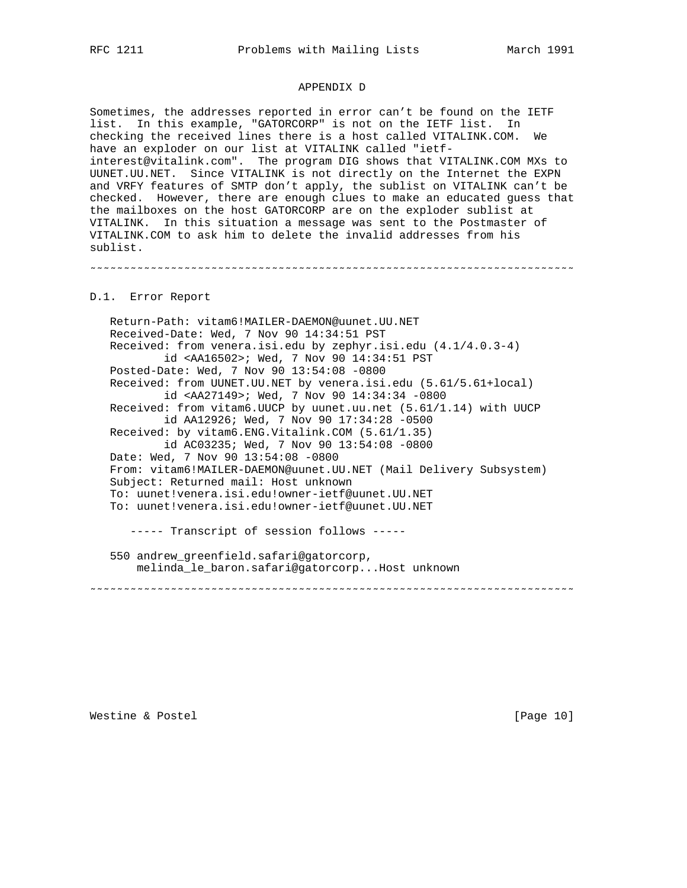## APPENDIX D

Sometimes, the addresses reported in error can't be found on the IETF list. In this example, "GATORCORP" is not on the IETF list. In checking the received lines there is a host called VITALINK.COM. We have an exploder on our list at VITALINK called "ietf-interest@vitalink.com". The program DIG shows that VITALINK.COM MXs to UUNET.UU.NET. Since VITALINK is not directly on the Internet the EXPN and VRFY features of SMTP don't apply, the sublist on VITALINK can't be checked. However, there are enough clues to make an educated guess that the mailboxes on the host GATORCORP are on the exploder sublist at VITALINK. In this situation a message was sent to the Postmaster of VITALINK.COM to ask him to delete the invalid addresses from his sublist.

~~~~~~~~~~~~~~~~~~~~~~~~~~~~~~~~~~~~~~~~~~~~~~~~~~~~~~~~~~~~~~~~~~~~~~~~

### D.1. Error Report

```
Return-Path: vitam6!MAILER-DAEMON@uunet.UU.NET
Received-Date: Wed, 7 Nov 90 14:34:51 PST
Received: from venera.isi.edu by zephyr.isi.edu (4.1/4.0.3-4)
        id <AA16502>; Wed, 7 Nov 90 14:34:51 PST
Posted-Date: Wed, 7 Nov 90 13:54:08 -0800
Received: from UUNET.UU.NET by venera.isi.edu (5.61/5.61+local)
        id <AA27149>; Wed, 7 Nov 90 14:34:34 -0800
Received: from vitam6.UUCP by uunet.uu.net (5.61/1.14) with UUCP
        id AA12926; Wed, 7 Nov 90 17:34:28 -0500
Received: by vitam6.ENG.Vitalink.COM (5.61/1.35)
        id AC03235; Wed, 7 Nov 90 13:54:08 -0800
Date: Wed, 7 Nov 90 13:54:08 -0800
From: vitam6!MAILER-DAEMON@uunet.UU.NET (Mail Delivery Subsystem)
Subject: Returned mail: Host unknown
To: uunet!venera.isi.edu!owner-ietf@uunet.UU.NET
To: uunet!venera.isi.edu!owner-ietf@uunet.UU.NET

   ----- Transcript of session follows -----

550 andrew_greenfield.safari@gatorcorp,
    melinda_le_baron.safari@gatorcorp...Host unknown
```

~~~~~~~~~~~~~~~~~~~~~~~~~~~~~~~~~~~~~~~~~~~~~~~~~~~~~~~~~~~~~~~~~~~~~~~~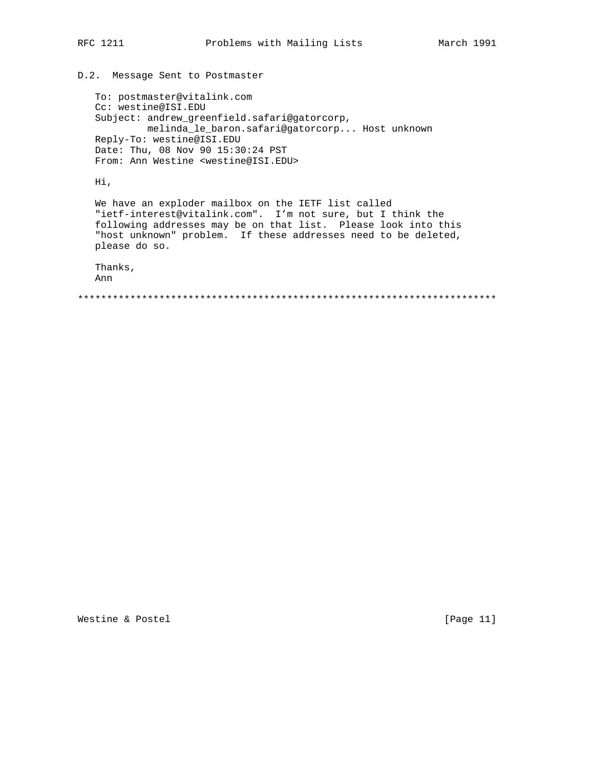## D.2. Message Sent to Postmaster

```
To: postmaster@vitalink.com
Cc: westine@ISI.EDU
Subject: andrew_greenfield.safari@gatorcorp,
         melinda_le_baron.safari@gatorcorp... Host unknown
Reply-To: westine@ISI.EDU
Date: Thu, 08 Nov 90 15:30:24 PST
From: Ann Westine <westine@ISI.EDU>

Hi,

We have an exploder mailbox on the IETF list called
"ietf-interest@vitalink.com".  I'm not sure, but I think the
following addresses may be on that list.  Please look into this
"host unknown" problem.  If these addresses need to be deleted,
please do so.

Thanks,
Ann
```

************************************************************************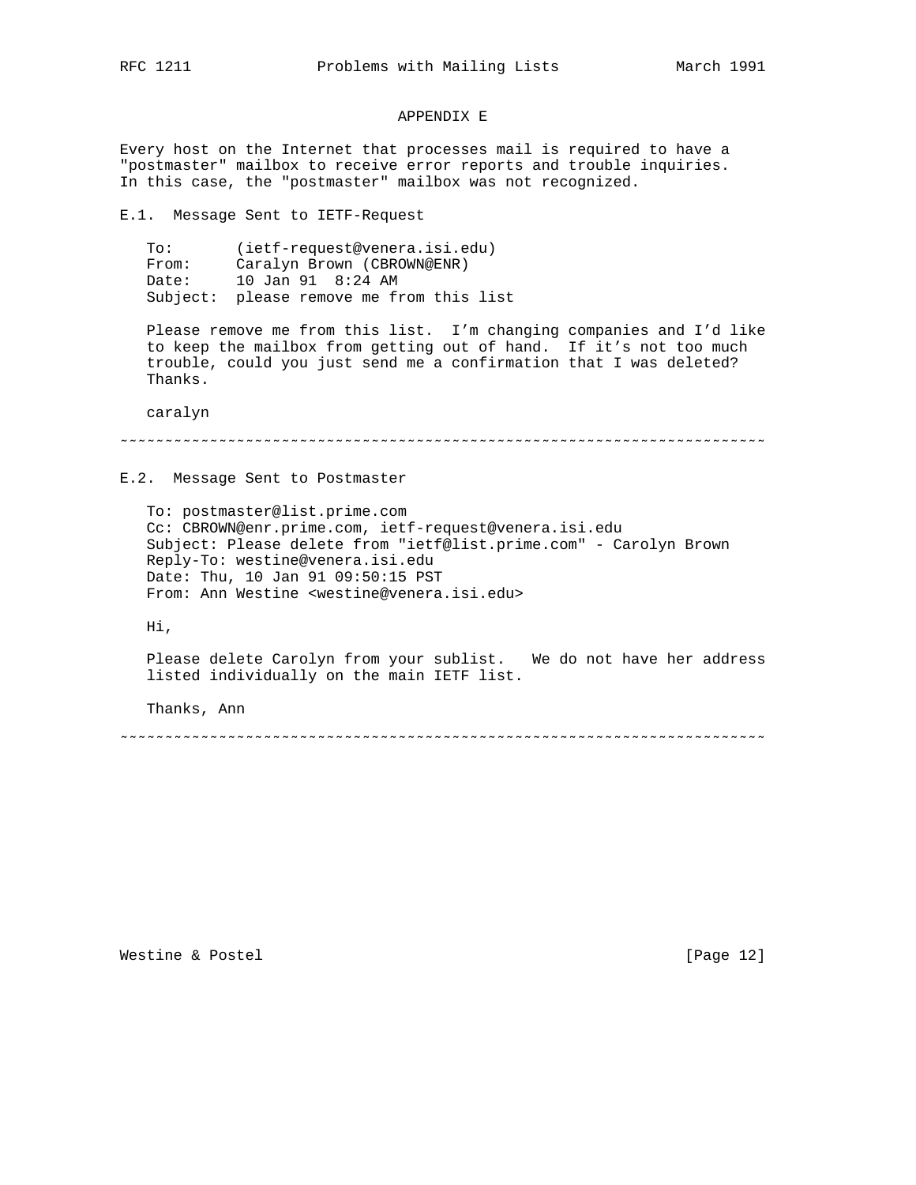## APPENDIX E

Every host on the Internet that processes mail is required to have a "postmaster" mailbox to receive error reports and trouble inquiries. In this case, the "postmaster" mailbox was not recognized.

### E.1. Message Sent to IETF-Request

```
To:       (ietf-request@venera.isi.edu)
From:     Caralyn Brown (CBROWN@ENR)
Date:     10 Jan 91  8:24 AM
Subject:  please remove me from this list

Please remove me from this list.  I'm changing companies and I'd like
to keep the mailbox from getting out of hand.  If it's not too much
trouble, could you just send me a confirmation that I was deleted?
Thanks.

caralyn
```

~~~~~~~~~~~~~~~~~~~~~~~~~~~~~~~~~~~~~~~~~~~~~~~~~~~~~~~~~~~~~~~~~~~~~~~~

### E.2. Message Sent to Postmaster

```
To: postmaster@list.prime.com
Cc: CBROWN@enr.prime.com, ietf-request@venera.isi.edu
Subject: Please delete from "ietf@list.prime.com" - Carolyn Brown
Reply-To: westine@venera.isi.edu
Date: Thu, 10 Jan 91 09:50:15 PST
From: Ann Westine <westine@venera.isi.edu>

Hi,

Please delete Carolyn from your sublist.   We do not have her address
listed individually on the main IETF list.

Thanks, Ann
```

~~~~~~~~~~~~~~~~~~~~~~~~~~~~~~~~~~~~~~~~~~~~~~~~~~~~~~~~~~~~~~~~~~~~~~~~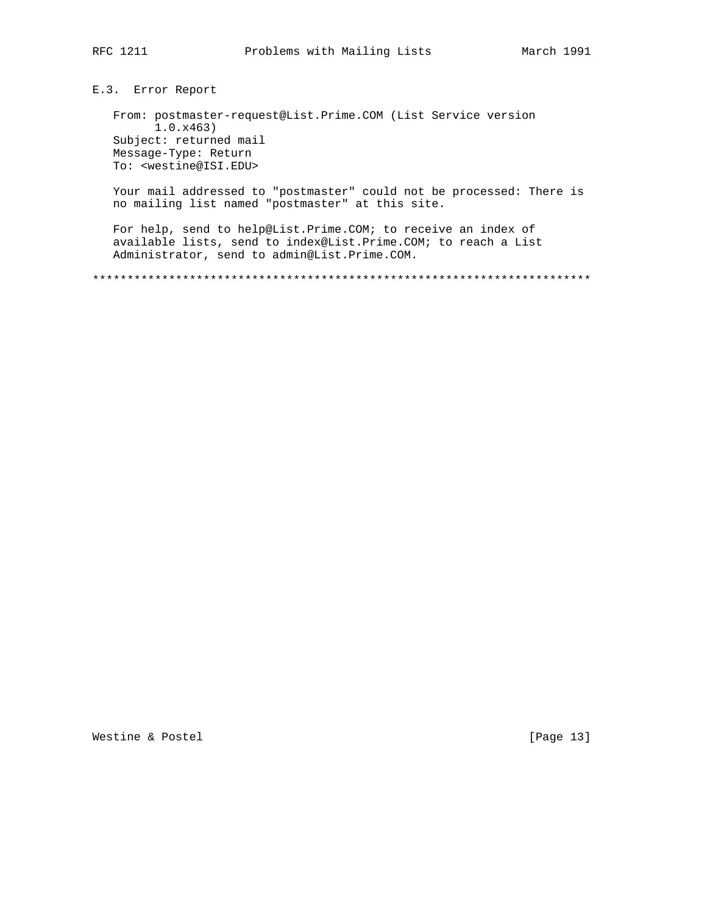### E.3. Error Report

```
From: postmaster-request@List.Prime.COM (List Service version
      1.0.x463)
Subject: returned mail
Message-Type: Return
To: <westine@ISI.EDU>

Your mail addressed to "postmaster" could not be processed: There is
no mailing list named "postmaster" at this site.

For help, send to help@List.Prime.COM; to receive an index of
available lists, send to index@List.Prime.COM; to reach a List
Administrator, send to admin@List.Prime.COM.
```

************************************************************************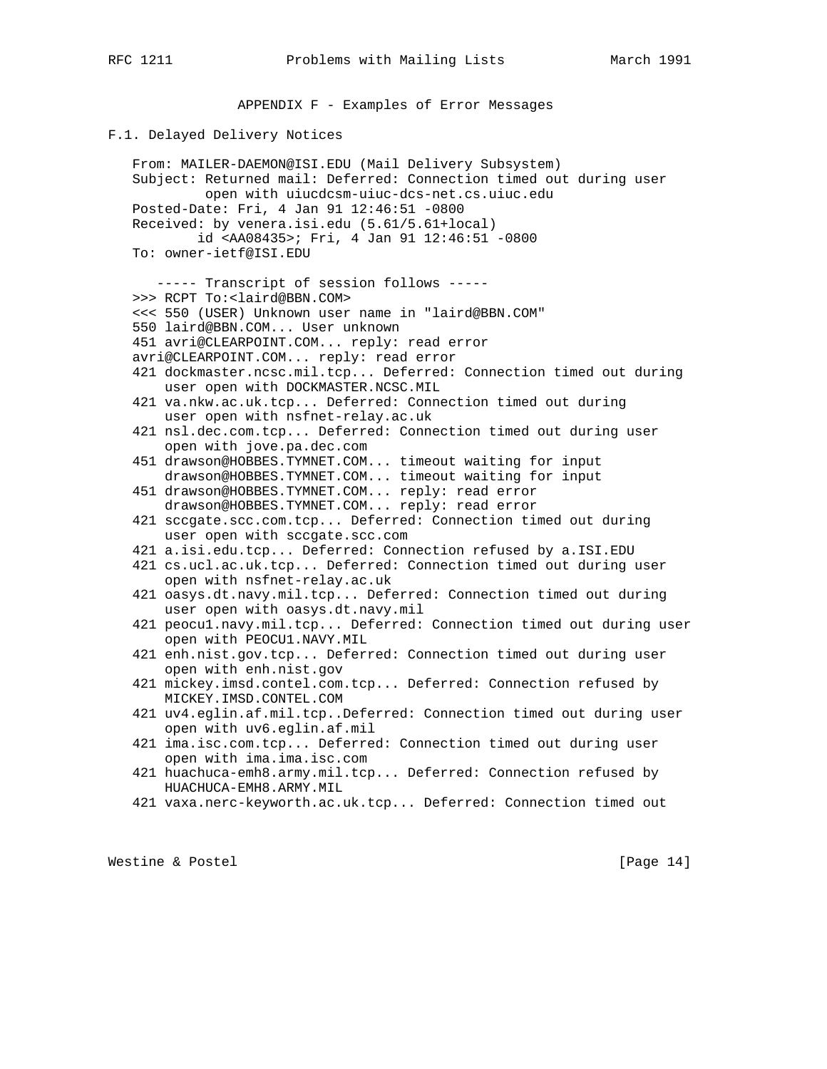## APPENDIX F - Examples of Error Messages

### F.1. Delayed Delivery Notices

```
From: MAILER-DAEMON@ISI.EDU (Mail Delivery Subsystem)
Subject: Returned mail: Deferred: Connection timed out during user
         open with uiucdcsm-uiuc-dcs-net.cs.uiuc.edu
Posted-Date: Fri, 4 Jan 91 12:46:51 -0800
Received: by venera.isi.edu (5.61/5.61+local)
        id <AA08435>; Fri, 4 Jan 91 12:46:51 -0800
To: owner-ietf@ISI.EDU

   ----- Transcript of session follows -----
>>> RCPT To:<laird@BBN.COM>
<<< 550 (USER) Unknown user name in "laird@BBN.COM"
550 laird@BBN.COM... User unknown
451 avri@CLEARPOINT.COM... reply: read error
avri@CLEARPOINT.COM... reply: read error
421 dockmaster.ncsc.mil.tcp... Deferred: Connection timed out during
    user open with DOCKMASTER.NCSC.MIL
421 va.nkw.ac.uk.tcp... Deferred: Connection timed out during
    user open with nsfnet-relay.ac.uk
421 nsl.dec.com.tcp... Deferred: Connection timed out during user
    open with jove.pa.dec.com
451 drawson@HOBBES.TYMNET.COM... timeout waiting for input
    drawson@HOBBES.TYMNET.COM... timeout waiting for input
451 drawson@HOBBES.TYMNET.COM... reply: read error
    drawson@HOBBES.TYMNET.COM... reply: read error
421 sccgate.scc.com.tcp... Deferred: Connection timed out during
    user open with sccgate.scc.com
421 a.isi.edu.tcp... Deferred: Connection refused by a.ISI.EDU
421 cs.ucl.ac.uk.tcp... Deferred: Connection timed out during user
    open with nsfnet-relay.ac.uk
421 oasys.dt.navy.mil.tcp... Deferred: Connection timed out during
    user open with oasys.dt.navy.mil
421 peocu1.navy.mil.tcp... Deferred: Connection timed out during user
    open with PEOCU1.NAVY.MIL
421 enh.nist.gov.tcp... Deferred: Connection timed out during user
    open with enh.nist.gov
421 mickey.imsd.contel.com.tcp... Deferred: Connection refused by
    MICKEY.IMSD.CONTEL.COM
421 uv4.eglin.af.mil.tcp..Deferred: Connection timed out during user
    open with uv6.eglin.af.mil
421 ima.isc.com.tcp... Deferred: Connection timed out during user
    open with ima.ima.isc.com
421 huachuca-emh8.army.mil.tcp... Deferred: Connection refused by
    HUACHUCA-EMH8.ARMY.MIL
421 vaxa.nerc-keyworth.ac.uk.tcp... Deferred: Connection timed out
```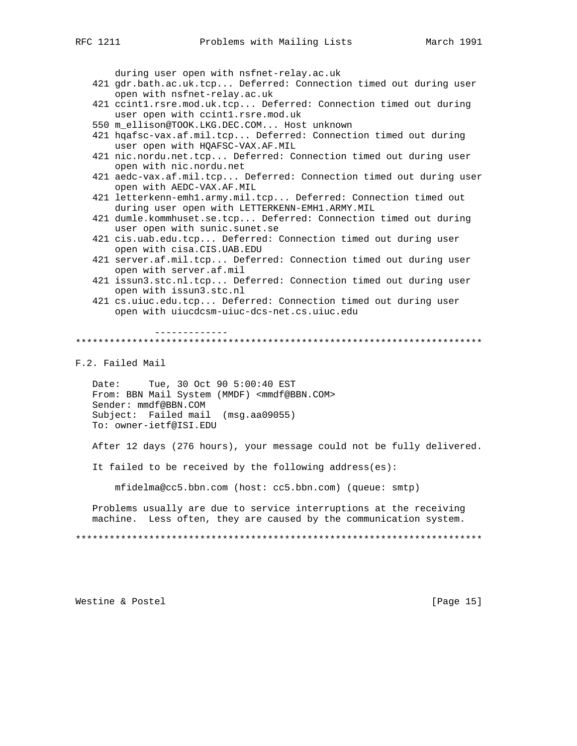```
      during user open with nsfnet-relay.ac.uk
   421 gdr.bath.ac.uk.tcp... Deferred: Connection timed out during user
       open with nsfnet-relay.ac.uk
   421 ccint1.rsre.mod.uk.tcp... Deferred: Connection timed out during
       user open with ccint1.rsre.mod.uk
   550 m_ellison@TOOK.LKG.DEC.COM... Host unknown
   421 hqafsc-vax.af.mil.tcp... Deferred: Connection timed out during
       user open with HQAFSC-VAX.AF.MIL
   421 nic.nordu.net.tcp... Deferred: Connection timed out during user
       open with nic.nordu.net
   421 aedc-vax.af.mil.tcp... Deferred: Connection timed out during user
       open with AEDC-VAX.AF.MIL
   421 letterkenn-emh1.army.mil.tcp... Deferred: Connection timed out
       during user open with LETTERKENN-EMH1.ARMY.MIL
   421 dumle.kommhuset.se.tcp... Deferred: Connection timed out during
       user open with sunic.sunet.se
   421 cis.uab.edu.tcp... Deferred: Connection timed out during user
       open with cisa.CIS.UAB.EDU
   421 server.af.mil.tcp... Deferred: Connection timed out during user
       open with server.af.mil
   421 issun3.stc.nl.tcp... Deferred: Connection timed out during user
       open with issun3.stc.nl
   421 cs.uiuc.edu.tcp... Deferred: Connection timed out during user
       open with uiucdcsm-uiuc-dcs-net.cs.uiuc.edu

              -------------
************************************************************************
```

F.2. Failed Mail

```
   Date:     Tue, 30 Oct 90 5:00:40 EST
   From: BBN Mail System (MMDF) <mmdf@BBN.COM>
   Sender: mmdf@BBN.COM
   Subject:  Failed mail  (msg.aa09055)
   To: owner-ietf@ISI.EDU

   After 12 days (276 hours), your message could not be fully delivered.

   It failed to be received by the following address(es):

       mfidelma@cc5.bbn.com (host: cc5.bbn.com) (queue: smtp)

   Problems usually are due to service interruptions at the receiving
   machine.  Less often, they are caused by the communication system.

************************************************************************
```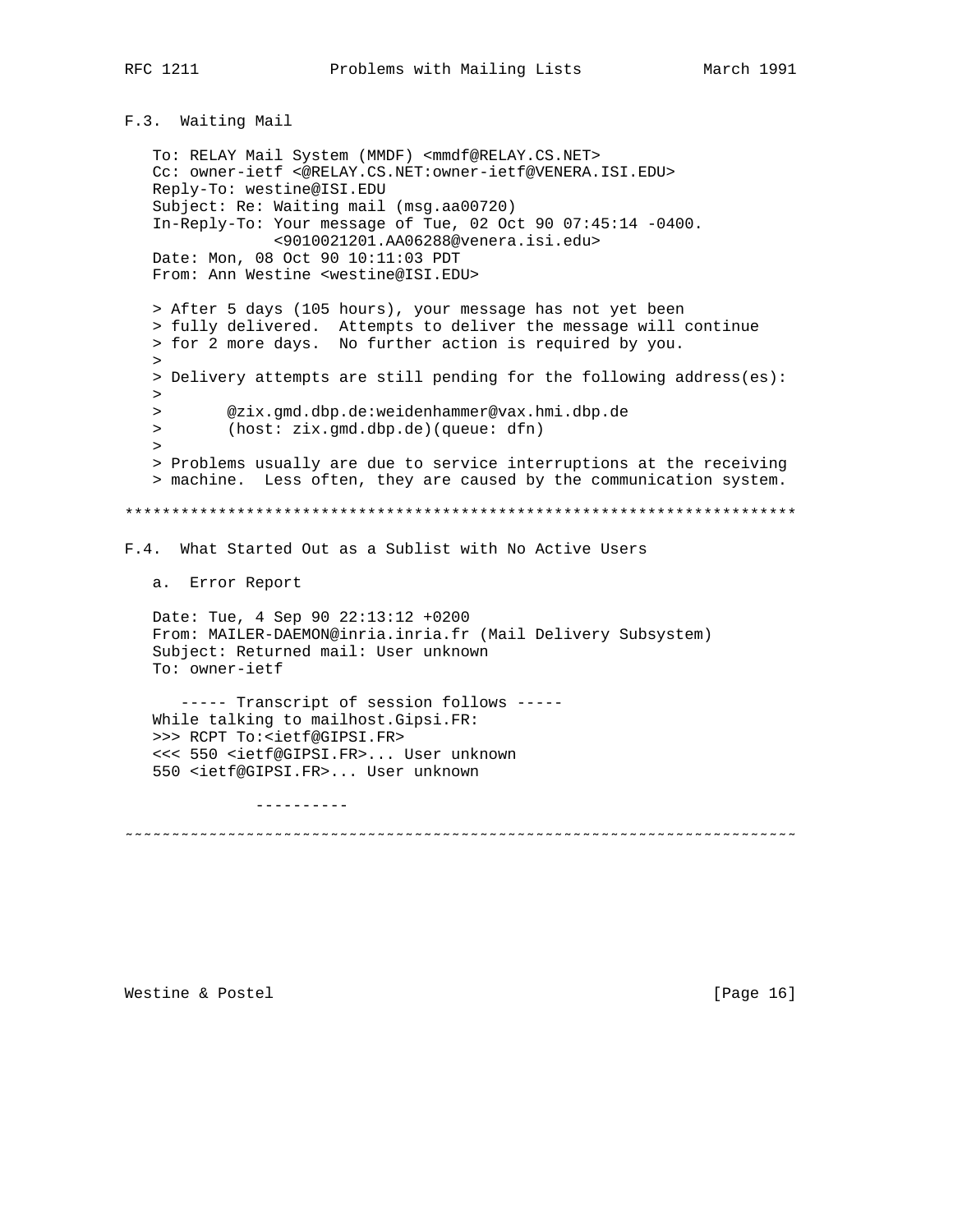### F.3. Waiting Mail

```
To: RELAY Mail System (MMDF) <mmdf@RELAY.CS.NET>
Cc: owner-ietf <@RELAY.CS.NET:owner-ietf@VENERA.ISI.EDU>
Reply-To: westine@ISI.EDU
Subject: Re: Waiting mail (msg.aa00720)
In-Reply-To: Your message of Tue, 02 Oct 90 07:45:14 -0400.
             <9010021201.AA06288@venera.isi.edu>
Date: Mon, 08 Oct 90 10:11:03 PDT
From: Ann Westine <westine@ISI.EDU>

> After 5 days (105 hours), your message has not yet been
> fully delivered.  Attempts to deliver the message will continue
> for 2 more days.  No further action is required by you.
>
> Delivery attempts are still pending for the following address(es):
>
>       @zix.gmd.dbp.de:weidenhammer@vax.hmi.dbp.de
>       (host: zix.gmd.dbp.de)(queue: dfn)
>
> Problems usually are due to service interruptions at the receiving
> machine.  Less often, they are caused by the communication system.
```

*************************************************************************

### F.4. What Started Out as a Sublist with No Active Users

a. Error Report

```
Date: Tue, 4 Sep 90 22:13:12 +0200
From: MAILER-DAEMON@inria.inria.fr (Mail Delivery Subsystem)
Subject: Returned mail: User unknown
To: owner-ietf

   ----- Transcript of session follows -----
While talking to mailhost.Gipsi.FR:
>>> RCPT To:<ietf@GIPSI.FR>
<<< 550 <ietf@GIPSI.FR>... User unknown
550 <ietf@GIPSI.FR>... User unknown

          ----------
```

~~~~~~~~~~~~~~~~~~~~~~~~~~~~~~~~~~~~~~~~~~~~~~~~~~~~~~~~~~~~~~~~~~~~~~~~~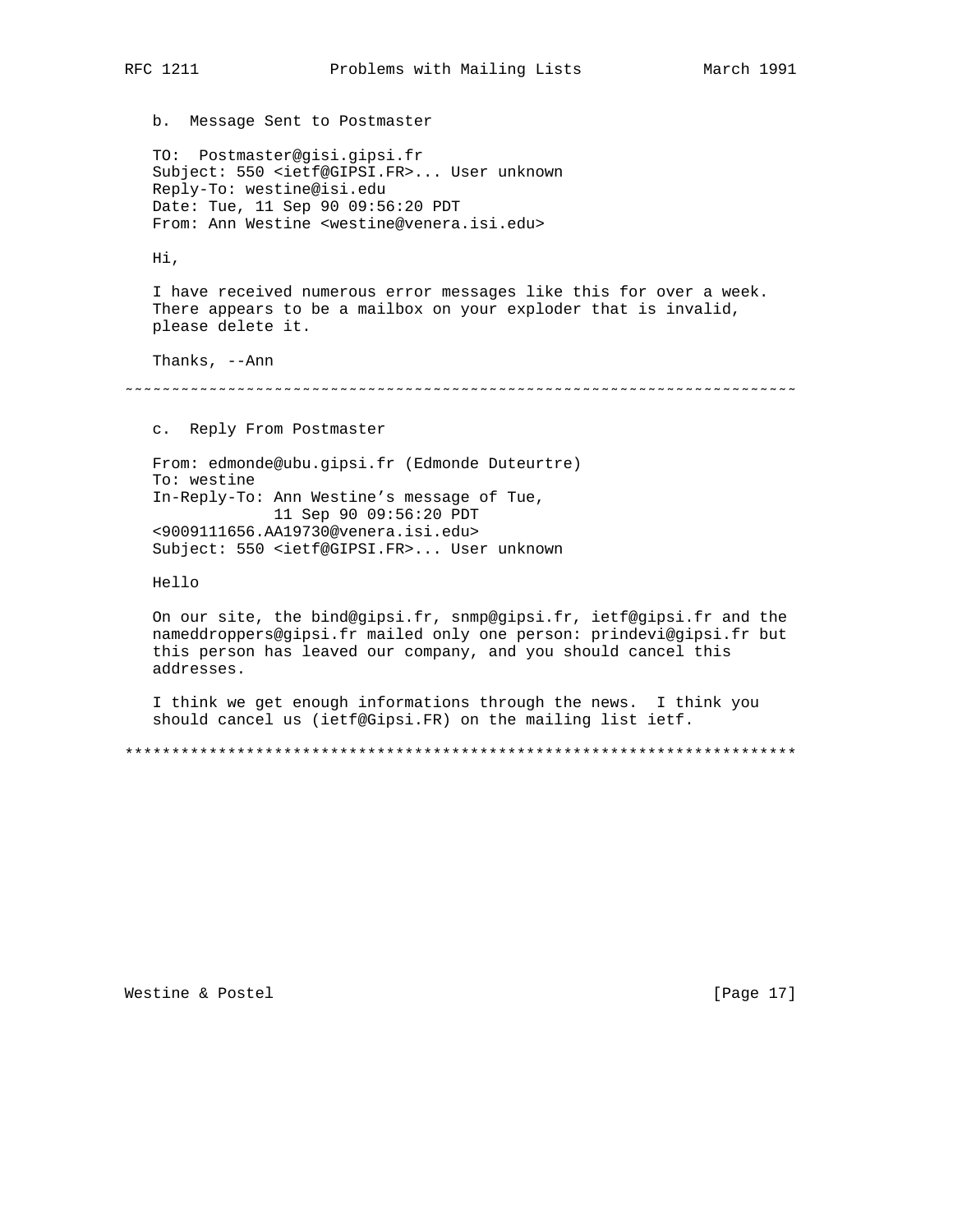b.  Message Sent to Postmaster

```
TO:  Postmaster@gisi.gipsi.fr
Subject: 550 <ietf@GIPSI.FR>... User unknown
Reply-To: westine@isi.edu
Date: Tue, 11 Sep 90 09:56:20 PDT
From: Ann Westine <westine@venera.isi.edu>
```

Hi,

I have received numerous error messages like this for over a week. There appears to be a mailbox on your exploder that is invalid, please delete it.

Thanks, --Ann

~~~~~~~~~~~~~~~~~~~~~~~~~~~~~~~~~~~~~~~~~~~~~~~~~~~~~~~~~~~~~~~~~~~~~~~~~~~~~~~~~~~~~

c.  Reply From Postmaster

```
From: edmonde@ubu.gipsi.fr (Edmonde Duteurtre)
To: westine
In-Reply-To: Ann Westine's message of Tue,
             11 Sep 90 09:56:20 PDT
<9009111656.AA19730@venera.isi.edu>
Subject: 550 <ietf@GIPSI.FR>... User unknown
```

Hello

On our site, the bind@gipsi.fr, snmp@gipsi.fr, ietf@gipsi.fr and the nameddroppers@gipsi.fr mailed only one person: prindevi@gipsi.fr but this person has leaved our company, and you should cancel this addresses.

I think we get enough informations through the news.  I think you should cancel us (ietf@Gipsi.FR) on the mailing list ietf.

************************************************************************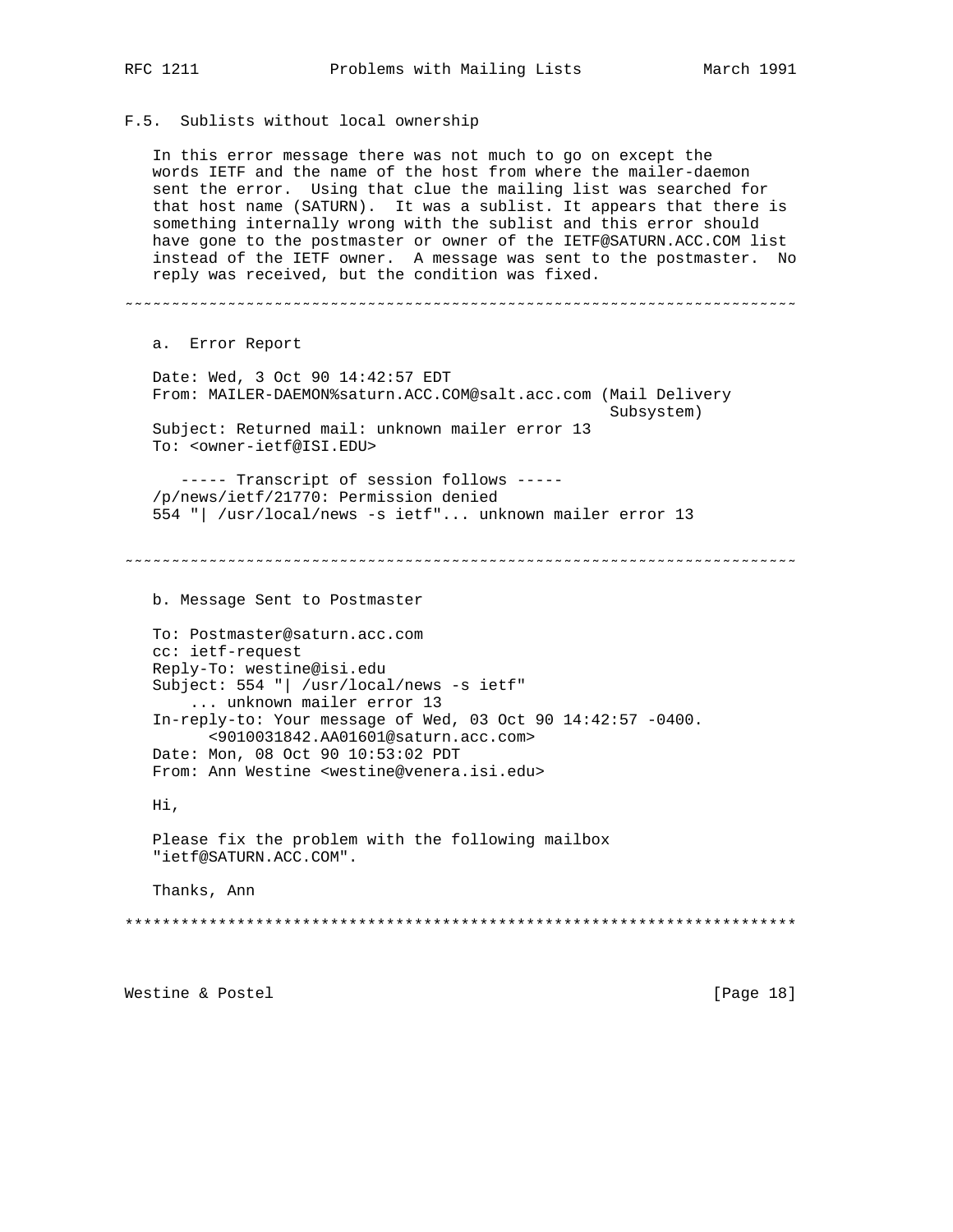## F.5. Sublists without local ownership

In this error message there was not much to go on except the words IETF and the name of the host from where the mailer-daemon sent the error. Using that clue the mailing list was searched for that host name (SATURN). It was a sublist. It appears that there is something internally wrong with the sublist and this error should have gone to the postmaster or owner of the IETF@SATURN.ACC.COM list instead of the IETF owner. A message was sent to the postmaster. No reply was received, but the condition was fixed.

~~~~~~~~~~~~~~~~~~~~~~~~~~~~~~~~~~~~~~~~~~~~~~~~~~~~~~~~~~~~~~~~~~~~~~~~~

a. Error Report

```
Date: Wed, 3 Oct 90 14:42:57 EDT
From: MAILER-DAEMON%saturn.ACC.COM@salt.acc.com (Mail Delivery
                                                   Subsystem)
Subject: Returned mail: unknown mailer error 13
To: <owner-ietf@ISI.EDU>

   ----- Transcript of session follows -----
/p/news/ietf/21770: Permission denied
554 "| /usr/local/news -s ietf"... unknown mailer error 13
```

~~~~~~~~~~~~~~~~~~~~~~~~~~~~~~~~~~~~~~~~~~~~~~~~~~~~~~~~~~~~~~~~~~~~~~~~~

b. Message Sent to Postmaster

```
To: Postmaster@saturn.acc.com
cc: ietf-request
Reply-To: westine@isi.edu
Subject: 554 "| /usr/local/news -s ietf"
    ... unknown mailer error 13
In-reply-to: Your message of Wed, 03 Oct 90 14:42:57 -0400.
      <9010031842.AA01601@saturn.acc.com>
Date: Mon, 08 Oct 90 10:53:02 PDT
From: Ann Westine <westine@venera.isi.edu>

Hi,

Please fix the problem with the following mailbox
"ietf@SATURN.ACC.COM".

Thanks, Ann
```

*************************************************************************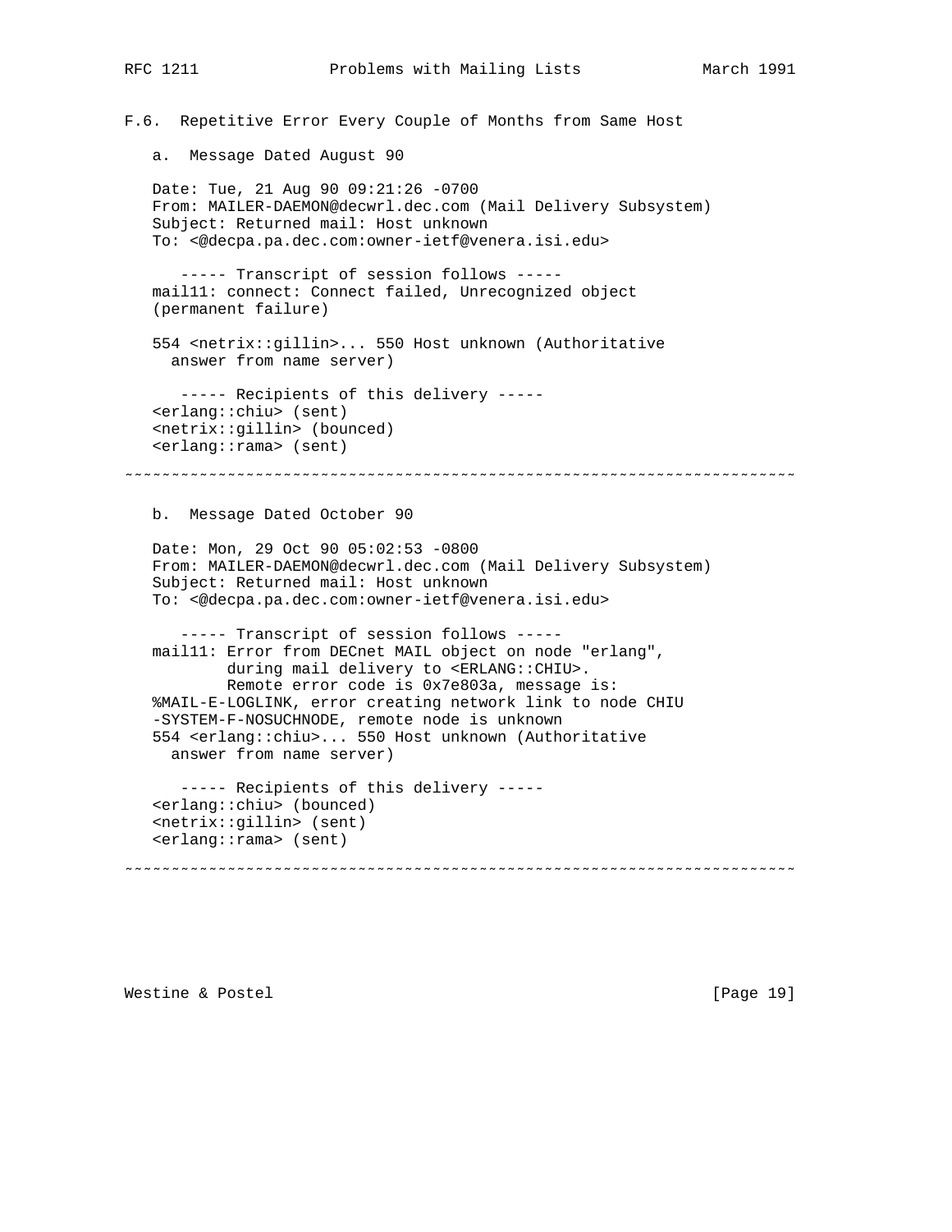F.6. Repetitive Error Every Couple of Months from Same Host

a. Message Dated August 90

```
Date: Tue, 21 Aug 90 09:21:26 -0700
From: MAILER-DAEMON@decwrl.dec.com (Mail Delivery Subsystem)
Subject: Returned mail: Host unknown
To: <@decpa.pa.dec.com:owner-ietf@venera.isi.edu>

   ----- Transcript of session follows -----
mail11: connect: Connect failed, Unrecognized object
(permanent failure)

554 <netrix::gillin>... 550 Host unknown (Authoritative
  answer from name server)

   ----- Recipients of this delivery -----
<erlang::chiu> (sent)
<netrix::gillin> (bounced)
<erlang::rama> (sent)
```

~~~~~~~~~~~~~~~~~~~~~~~~~~~~~~~~~~~~~~~~~~~~~~~~~~~~~~~~~~~~~~~~~~~~~~~~

b. Message Dated October 90

```
Date: Mon, 29 Oct 90 05:02:53 -0800
From: MAILER-DAEMON@decwrl.dec.com (Mail Delivery Subsystem)
Subject: Returned mail: Host unknown
To: <@decpa.pa.dec.com:owner-ietf@venera.isi.edu>

   ----- Transcript of session follows -----
mail11: Error from DECnet MAIL object on node "erlang",
        during mail delivery to <ERLANG::CHIU>.
        Remote error code is 0x7e803a, message is:
%MAIL-E-LOGLINK, error creating network link to node CHIU
-SYSTEM-F-NOSUCHNODE, remote node is unknown
554 <erlang::chiu>... 550 Host unknown (Authoritative
  answer from name server)

   ----- Recipients of this delivery -----
<erlang::chiu> (bounced)
<netrix::gillin> (sent)
<erlang::rama> (sent)
```

~~~~~~~~~~~~~~~~~~~~~~~~~~~~~~~~~~~~~~~~~~~~~~~~~~~~~~~~~~~~~~~~~~~~~~~~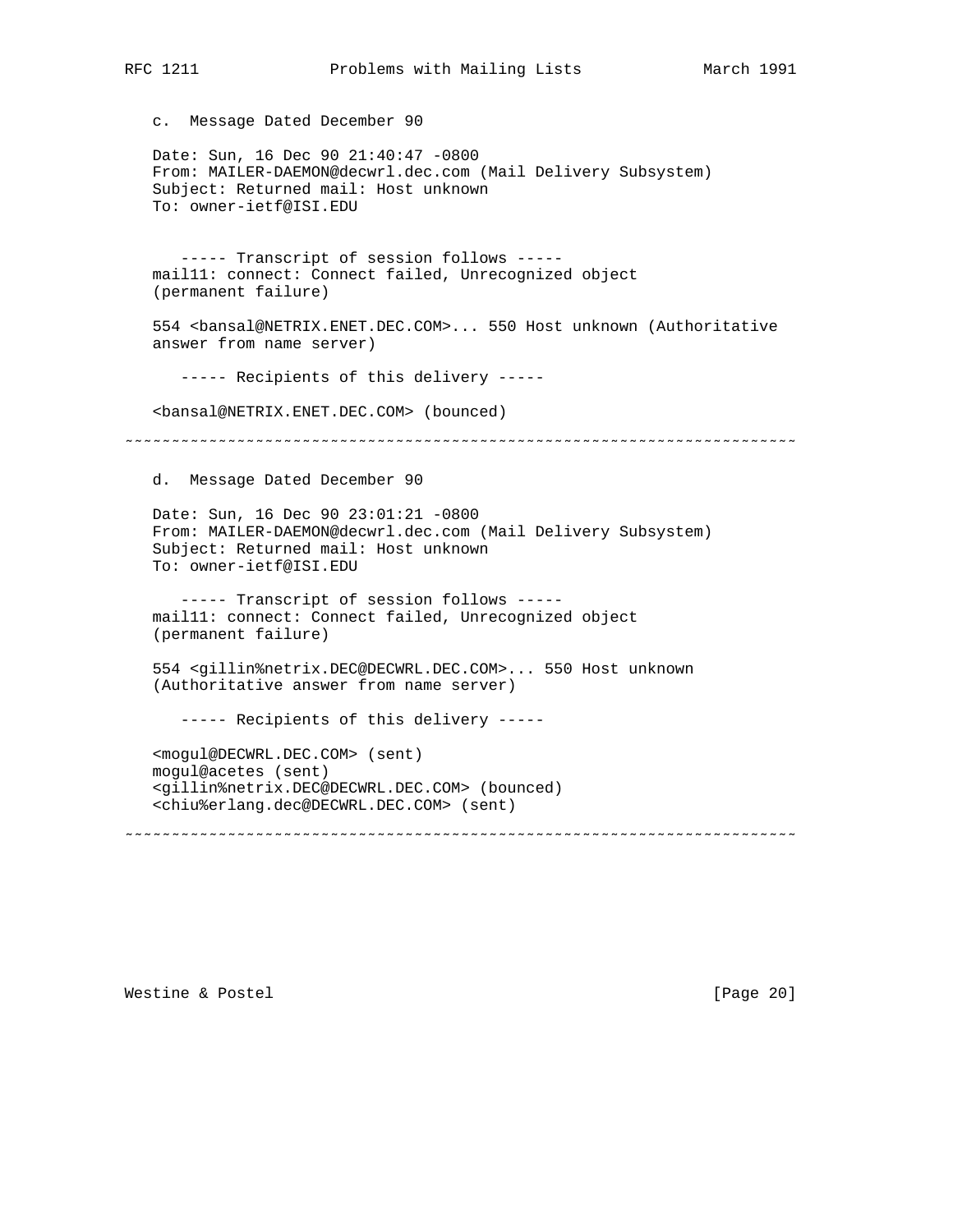c. Message Dated December 90

```
Date: Sun, 16 Dec 90 21:40:47 -0800
From: MAILER-DAEMON@decwrl.dec.com (Mail Delivery Subsystem)
Subject: Returned mail: Host unknown
To: owner-ietf@ISI.EDU


   ----- Transcript of session follows -----
mail11: connect: Connect failed, Unrecognized object
(permanent failure)

554 <bansal@NETRIX.ENET.DEC.COM>... 550 Host unknown (Authoritative
answer from name server)

   ----- Recipients of this delivery -----

<bansal@NETRIX.ENET.DEC.COM> (bounced)
```

~~~~~~~~~~~~~~~~~~~~~~~~~~~~~~~~~~~~~~~~~~~~~~~~~~~~~~~~~~~~~~~~~~~~~~~~

d. Message Dated December 90

```
Date: Sun, 16 Dec 90 23:01:21 -0800
From: MAILER-DAEMON@decwrl.dec.com (Mail Delivery Subsystem)
Subject: Returned mail: Host unknown
To: owner-ietf@ISI.EDU

   ----- Transcript of session follows -----
mail11: connect: Connect failed, Unrecognized object
(permanent failure)

554 <gillin%netrix.DEC@DECWRL.DEC.COM>... 550 Host unknown
(Authoritative answer from name server)

   ----- Recipients of this delivery -----

<mogul@DECWRL.DEC.COM> (sent)
mogul@acetes (sent)
<gillin%netrix.DEC@DECWRL.DEC.COM> (bounced)
<chiu%erlang.dec@DECWRL.DEC.COM> (sent)
```

~~~~~~~~~~~~~~~~~~~~~~~~~~~~~~~~~~~~~~~~~~~~~~~~~~~~~~~~~~~~~~~~~~~~~~~~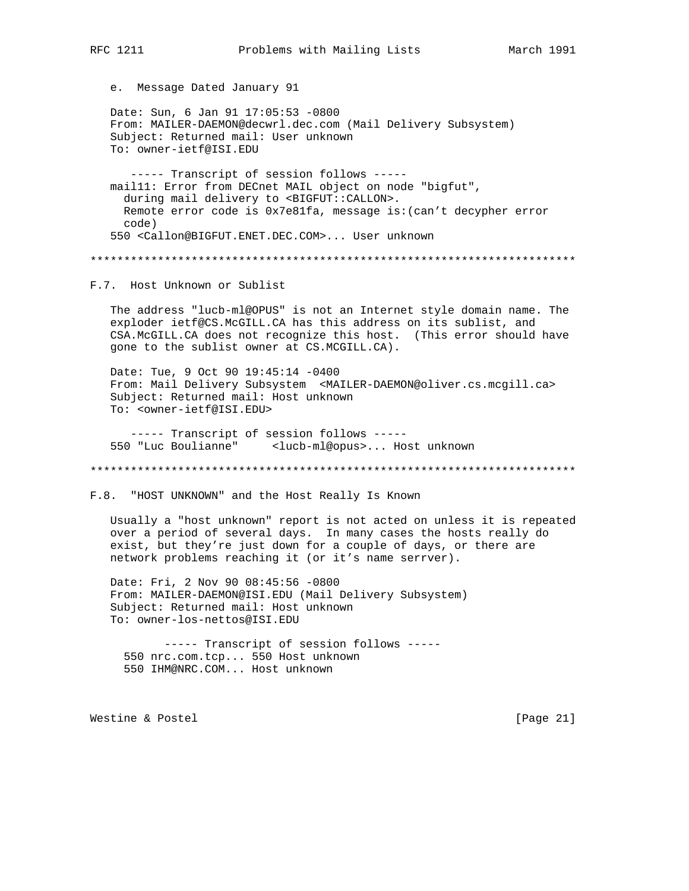e. Message Dated January 91

```
Date: Sun, 6 Jan 91 17:05:53 -0800
From: MAILER-DAEMON@decwrl.dec.com (Mail Delivery Subsystem)
Subject: Returned mail: User unknown
To: owner-ietf@ISI.EDU

   ----- Transcript of session follows -----
mail11: Error from DECnet MAIL object on node "bigfut",
  during mail delivery to <BIGFUT::CALLON>.
  Remote error code is 0x7e81fa, message is:(can't decypher error
  code)
550 <Callon@BIGFUT.ENET.DEC.COM>... User unknown
```

************************************************************************

## F.7. Host Unknown or Sublist

The address "lucb-ml@OPUS" is not an Internet style domain name. The exploder ietf@CS.McGILL.CA has this address on its sublist, and CSA.McGILL.CA does not recognize this host. (This error should have gone to the sublist owner at CS.MCGILL.CA).

```
Date: Tue, 9 Oct 90 19:45:14 -0400
From: Mail Delivery Subsystem  <MAILER-DAEMON@oliver.cs.mcgill.ca>
Subject: Returned mail: Host unknown
To: <owner-ietf@ISI.EDU>

   ----- Transcript of session follows -----
550 "Luc Boulianne"     <lucb-ml@opus>... Host unknown
```

************************************************************************

## F.8. "HOST UNKNOWN" and the Host Really Is Known

Usually a "host unknown" report is not acted on unless it is repeated over a period of several days. In many cases the hosts really do exist, but they're just down for a couple of days, or there are network problems reaching it (or it's name serrver).

```
Date: Fri, 2 Nov 90 08:45:56 -0800
From: MAILER-DAEMON@ISI.EDU (Mail Delivery Subsystem)
Subject: Returned mail: Host unknown
To: owner-los-nettos@ISI.EDU

        ----- Transcript of session follows -----
  550 nrc.com.tcp... 550 Host unknown
  550 IHM@NRC.COM... Host unknown
```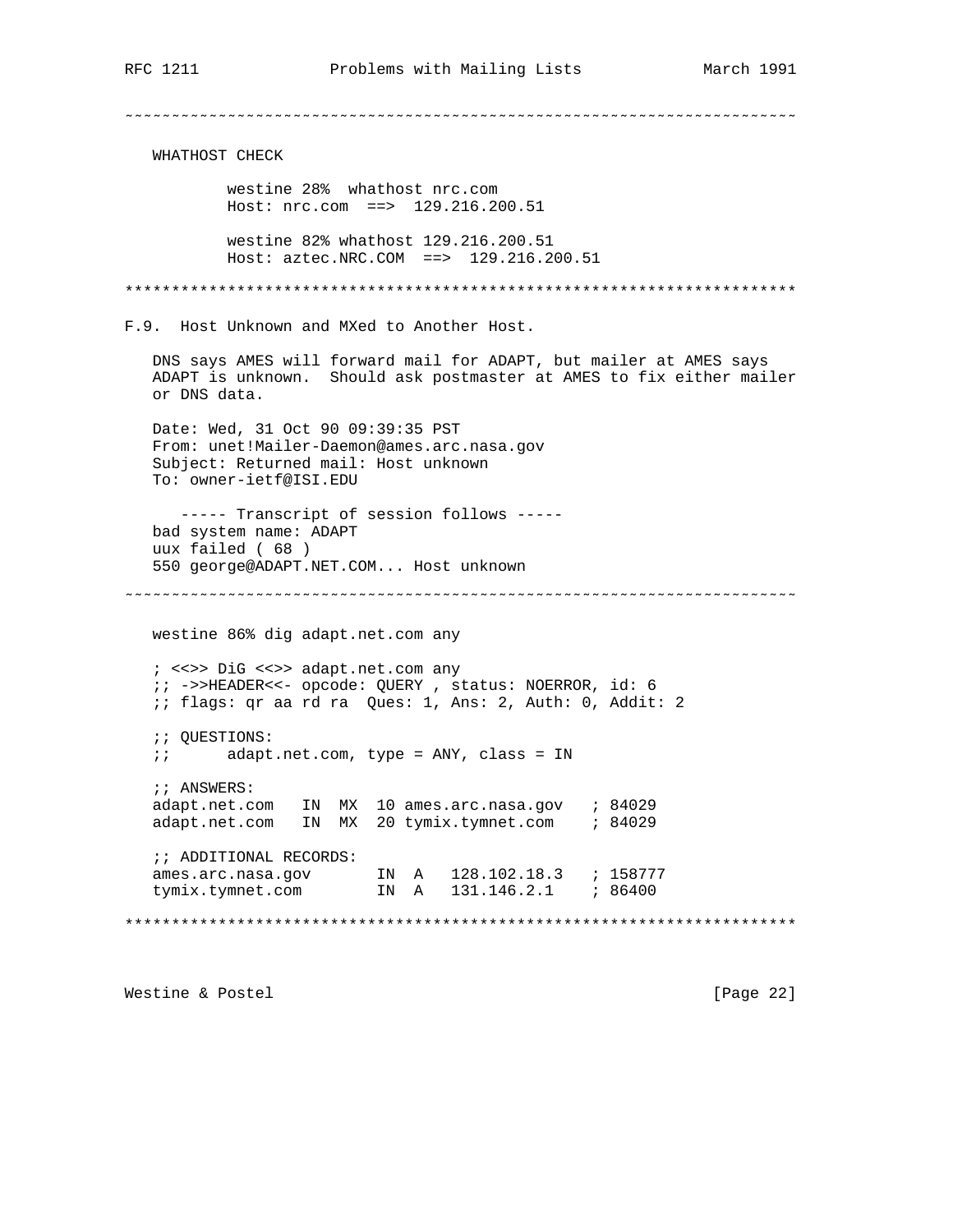~~~~~~~~~~~~~~~~~~~~~~~~~~~~~~~~~~~~~~~~~~~~~~~~~~~~~~~~~~~~~~~~~~~~~~~~

WHATHOST CHECK

```
        westine 28%  whathost nrc.com
        Host: nrc.com  ==>  129.216.200.51

        westine 82% whathost 129.216.200.51
        Host: aztec.NRC.COM  ==>  129.216.200.51
```

************************************************************************

## F.9. Host Unknown and MXed to Another Host.

DNS says AMES will forward mail for ADAPT, but mailer at AMES says ADAPT is unknown. Should ask postmaster at AMES to fix either mailer or DNS data.

```
Date: Wed, 31 Oct 90 09:39:35 PST
From: unet!Mailer-Daemon@ames.arc.nasa.gov
Subject: Returned mail: Host unknown
To: owner-ietf@ISI.EDU

   ----- Transcript of session follows -----
bad system name: ADAPT
uux failed ( 68 )
550 george@ADAPT.NET.COM... Host unknown
```

~~~~~~~~~~~~~~~~~~~~~~~~~~~~~~~~~~~~~~~~~~~~~~~~~~~~~~~~~~~~~~~~~~~~~~~~

```
westine 86% dig adapt.net.com any

; <<>> DiG <<>> adapt.net.com any
;; ->>HEADER<<- opcode: QUERY , status: NOERROR, id: 6
;; flags: qr aa rd ra  Ques: 1, Ans: 2, Auth: 0, Addit: 2

;; QUESTIONS:
;;      adapt.net.com, type = ANY, class = IN

;; ANSWERS:
adapt.net.com   IN  MX  10 ames.arc.nasa.gov   ; 84029
adapt.net.com   IN  MX  20 tymix.tymnet.com    ; 84029

;; ADDITIONAL RECORDS:
ames.arc.nasa.gov       IN  A   128.102.18.3   ; 158777
tymix.tymnet.com        IN  A   131.146.2.1    ; 86400
```

************************************************************************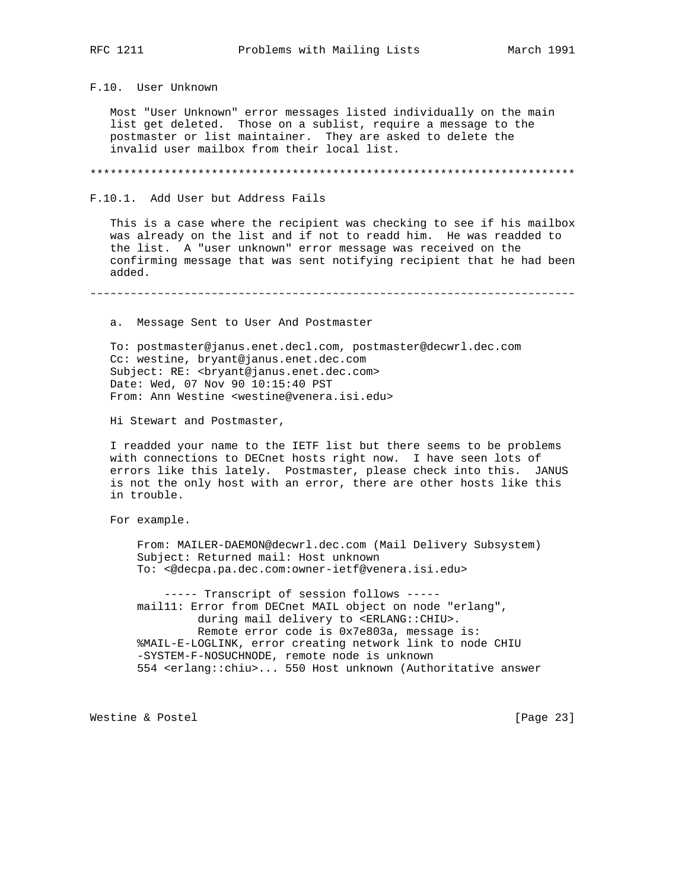## F.10. User Unknown

Most "User Unknown" error messages listed individually on the main list get deleted. Those on a sublist, require a message to the postmaster or list maintainer. They are asked to delete the invalid user mailbox from their local list.

************************************************************************

### F.10.1. Add User but Address Fails

This is a case where the recipient was checking to see if his mailbox was already on the list and if not to readd him. He was readded to the list. A "user unknown" error message was received on the confirming message that was sent notifying recipient that he had been added.

~~~~~~~~~~~~~~~~~~~~~~~~~~~~~~~~~~~~~~~~~~~~~~~~~~~~~~~~~~~~~~~~~~~~~~~~

a. Message Sent to User And Postmaster

```
To: postmaster@janus.enet.decl.com, postmaster@decwrl.dec.com
Cc: westine, bryant@janus.enet.dec.com
Subject: RE: <bryant@janus.enet.dec.com>
Date: Wed, 07 Nov 90 10:15:40 PST
From: Ann Westine <westine@venera.isi.edu>

Hi Stewart and Postmaster,

I readded your name to the IETF list but there seems to be problems
with connections to DECnet hosts right now.  I have seen lots of
errors like this lately.  Postmaster, please check into this.  JANUS
is not the only host with an error, there are other hosts like this
in trouble.

For example.

     From: MAILER-DAEMON@decwrl.dec.com (Mail Delivery Subsystem)
     Subject: Returned mail: Host unknown
     To: <@decpa.pa.dec.com:owner-ietf@venera.isi.edu>

         ----- Transcript of session follows -----
     mail11: Error from DECnet MAIL object on node "erlang",
              during mail delivery to <ERLANG::CHIU>.
              Remote error code is 0x7e803a, message is:
     %MAIL-E-LOGLINK, error creating network link to node CHIU
     -SYSTEM-F-NOSUCHNODE, remote node is unknown
     554 <erlang::chiu>... 550 Host unknown (Authoritative answer
```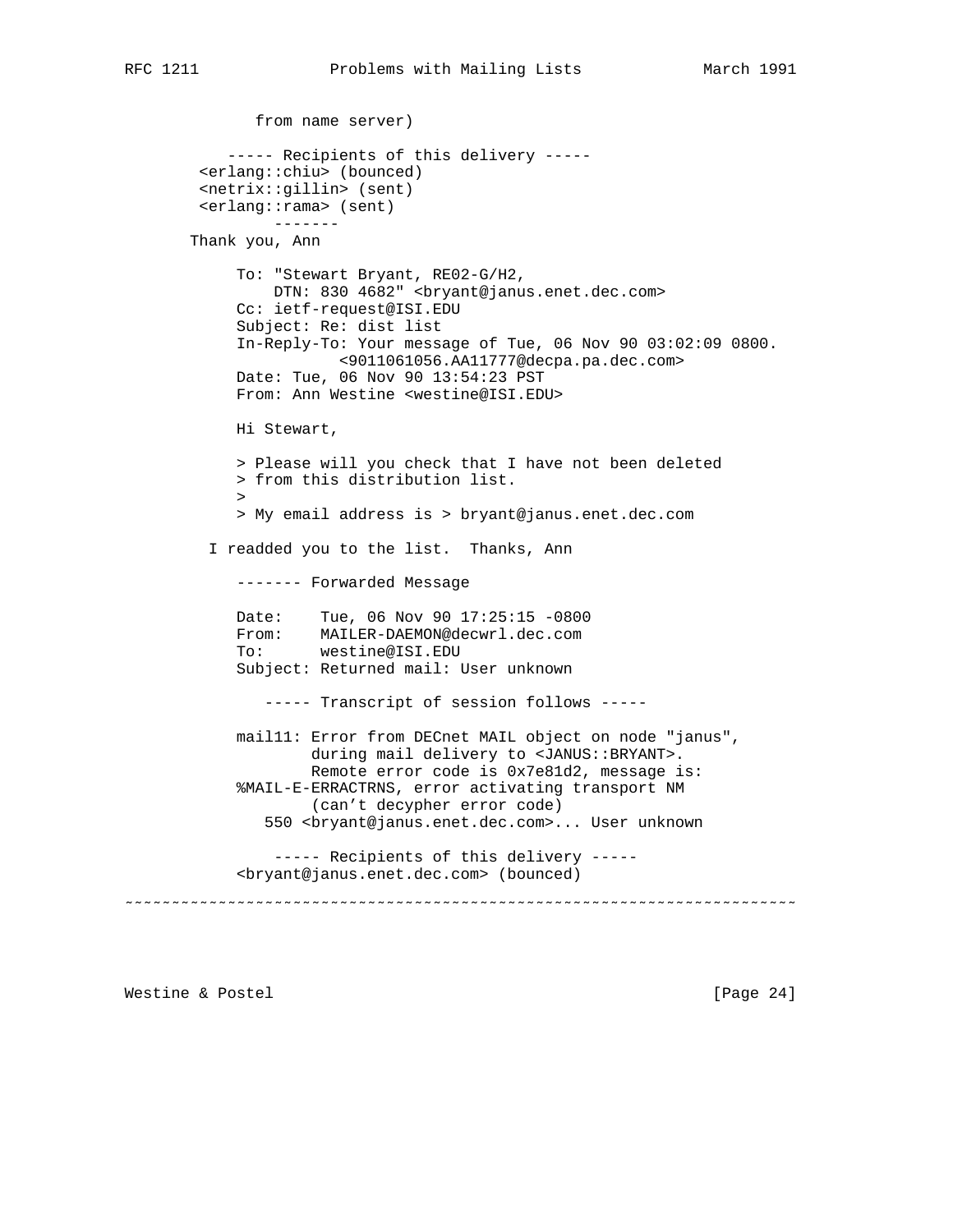```
              from name server)

            ----- Recipients of this delivery -----
         <erlang::chiu> (bounced)
         <netrix::gillin> (sent)
         <erlang::rama> (sent)
                 -------
        Thank you, Ann

            To: "Stewart Bryant, RE02-G/H2,
                DTN: 830 4682" <bryant@janus.enet.dec.com>
            Cc: ietf-request@ISI.EDU
            Subject: Re: dist list
            In-Reply-To: Your message of Tue, 06 Nov 90 03:02:09 0800.
                         <9011061056.AA11777@decpa.pa.dec.com>
            Date: Tue, 06 Nov 90 13:54:23 PST
            From: Ann Westine <westine@ISI.EDU>

            Hi Stewart,

            > Please will you check that I have not been deleted
            > from this distribution list.
            >
            > My email address is > bryant@janus.enet.dec.com

          I readded you to the list.  Thanks, Ann

            ------- Forwarded Message

            Date:    Tue, 06 Nov 90 17:25:15 -0800
            From:    MAILER-DAEMON@decwrl.dec.com
            To:      westine@ISI.EDU
            Subject: Returned mail: User unknown

               ----- Transcript of session follows -----

            mail11: Error from DECnet MAIL object on node "janus",
                    during mail delivery to <JANUS::BRYANT>.
                    Remote error code is 0x7e81d2, message is:
            %MAIL-E-ERRACTRNS, error activating transport NM
                    (can't decypher error code)
               550 <bryant@janus.enet.dec.com>... User unknown

                ----- Recipients of this delivery -----
            <bryant@janus.enet.dec.com> (bounced)
~~~~~~~~~~~~~~~~~~~~~~~~~~~~~~~~~~~~~~~~~~~~~~~~~~~~~~~~~~~~~~~~~~~~~~~~
```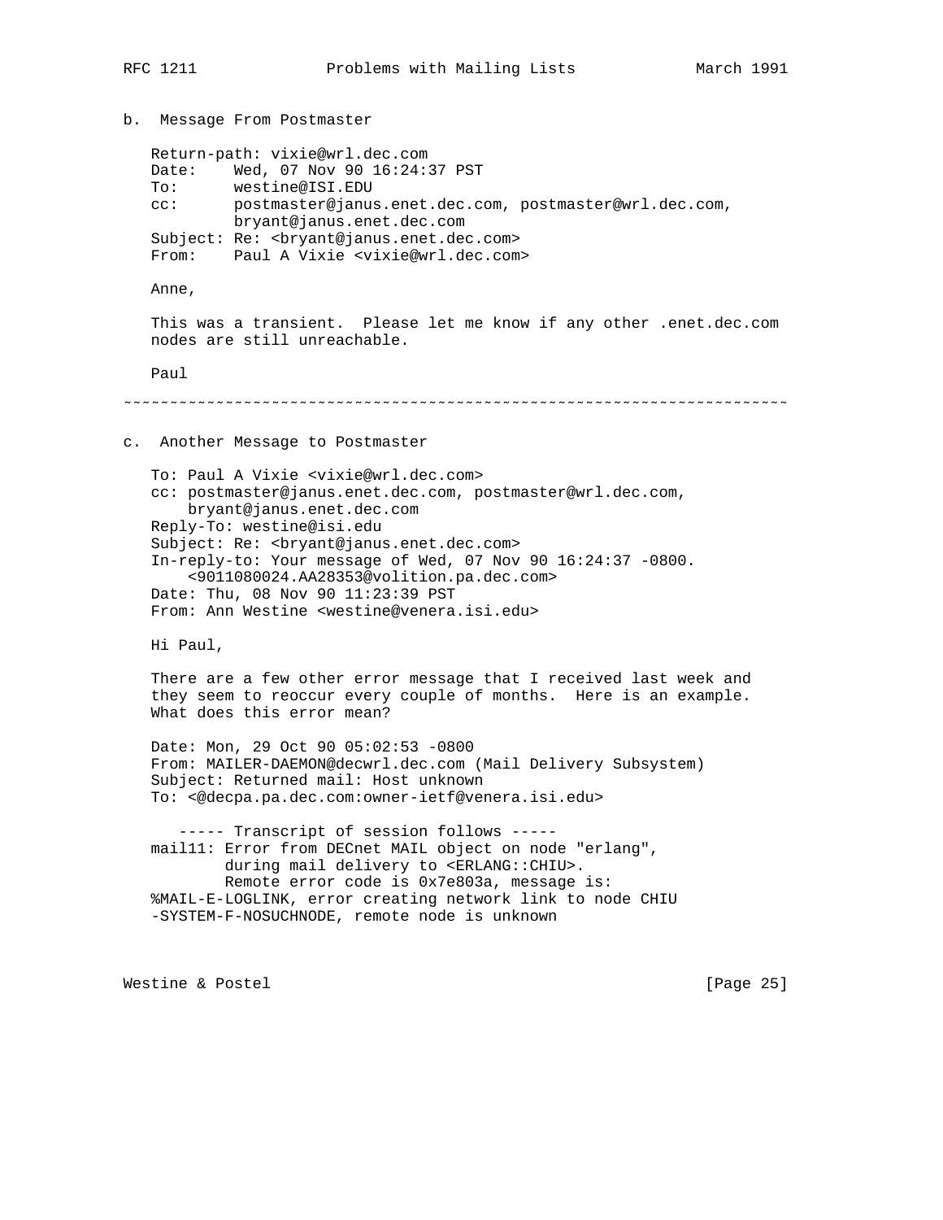b.  Message From Postmaster

```
Return-path: vixie@wrl.dec.com
Date:    Wed, 07 Nov 90 16:24:37 PST
To:      westine@ISI.EDU
cc:      postmaster@janus.enet.dec.com, postmaster@wrl.dec.com,
         bryant@janus.enet.dec.com
Subject: Re: <bryant@janus.enet.dec.com>
From:    Paul A Vixie <vixie@wrl.dec.com>

Anne,

This was a transient.  Please let me know if any other .enet.dec.com
nodes are still unreachable.

Paul
```

~~~~~~~~~~~~~~~~~~~~~~~~~~~~~~~~~~~~~~~~~~~~~~~~~~~~~~~~~~~~~~~~~~~~~~~~

c.  Another Message to Postmaster

```
To: Paul A Vixie <vixie@wrl.dec.com>
cc: postmaster@janus.enet.dec.com, postmaster@wrl.dec.com,
    bryant@janus.enet.dec.com
Reply-To: westine@isi.edu
Subject: Re: <bryant@janus.enet.dec.com>
In-reply-to: Your message of Wed, 07 Nov 90 16:24:37 -0800.
    <9011080024.AA28353@volition.pa.dec.com>
Date: Thu, 08 Nov 90 11:23:39 PST
From: Ann Westine <westine@venera.isi.edu>

Hi Paul,

There are a few other error message that I received last week and
they seem to reoccur every couple of months.  Here is an example.
What does this error mean?

Date: Mon, 29 Oct 90 05:02:53 -0800
From: MAILER-DAEMON@decwrl.dec.com (Mail Delivery Subsystem)
Subject: Returned mail: Host unknown
To: <@decpa.pa.dec.com:owner-ietf@venera.isi.edu>

   ----- Transcript of session follows -----
mail11: Error from DECnet MAIL object on node "erlang",
        during mail delivery to <ERLANG::CHIU>.
        Remote error code is 0x7e803a, message is:
%MAIL-E-LOGLINK, error creating network link to node CHIU
-SYSTEM-F-NOSUCHNODE, remote node is unknown
```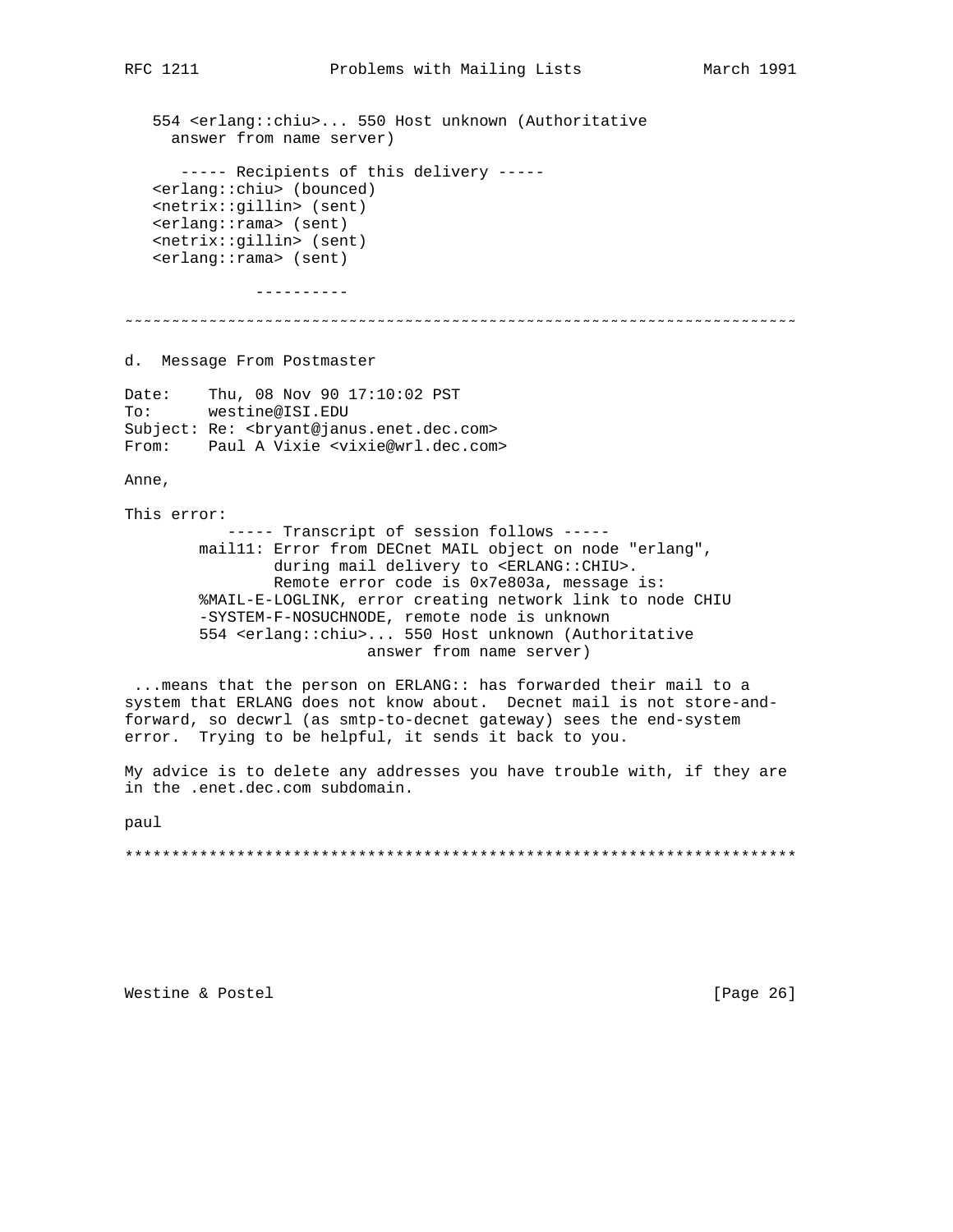```
   554 <erlang::chiu>... 550 Host unknown (Authoritative
     answer from name server)

      ----- Recipients of this delivery -----
   <erlang::chiu> (bounced)
   <netrix::gillin> (sent)
   <erlang::rama> (sent)
   <netrix::gillin> (sent)
   <erlang::rama> (sent)

              ----------
```

~~~~~~~~~~~~~~~~~~~~~~~~~~~~~~~~~~~~~~~~~~~~~~~~~~~~~~~~~~~~~~~~~~~~~~~~

d.  Message From Postmaster

```
Date:    Thu, 08 Nov 90 17:10:02 PST
To:      westine@ISI.EDU
Subject: Re: <bryant@janus.enet.dec.com>
From:    Paul A Vixie <vixie@wrl.dec.com>
```

Anne,

This error:

```
           ----- Transcript of session follows -----
        mail11: Error from DECnet MAIL object on node "erlang",
                during mail delivery to <ERLANG::CHIU>.
                Remote error code is 0x7e803a, message is:
        %MAIL-E-LOGLINK, error creating network link to node CHIU
        -SYSTEM-F-NOSUCHNODE, remote node is unknown
        554 <erlang::chiu>... 550 Host unknown (Authoritative
                          answer from name server)
```

...means that the person on ERLANG:: has forwarded their mail to a system that ERLANG does not know about.  Decnet mail is not store-and-forward, so decwrl (as smtp-to-decnet gateway) sees the end-system error.  Trying to be helpful, it sends it back to you.

My advice is to delete any addresses you have trouble with, if they are in the .enet.dec.com subdomain.

paul

************************************************************************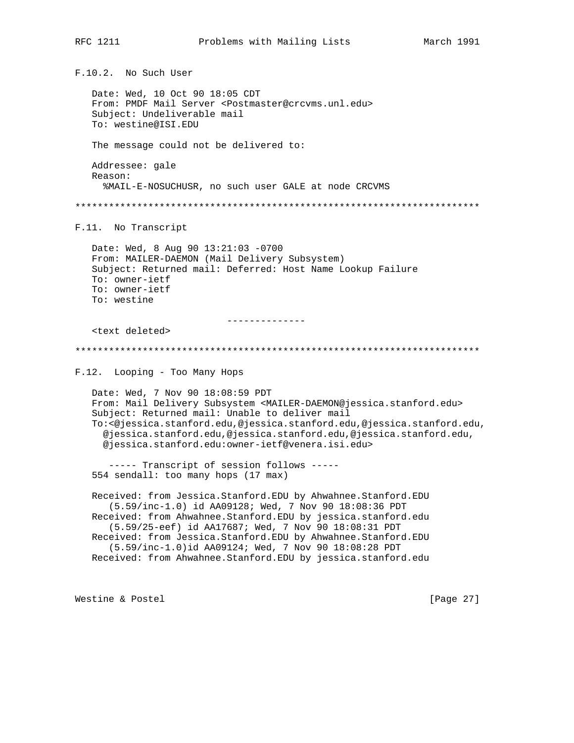### F.10.2. No Such User

```
Date: Wed, 10 Oct 90 18:05 CDT
From: PMDF Mail Server <Postmaster@crcvms.unl.edu>
Subject: Undeliverable mail
To: westine@ISI.EDU

The message could not be delivered to:

Addressee: gale
Reason:
  %MAIL-E-NOSUCHUSR, no such user GALE at node CRCVMS
```

************************************************************************

### F.11. No Transcript

```
Date: Wed, 8 Aug 90 13:21:03 -0700
From: MAILER-DAEMON (Mail Delivery Subsystem)
Subject: Returned mail: Deferred: Host Name Lookup Failure
To: owner-ietf
To: owner-ietf
To: westine

                          --------------
<text deleted>
```

************************************************************************

### F.12. Looping - Too Many Hops

```
Date: Wed, 7 Nov 90 18:08:59 PDT
From: Mail Delivery Subsystem <MAILER-DAEMON@jessica.stanford.edu>
Subject: Returned mail: Unable to deliver mail
To:<@jessica.stanford.edu,@jessica.stanford.edu,@jessica.stanford.edu,
  @jessica.stanford.edu,@jessica.stanford.edu,@jessica.stanford.edu,
  @jessica.stanford.edu:owner-ietf@venera.isi.edu>

  ----- Transcript of session follows -----
554 sendall: too many hops (17 max)

Received: from Jessica.Stanford.EDU by Ahwahnee.Stanford.EDU
   (5.59/inc-1.0) id AA09128; Wed, 7 Nov 90 18:08:36 PDT
Received: from Ahwahnee.Stanford.EDU by jessica.stanford.edu
   (5.59/25-eef) id AA17687; Wed, 7 Nov 90 18:08:31 PDT
Received: from Jessica.Stanford.EDU by Ahwahnee.Stanford.EDU
   (5.59/inc-1.0)id AA09124; Wed, 7 Nov 90 18:08:28 PDT
Received: from Ahwahnee.Stanford.EDU by jessica.stanford.edu
```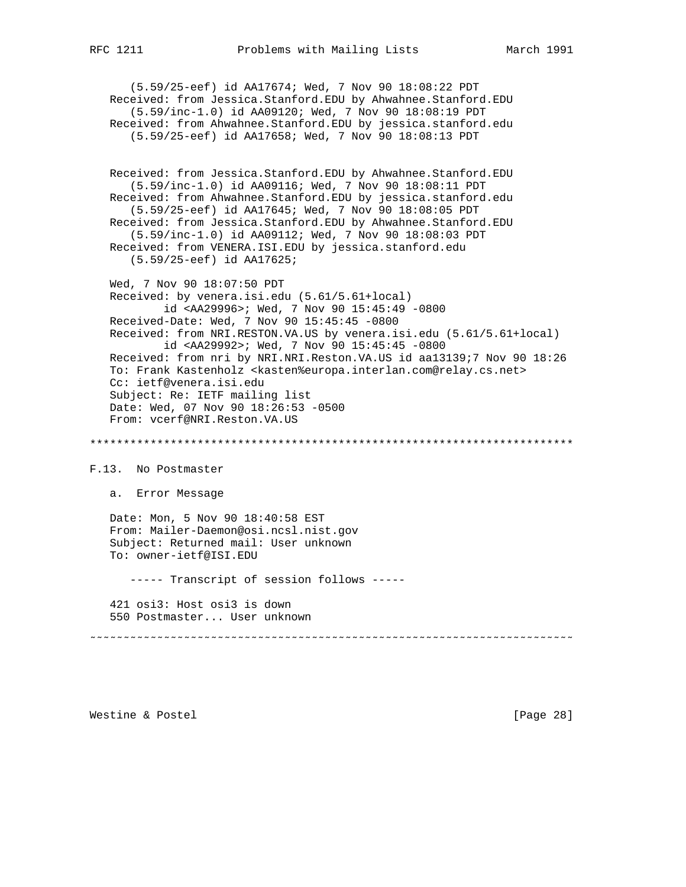```
      (5.59/25-eef) id AA17674; Wed, 7 Nov 90 18:08:22 PDT
   Received: from Jessica.Stanford.EDU by Ahwahnee.Stanford.EDU
      (5.59/inc-1.0) id AA09120; Wed, 7 Nov 90 18:08:19 PDT
   Received: from Ahwahnee.Stanford.EDU by jessica.stanford.edu
      (5.59/25-eef) id AA17658; Wed, 7 Nov 90 18:08:13 PDT


   Received: from Jessica.Stanford.EDU by Ahwahnee.Stanford.EDU
      (5.59/inc-1.0) id AA09116; Wed, 7 Nov 90 18:08:11 PDT
   Received: from Ahwahnee.Stanford.EDU by jessica.stanford.edu
      (5.59/25-eef) id AA17645; Wed, 7 Nov 90 18:08:05 PDT
   Received: from Jessica.Stanford.EDU by Ahwahnee.Stanford.EDU
      (5.59/inc-1.0) id AA09112; Wed, 7 Nov 90 18:08:03 PDT
   Received: from VENERA.ISI.EDU by jessica.stanford.edu
      (5.59/25-eef) id AA17625;

   Wed, 7 Nov 90 18:07:50 PDT
   Received: by venera.isi.edu (5.61/5.61+local)
           id <AA29996>; Wed, 7 Nov 90 15:45:49 -0800
   Received-Date: Wed, 7 Nov 90 15:45:45 -0800
   Received: from NRI.RESTON.VA.US by venera.isi.edu (5.61/5.61+local)
           id <AA29992>; Wed, 7 Nov 90 15:45:45 -0800
   Received: from nri by NRI.NRI.Reston.VA.US id aa13139;7 Nov 90 18:26
   To: Frank Kastenholz <kasten%europa.interlan.com@relay.cs.net>
   Cc: ietf@venera.isi.edu
   Subject: Re: IETF mailing list
   Date: Wed, 07 Nov 90 18:26:53 -0500
   From: vcerf@NRI.Reston.VA.US
```

************************************************************************

F.13.  No Postmaster

   a.  Error Message

```
   Date: Mon, 5 Nov 90 18:40:58 EST
   From: Mailer-Daemon@osi.ncsl.nist.gov
   Subject: Returned mail: User unknown
   To: owner-ietf@ISI.EDU

      ----- Transcript of session follows -----

   421 osi3: Host osi3 is down
   550 Postmaster... User unknown
```

~~~~~~~~~~~~~~~~~~~~~~~~~~~~~~~~~~~~~~~~~~~~~~~~~~~~~~~~~~~~~~~~~~~~~~~~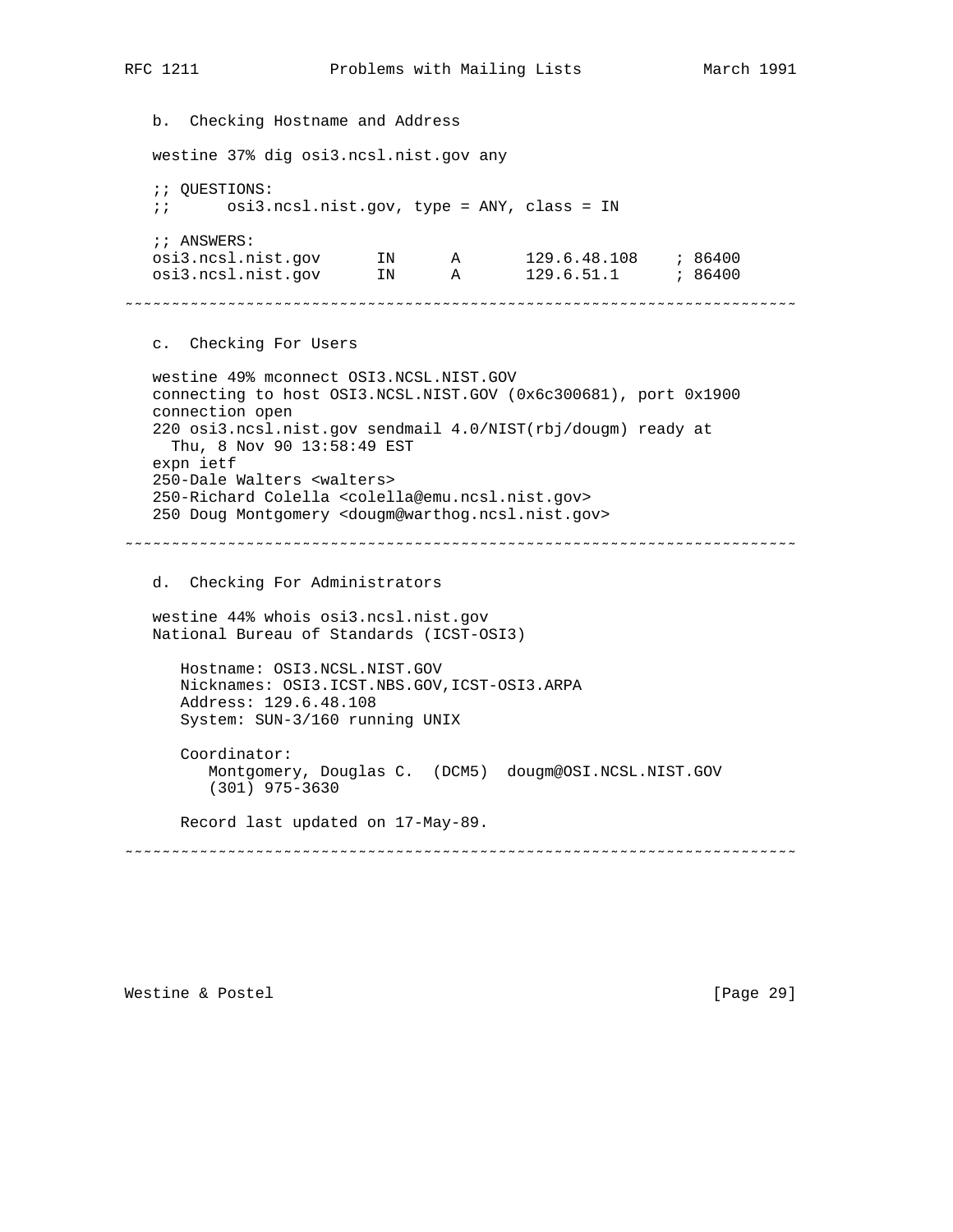b. Checking Hostname and Address

```
westine 37% dig osi3.ncsl.nist.gov any

;; QUESTIONS:
;;      osi3.ncsl.nist.gov, type = ANY, class = IN

;; ANSWERS:
osi3.ncsl.nist.gov      IN      A       129.6.48.108    ; 86400
osi3.ncsl.nist.gov      IN      A       129.6.51.1      ; 86400
```

~~~~~~~~~~~~~~~~~~~~~~~~~~~~~~~~~~~~~~~~~~~~~~~~~~~~~~~~~~~~~~~~~~~~~~~~~~

c. Checking For Users

```
westine 49% mconnect OSI3.NCSL.NIST.GOV
connecting to host OSI3.NCSL.NIST.GOV (0x6c300681), port 0x1900
connection open
220 osi3.ncsl.nist.gov sendmail 4.0/NIST(rbj/dougm) ready at
  Thu, 8 Nov 90 13:58:49 EST
expn ietf
250-Dale Walters <walters>
250-Richard Colella <colella@emu.ncsl.nist.gov>
250 Doug Montgomery <dougm@warthog.ncsl.nist.gov>
```

~~~~~~~~~~~~~~~~~~~~~~~~~~~~~~~~~~~~~~~~~~~~~~~~~~~~~~~~~~~~~~~~~~~~~~~~~~

d. Checking For Administrators

```
westine 44% whois osi3.ncsl.nist.gov
National Bureau of Standards (ICST-OSI3)

   Hostname: OSI3.NCSL.NIST.GOV
   Nicknames: OSI3.ICST.NBS.GOV,ICST-OSI3.ARPA
   Address: 129.6.48.108
   System: SUN-3/160 running UNIX

   Coordinator:
      Montgomery, Douglas C.  (DCM5)  dougm@OSI.NCSL.NIST.GOV
      (301) 975-3630

   Record last updated on 17-May-89.
```

~~~~~~~~~~~~~~~~~~~~~~~~~~~~~~~~~~~~~~~~~~~~~~~~~~~~~~~~~~~~~~~~~~~~~~~~~~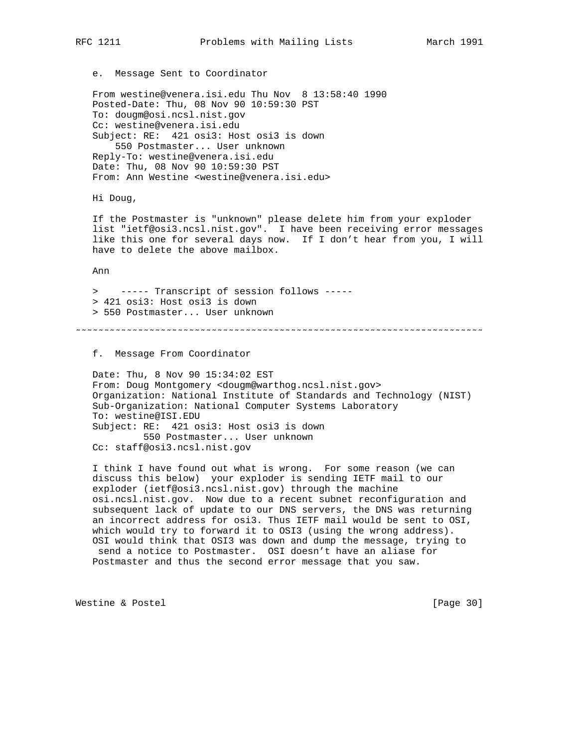e. Message Sent to Coordinator

```
From westine@venera.isi.edu Thu Nov  8 13:58:40 1990
Posted-Date: Thu, 08 Nov 90 10:59:30 PST
To: dougm@osi.ncsl.nist.gov
Cc: westine@venera.isi.edu
Subject: RE:  421 osi3: Host osi3 is down
    550 Postmaster... User unknown
Reply-To: westine@venera.isi.edu
Date: Thu, 08 Nov 90 10:59:30 PST
From: Ann Westine <westine@venera.isi.edu>

Hi Doug,

If the Postmaster is "unknown" please delete him from your exploder
list "ietf@osi3.ncsl.nist.gov".  I have been receiving error messages
like this one for several days now.  If I don't hear from you, I will
have to delete the above mailbox.

Ann

>    ----- Transcript of session follows -----
> 421 osi3: Host osi3 is down
> 550 Postmaster... User unknown
```

~~~~~~~~~~~~~~~~~~~~~~~~~~~~~~~~~~~~~~~~~~~~~~~~~~~~~~~~~~~~~~~~~~~~~~~~

f. Message From Coordinator

```
Date: Thu, 8 Nov 90 15:34:02 EST
From: Doug Montgomery <dougm@warthog.ncsl.nist.gov>
Organization: National Institute of Standards and Technology (NIST)
Sub-Organization: National Computer Systems Laboratory
To: westine@ISI.EDU
Subject: RE:  421 osi3: Host osi3 is down
         550 Postmaster... User unknown
Cc: staff@osi3.ncsl.nist.gov

I think I have found out what is wrong.  For some reason (we can
discuss this below)  your exploder is sending IETF mail to our
exploder (ietf@osi3.ncsl.nist.gov) through the machine
osi.ncsl.nist.gov.  Now due to a recent subnet reconfiguration and
subsequent lack of update to our DNS servers, the DNS was returning
an incorrect address for osi3. Thus IETF mail would be sent to OSI,
which would try to forward it to OSI3 (using the wrong address).
OSI would think that OSI3 was down and dump the message, trying to
 send a notice to Postmaster.  OSI doesn't have an aliase for
Postmaster and thus the second error message that you saw.
```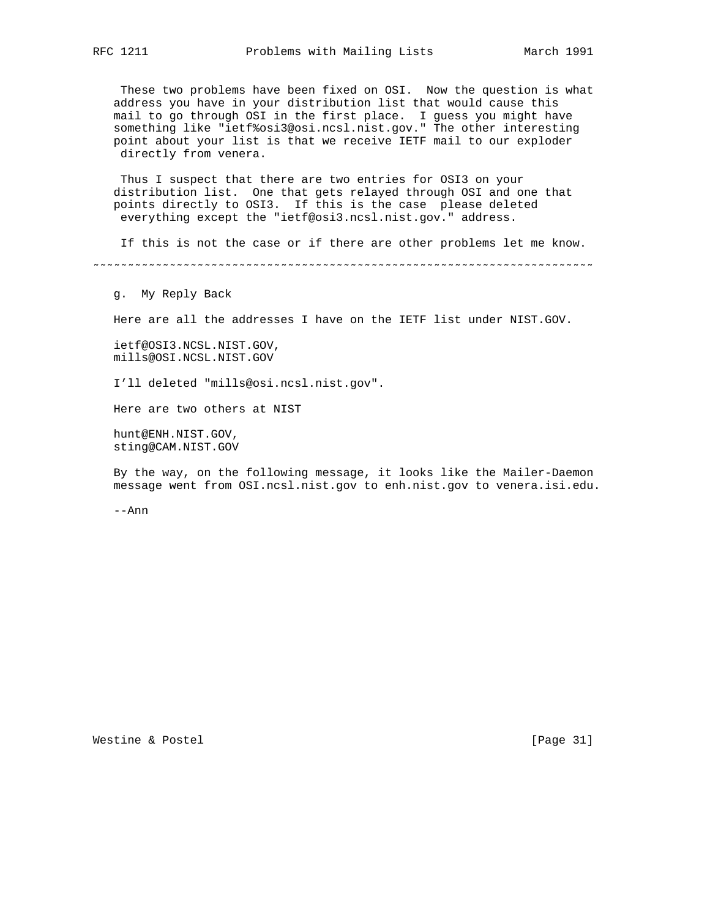These two problems have been fixed on OSI. Now the question is what address you have in your distribution list that would cause this mail to go through OSI in the first place. I guess you might have something like "ietf%osi3@osi.ncsl.nist.gov." The other interesting point about your list is that we receive IETF mail to our exploder directly from venera.

Thus I suspect that there are two entries for OSI3 on your distribution list. One that gets relayed through OSI and one that points directly to OSI3. If this is the case please deleted everything except the "ietf@osi3.ncsl.nist.gov." address.

If this is not the case or if there are other problems let me know.

~~~~~~~~~~~~~~~~~~~~~~~~~~~~~~~~~~~~~~~~~~~~~~~~~~~~~~~~~~~~~~~~~~~~~~~~~

g. My Reply Back

Here are all the addresses I have on the IETF list under NIST.GOV.

```
ietf@OSI3.NCSL.NIST.GOV,
mills@OSI.NCSL.NIST.GOV
```

I'll deleted "mills@osi.ncsl.nist.gov".

Here are two others at NIST

```
hunt@ENH.NIST.GOV,
sting@CAM.NIST.GOV
```

By the way, on the following message, it looks like the Mailer-Daemon message went from OSI.ncsl.nist.gov to enh.nist.gov to venera.isi.edu.

--Ann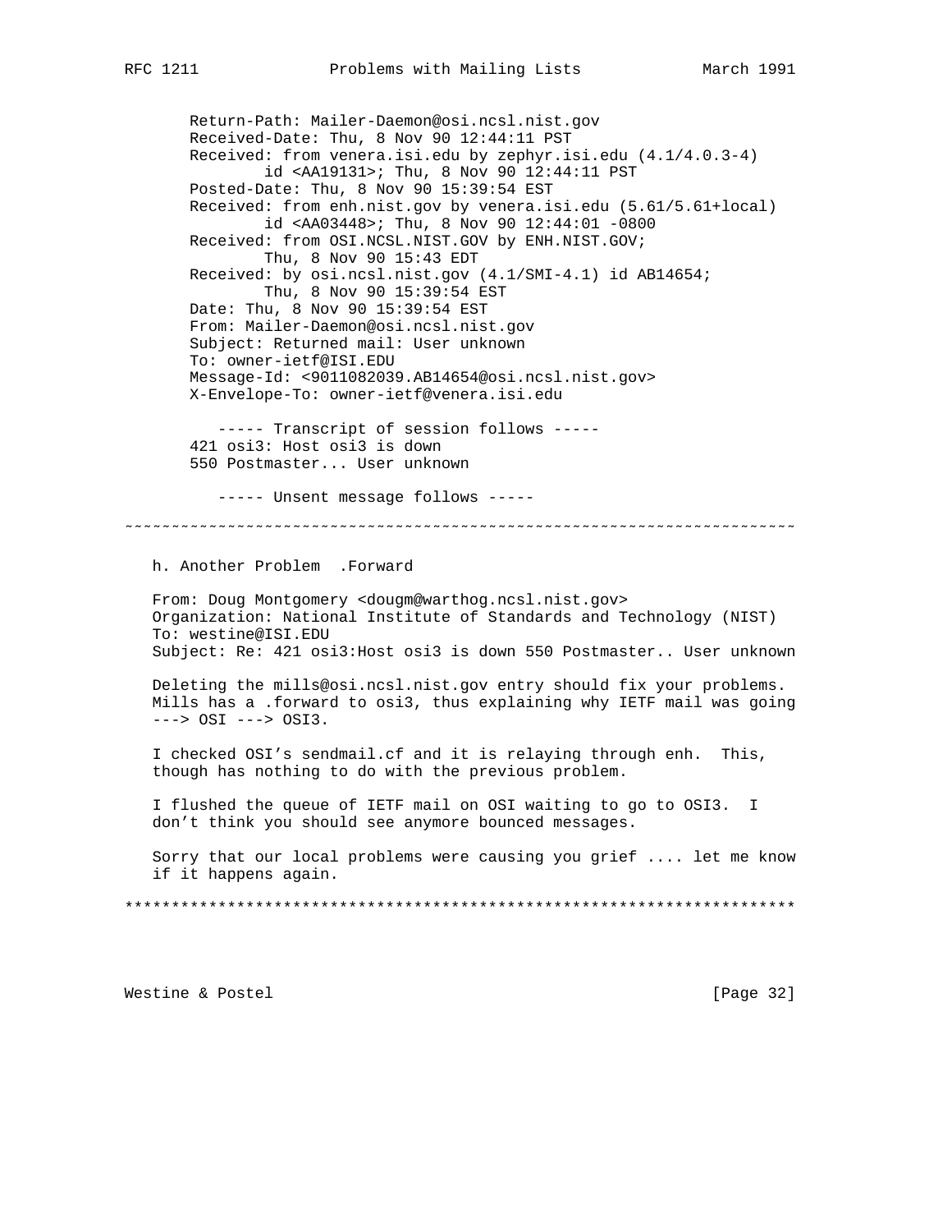```
Return-Path: Mailer-Daemon@osi.ncsl.nist.gov
Received-Date: Thu, 8 Nov 90 12:44:11 PST
Received: from venera.isi.edu by zephyr.isi.edu (4.1/4.0.3-4)
        id <AA19131>; Thu, 8 Nov 90 12:44:11 PST
Posted-Date: Thu, 8 Nov 90 15:39:54 EST
Received: from enh.nist.gov by venera.isi.edu (5.61/5.61+local)
        id <AA03448>; Thu, 8 Nov 90 12:44:01 -0800
Received: from OSI.NCSL.NIST.GOV by ENH.NIST.GOV;
        Thu, 8 Nov 90 15:43 EDT
Received: by osi.ncsl.nist.gov (4.1/SMI-4.1) id AB14654;
        Thu, 8 Nov 90 15:39:54 EST
Date: Thu, 8 Nov 90 15:39:54 EST
From: Mailer-Daemon@osi.ncsl.nist.gov
Subject: Returned mail: User unknown
To: owner-ietf@ISI.EDU
Message-Id: <9011082039.AB14654@osi.ncsl.nist.gov>
X-Envelope-To: owner-ietf@venera.isi.edu

   ----- Transcript of session follows -----
421 osi3: Host osi3 is down
550 Postmaster... User unknown

   ----- Unsent message follows -----
```

~~~~~~~~~~~~~~~~~~~~~~~~~~~~~~~~~~~~~~~~~~~~~~~~~~~~~~~~~~~~~~~~~~~~~~~~~

h. Another Problem  .Forward

```
From: Doug Montgomery <dougm@warthog.ncsl.nist.gov>
Organization: National Institute of Standards and Technology (NIST)
To: westine@ISI.EDU
Subject: Re: 421 osi3:Host osi3 is down 550 Postmaster.. User unknown
```

Deleting the mills@osi.ncsl.nist.gov entry should fix your problems. Mills has a .forward to osi3, thus explaining why IETF mail was going ---> OSI ---> OSI3.

I checked OSI's sendmail.cf and it is relaying through enh.  This, though has nothing to do with the previous problem.

I flushed the queue of IETF mail on OSI waiting to go to OSI3.  I don't think you should see anymore bounced messages.

Sorry that our local problems were causing you grief .... let me know if it happens again.

*************************************************************************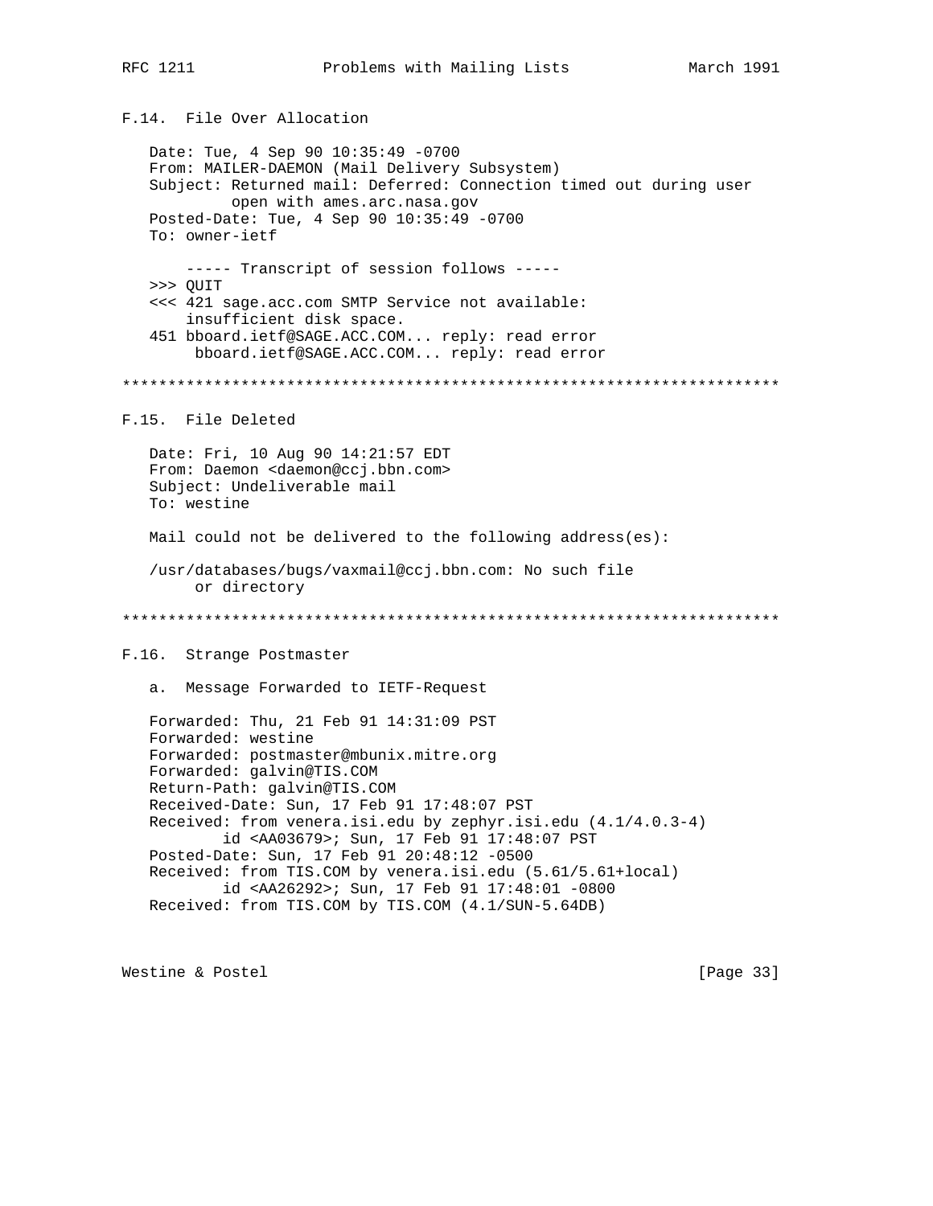## F.14. File Over Allocation

```
Date: Tue, 4 Sep 90 10:35:49 -0700
From: MAILER-DAEMON (Mail Delivery Subsystem)
Subject: Returned mail: Deferred: Connection timed out during user
         open with ames.arc.nasa.gov
Posted-Date: Tue, 4 Sep 90 10:35:49 -0700
To: owner-ietf

    ----- Transcript of session follows -----
>>> QUIT
<<< 421 sage.acc.com SMTP Service not available:
    insufficient disk space.
451 bboard.ietf@SAGE.ACC.COM... reply: read error
     bboard.ietf@SAGE.ACC.COM... reply: read error
```

************************************************************************

## F.15. File Deleted

```
Date: Fri, 10 Aug 90 14:21:57 EDT
From: Daemon <daemon@ccj.bbn.com>
Subject: Undeliverable mail
To: westine

Mail could not be delivered to the following address(es):

/usr/databases/bugs/vaxmail@ccj.bbn.com: No such file
     or directory
```

************************************************************************

## F.16. Strange Postmaster

a. Message Forwarded to IETF-Request

```
Forwarded: Thu, 21 Feb 91 14:31:09 PST
Forwarded: westine
Forwarded: postmaster@mbunix.mitre.org
Forwarded: galvin@TIS.COM
Return-Path: galvin@TIS.COM
Received-Date: Sun, 17 Feb 91 17:48:07 PST
Received: from venera.isi.edu by zephyr.isi.edu (4.1/4.0.3-4)
        id <AA03679>; Sun, 17 Feb 91 17:48:07 PST
Posted-Date: Sun, 17 Feb 91 20:48:12 -0500
Received: from TIS.COM by venera.isi.edu (5.61/5.61+local)
        id <AA26292>; Sun, 17 Feb 91 17:48:01 -0800
Received: from TIS.COM by TIS.COM (4.1/SUN-5.64DB)
```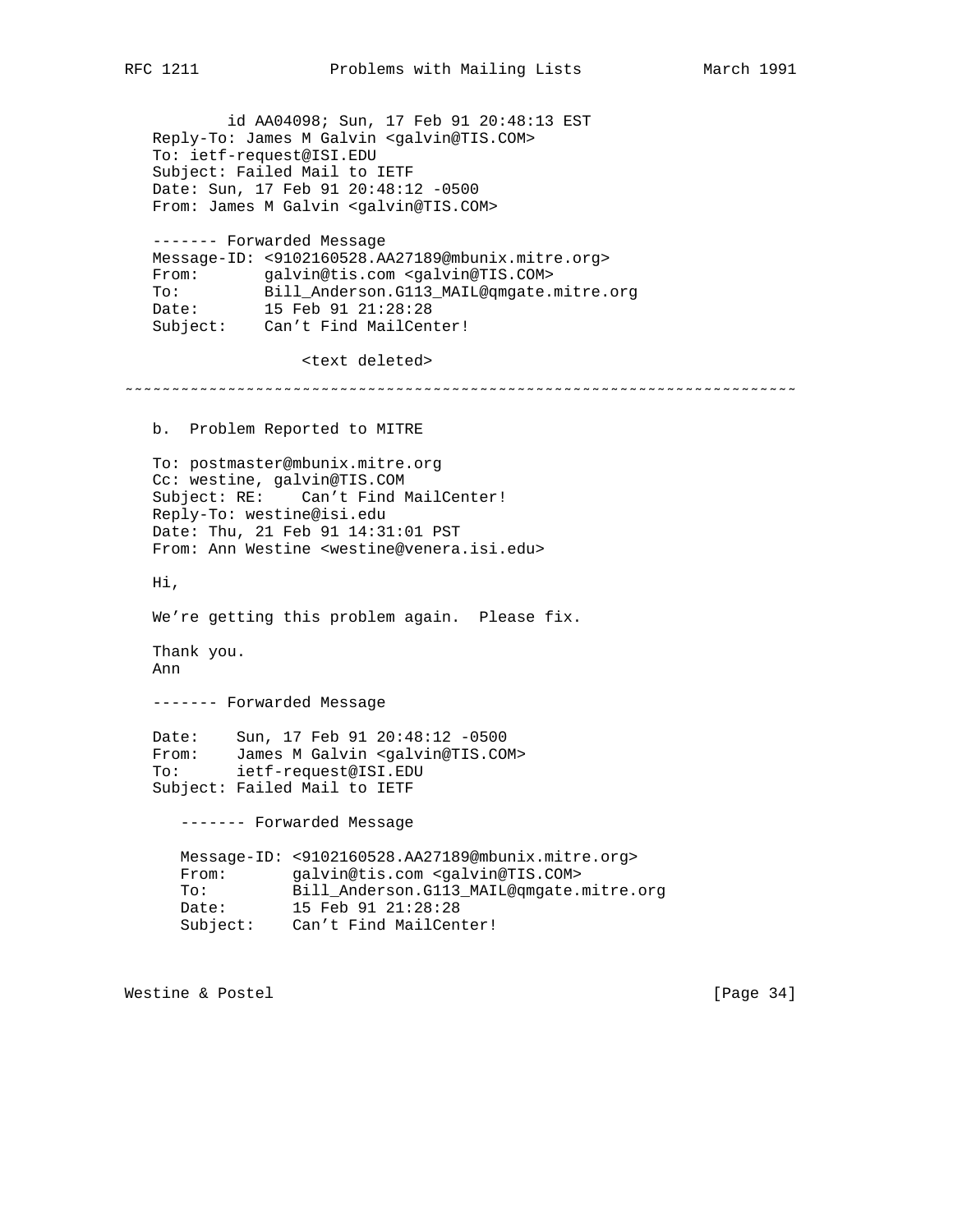```
          id AA04098; Sun, 17 Feb 91 20:48:13 EST
   Reply-To: James M Galvin <galvin@TIS.COM>
   To: ietf-request@ISI.EDU
   Subject: Failed Mail to IETF
   Date: Sun, 17 Feb 91 20:48:12 -0500
   From: James M Galvin <galvin@TIS.COM>

   ------- Forwarded Message
   Message-ID: <9102160528.AA27189@mbunix.mitre.org>
   From:       galvin@tis.com <galvin@TIS.COM>
   To:         Bill_Anderson.G113_MAIL@qmgate.mitre.org
   Date:       15 Feb 91 21:28:28
   Subject:    Can't Find MailCenter!

                   <text deleted>
~~~~~~~~~~~~~~~~~~~~~~~~~~~~~~~~~~~~~~~~~~~~~~~~~~~~~~~~~~~~~~~~~~~~~~~~

   b.  Problem Reported to MITRE

   To: postmaster@mbunix.mitre.org
   Cc: westine, galvin@TIS.COM
   Subject: RE:    Can't Find MailCenter!
   Reply-To: westine@isi.edu
   Date: Thu, 21 Feb 91 14:31:01 PST
   From: Ann Westine <westine@venera.isi.edu>

   Hi,

   We're getting this problem again.  Please fix.

   Thank you.
   Ann

   ------- Forwarded Message

   Date:    Sun, 17 Feb 91 20:48:12 -0500
   From:    James M Galvin <galvin@TIS.COM>
   To:      ietf-request@ISI.EDU
   Subject: Failed Mail to IETF

      ------- Forwarded Message

      Message-ID: <9102160528.AA27189@mbunix.mitre.org>
      From:       galvin@tis.com <galvin@TIS.COM>
      To:         Bill_Anderson.G113_MAIL@qmgate.mitre.org
      Date:       15 Feb 91 21:28:28
      Subject:    Can't Find MailCenter!
```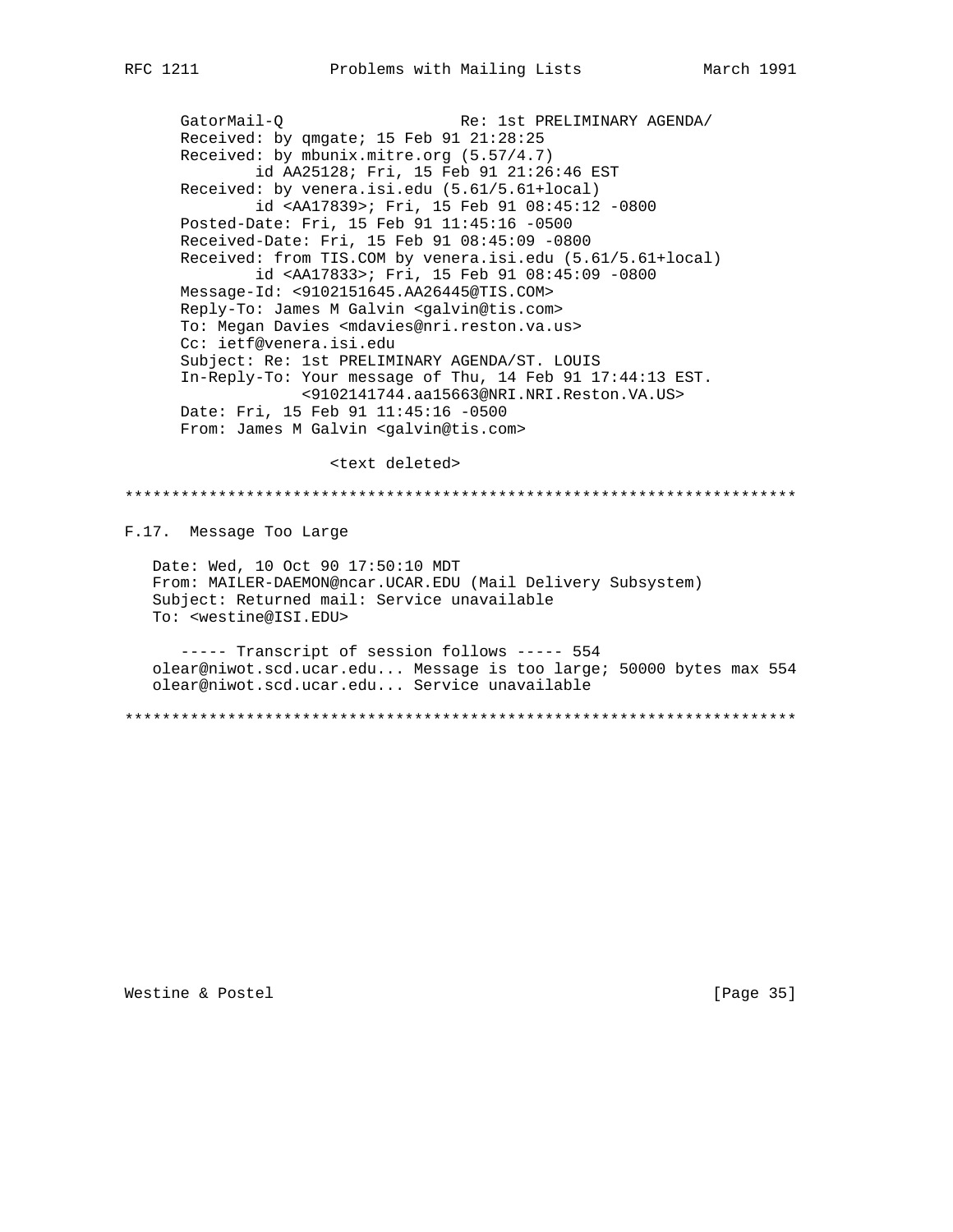```
      GatorMail-Q                   Re: 1st PRELIMINARY AGENDA/
      Received: by qmgate; 15 Feb 91 21:28:25
      Received: by mbunix.mitre.org (5.57/4.7)
              id AA25128; Fri, 15 Feb 91 21:26:46 EST
      Received: by venera.isi.edu (5.61/5.61+local)
              id <AA17839>; Fri, 15 Feb 91 08:45:12 -0800
      Posted-Date: Fri, 15 Feb 91 11:45:16 -0500
      Received-Date: Fri, 15 Feb 91 08:45:09 -0800
      Received: from TIS.COM by venera.isi.edu (5.61/5.61+local)
              id <AA17833>; Fri, 15 Feb 91 08:45:09 -0800
      Message-Id: <9102151645.AA26445@TIS.COM>
      Reply-To: James M Galvin <galvin@tis.com>
      To: Megan Davies <mdavies@nri.reston.va.us>
      Cc: ietf@venera.isi.edu
      Subject: Re: 1st PRELIMINARY AGENDA/ST. LOUIS
      In-Reply-To: Your message of Thu, 14 Feb 91 17:44:13 EST.
                   <9102141744.aa15663@NRI.NRI.Reston.VA.US>
      Date: Fri, 15 Feb 91 11:45:16 -0500
      From: James M Galvin <galvin@tis.com>

                      <text deleted>
```

************************************************************************

## F.17. Message Too Large

```
   Date: Wed, 10 Oct 90 17:50:10 MDT
   From: MAILER-DAEMON@ncar.UCAR.EDU (Mail Delivery Subsystem)
   Subject: Returned mail: Service unavailable
   To: <westine@ISI.EDU>

      ----- Transcript of session follows ----- 554
   olear@niwot.scd.ucar.edu... Message is too large; 50000 bytes max 554
   olear@niwot.scd.ucar.edu... Service unavailable
```

************************************************************************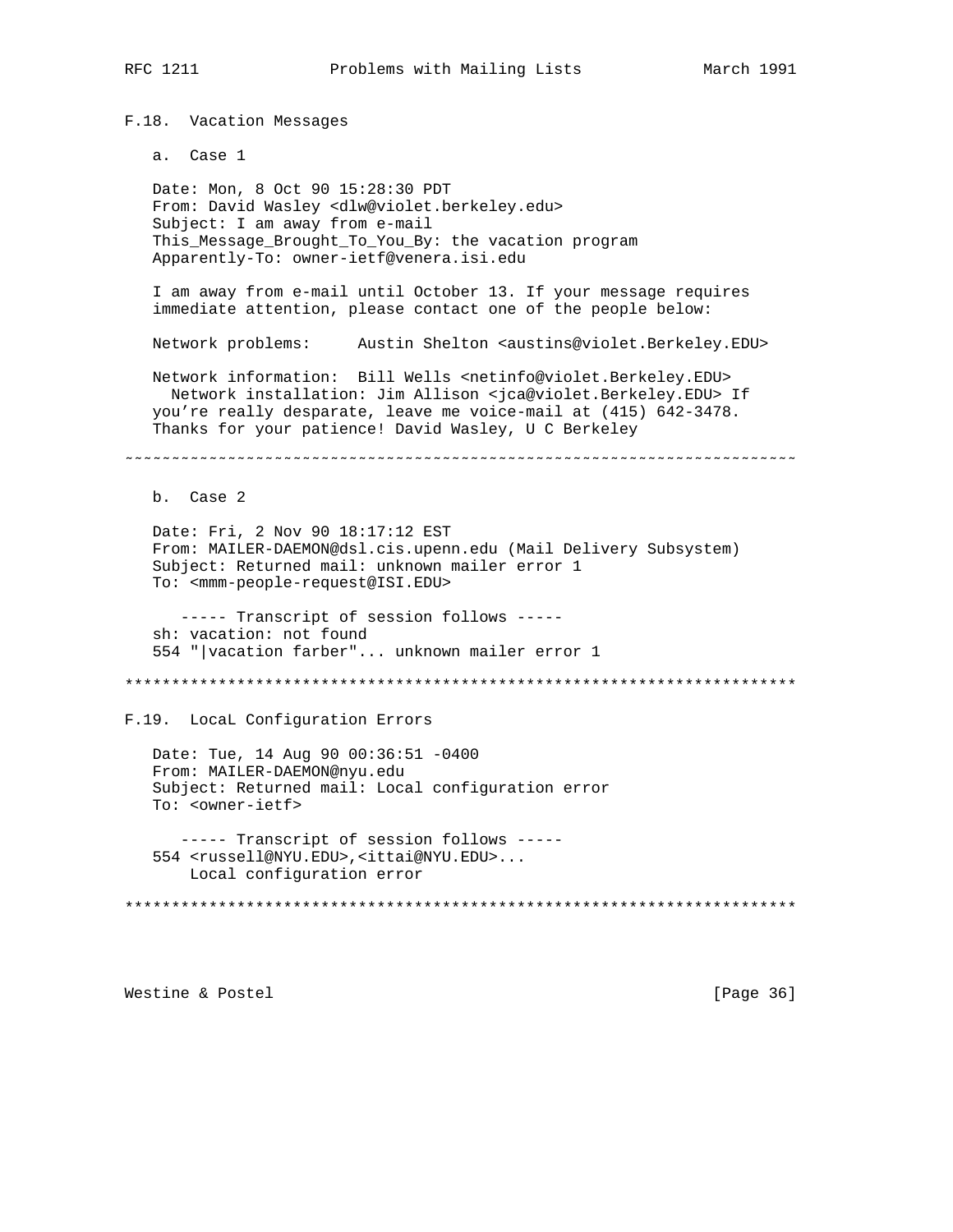F.18. Vacation Messages

a. Case 1

```
Date: Mon, 8 Oct 90 15:28:30 PDT
From: David Wasley <dlw@violet.berkeley.edu>
Subject: I am away from e-mail
This_Message_Brought_To_You_By: the vacation program
Apparently-To: owner-ietf@venera.isi.edu

I am away from e-mail until October 13. If your message requires
immediate attention, please contact one of the people below:

Network problems:     Austin Shelton <austins@violet.Berkeley.EDU>

Network information:  Bill Wells <netinfo@violet.Berkeley.EDU>
  Network installation: Jim Allison <jca@violet.Berkeley.EDU> If
you're really desparate, leave me voice-mail at (415) 642-3478.
Thanks for your patience! David Wasley, U C Berkeley
```

~~~~~~~~~~~~~~~~~~~~~~~~~~~~~~~~~~~~~~~~~~~~~~~~~~~~~~~~~~~~~~~~~~~~~~~~

b. Case 2

```
Date: Fri, 2 Nov 90 18:17:12 EST
From: MAILER-DAEMON@dsl.cis.upenn.edu (Mail Delivery Subsystem)
Subject: Returned mail: unknown mailer error 1
To: <mmm-people-request@ISI.EDU>

   ----- Transcript of session follows -----
sh: vacation: not found
554 "|vacation farber"... unknown mailer error 1
```

************************************************************************

F.19. LocaL Configuration Errors

```
Date: Tue, 14 Aug 90 00:36:51 -0400
From: MAILER-DAEMON@nyu.edu
Subject: Returned mail: Local configuration error
To: <owner-ietf>

   ----- Transcript of session follows -----
554 <russell@NYU.EDU>,<ittai@NYU.EDU>...
    Local configuration error
```

************************************************************************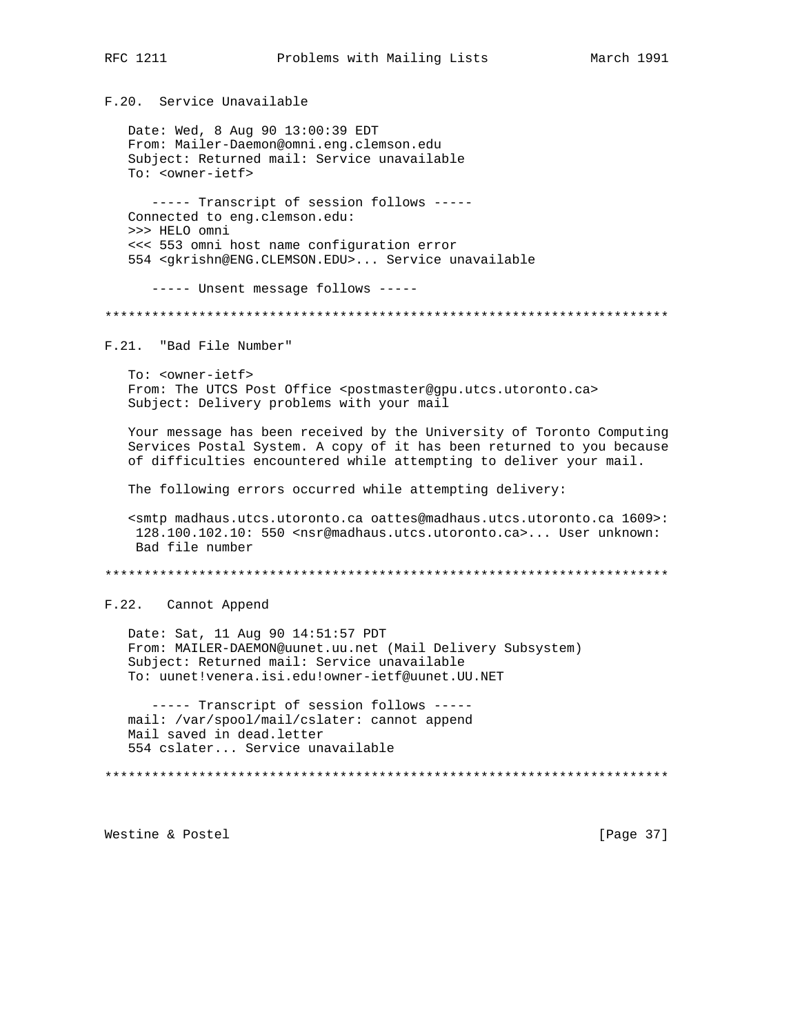### F.20. Service Unavailable

```
Date: Wed, 8 Aug 90 13:00:39 EDT
From: Mailer-Daemon@omni.eng.clemson.edu
Subject: Returned mail: Service unavailable
To: <owner-ietf>

   ----- Transcript of session follows -----
Connected to eng.clemson.edu:
>>> HELO omni
<<< 553 omni host name configuration error
554 <gkrishn@ENG.CLEMSON.EDU>... Service unavailable

   ----- Unsent message follows -----
```

************************************************************************

### F.21. "Bad File Number"

```
To: <owner-ietf>
From: The UTCS Post Office <postmaster@gpu.utcs.utoronto.ca>
Subject: Delivery problems with your mail

Your message has been received by the University of Toronto Computing
Services Postal System. A copy of it has been returned to you because
of difficulties encountered while attempting to deliver your mail.

The following errors occurred while attempting delivery:

<smtp madhaus.utcs.utoronto.ca oattes@madhaus.utcs.utoronto.ca 1609>:
 128.100.102.10: 550 <nsr@madhaus.utcs.utoronto.ca>... User unknown:
  Bad file number
```

************************************************************************

### F.22. Cannot Append

```
Date: Sat, 11 Aug 90 14:51:57 PDT
From: MAILER-DAEMON@uunet.uu.net (Mail Delivery Subsystem)
Subject: Returned mail: Service unavailable
To: uunet!venera.isi.edu!owner-ietf@uunet.UU.NET

   ----- Transcript of session follows -----
mail: /var/spool/mail/cslater: cannot append
Mail saved in dead.letter
554 cslater... Service unavailable
```

************************************************************************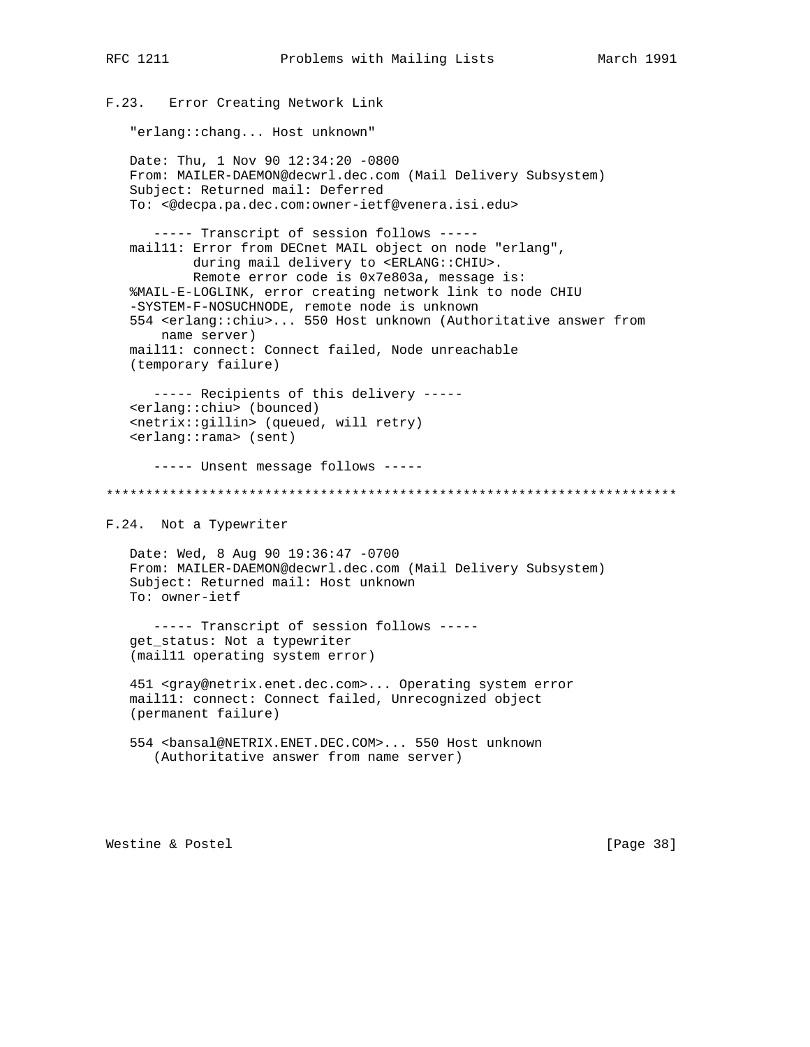### F.23. Error Creating Network Link

"erlang::chang... Host unknown"

```
Date: Thu, 1 Nov 90 12:34:20 -0800
From: MAILER-DAEMON@decwrl.dec.com (Mail Delivery Subsystem)
Subject: Returned mail: Deferred
To: <@decpa.pa.dec.com:owner-ietf@venera.isi.edu>

   ----- Transcript of session follows -----
mail11: Error from DECnet MAIL object on node "erlang",
        during mail delivery to <ERLANG::CHIU>.
        Remote error code is 0x7e803a, message is:
%MAIL-E-LOGLINK, error creating network link to node CHIU
-SYSTEM-F-NOSUCHNODE, remote node is unknown
554 <erlang::chiu>... 550 Host unknown (Authoritative answer from
    name server)
mail11: connect: Connect failed, Node unreachable
(temporary failure)

   ----- Recipients of this delivery -----
<erlang::chiu> (bounced)
<netrix::gillin> (queued, will retry)
<erlang::rama> (sent)

   ----- Unsent message follows -----
```

*************************************************************************

### F.24. Not a Typewriter

```
Date: Wed, 8 Aug 90 19:36:47 -0700
From: MAILER-DAEMON@decwrl.dec.com (Mail Delivery Subsystem)
Subject: Returned mail: Host unknown
To: owner-ietf

   ----- Transcript of session follows -----
get_status: Not a typewriter
(mail11 operating system error)

451 <gray@netrix.enet.dec.com>... Operating system error
mail11: connect: Connect failed, Unrecognized object
(permanent failure)

554 <bansal@NETRIX.ENET.DEC.COM>... 550 Host unknown
   (Authoritative answer from name server)
```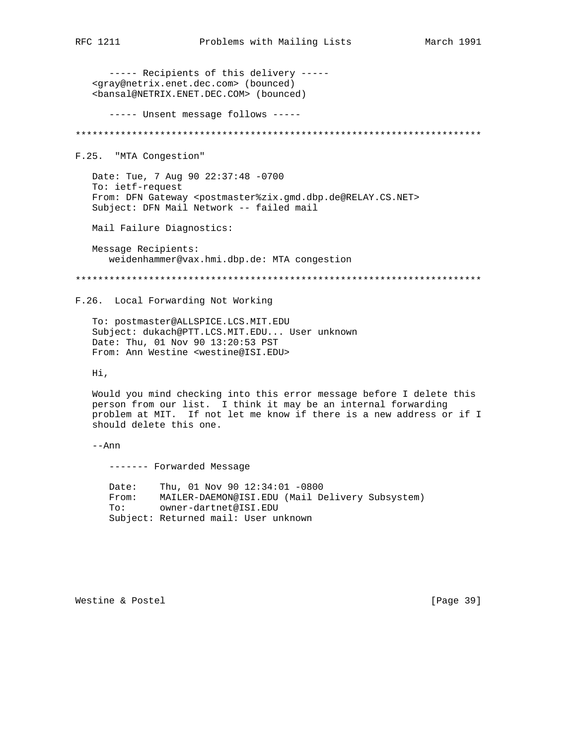```
      ----- Recipients of this delivery -----
   <gray@netrix.enet.dec.com> (bounced)
   <bansal@NETRIX.ENET.DEC.COM> (bounced)

      ----- Unsent message follows -----
```

************************************************************************

### F.25. "MTA Congestion"

```
   Date: Tue, 7 Aug 90 22:37:48 -0700
   To: ietf-request
   From: DFN Gateway <postmaster%zix.gmd.dbp.de@RELAY.CS.NET>
   Subject: DFN Mail Network -- failed mail

   Mail Failure Diagnostics:

   Message Recipients:
      weidenhammer@vax.hmi.dbp.de: MTA congestion
```

************************************************************************

### F.26. Local Forwarding Not Working

```
   To: postmaster@ALLSPICE.LCS.MIT.EDU
   Subject: dukach@PTT.LCS.MIT.EDU... User unknown
   Date: Thu, 01 Nov 90 13:20:53 PST
   From: Ann Westine <westine@ISI.EDU>

   Hi,

   Would you mind checking into this error message before I delete this
   person from our list.  I think it may be an internal forwarding
   problem at MIT.  If not let me know if there is a new address or if I
   should delete this one.

   --Ann

      ------- Forwarded Message

      Date:    Thu, 01 Nov 90 12:34:01 -0800
      From:    MAILER-DAEMON@ISI.EDU (Mail Delivery Subsystem)
      To:      owner-dartnet@ISI.EDU
      Subject: Returned mail: User unknown
```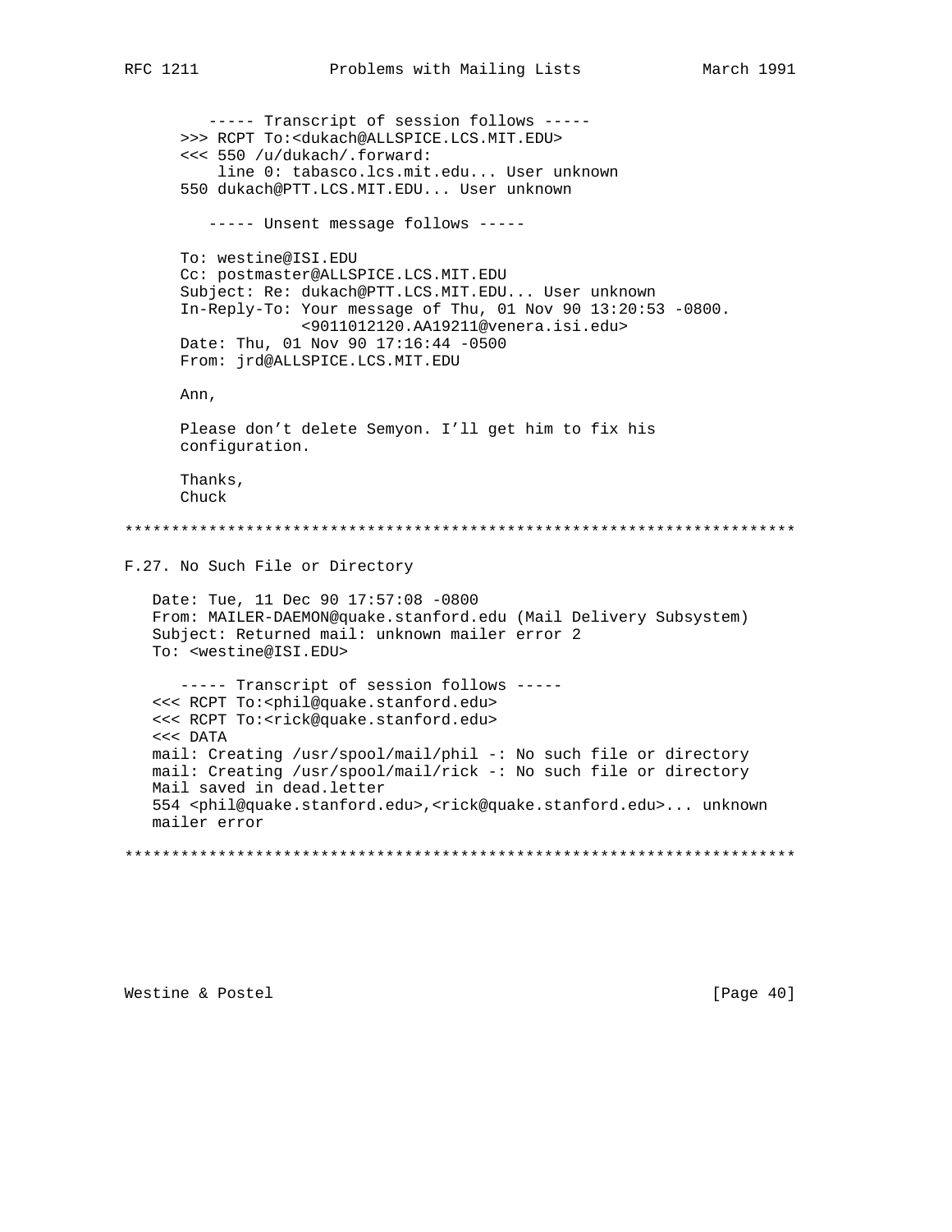```
   ----- Transcript of session follows -----
>>> RCPT To:<dukach@ALLSPICE.LCS.MIT.EDU>
<<< 550 /u/dukach/.forward:
    line 0: tabasco.lcs.mit.edu... User unknown
550 dukach@PTT.LCS.MIT.EDU... User unknown

   ----- Unsent message follows -----

To: westine@ISI.EDU
Cc: postmaster@ALLSPICE.LCS.MIT.EDU
Subject: Re: dukach@PTT.LCS.MIT.EDU... User unknown
In-Reply-To: Your message of Thu, 01 Nov 90 13:20:53 -0800.
             <9011012120.AA19211@venera.isi.edu>
Date: Thu, 01 Nov 90 17:16:44 -0500
From: jrd@ALLSPICE.LCS.MIT.EDU

Ann,

Please don't delete Semyon. I'll get him to fix his
configuration.

Thanks,
Chuck
```

************************************************************************

## F.27. No Such File or Directory

```
Date: Tue, 11 Dec 90 17:57:08 -0800
From: MAILER-DAEMON@quake.stanford.edu (Mail Delivery Subsystem)
Subject: Returned mail: unknown mailer error 2
To: <westine@ISI.EDU>

   ----- Transcript of session follows -----
<<< RCPT To:<phil@quake.stanford.edu>
<<< RCPT To:<rick@quake.stanford.edu>
<<< DATA
mail: Creating /usr/spool/mail/phil -: No such file or directory
mail: Creating /usr/spool/mail/rick -: No such file or directory
Mail saved in dead.letter
554 <phil@quake.stanford.edu>,<rick@quake.stanford.edu>... unknown
mailer error
```

************************************************************************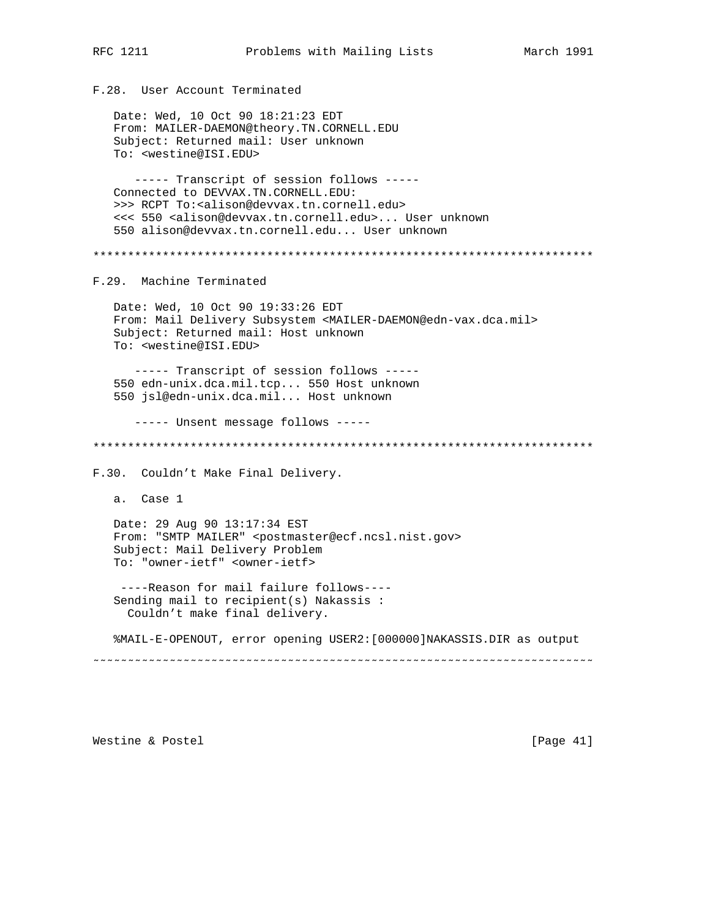### F.28. User Account Terminated

```
Date: Wed, 10 Oct 90 18:21:23 EDT
From: MAILER-DAEMON@theory.TN.CORNELL.EDU
Subject: Returned mail: User unknown
To: <westine@ISI.EDU>

   ----- Transcript of session follows -----
Connected to DEVVAX.TN.CORNELL.EDU:
>>> RCPT To:<alison@devvax.tn.cornell.edu>
<<< 550 <alison@devvax.tn.cornell.edu>... User unknown
550 alison@devvax.tn.cornell.edu... User unknown
```

************************************************************************

### F.29. Machine Terminated

```
Date: Wed, 10 Oct 90 19:33:26 EDT
From: Mail Delivery Subsystem <MAILER-DAEMON@edn-vax.dca.mil>
Subject: Returned mail: Host unknown
To: <westine@ISI.EDU>

   ----- Transcript of session follows -----
550 edn-unix.dca.mil.tcp... 550 Host unknown
550 jsl@edn-unix.dca.mil... Host unknown

   ----- Unsent message follows -----
```

************************************************************************

### F.30. Couldn't Make Final Delivery.

a. Case 1

```
Date: 29 Aug 90 13:17:34 EST
From: "SMTP MAILER" <postmaster@ecf.ncsl.nist.gov>
Subject: Mail Delivery Problem
To: "owner-ietf" <owner-ietf>

 ----Reason for mail failure follows----
Sending mail to recipient(s) Nakassis :
  Couldn't make final delivery.

%MAIL-E-OPENOUT, error opening USER2:[000000]NAKASSIS.DIR as output
```

~~~~~~~~~~~~~~~~~~~~~~~~~~~~~~~~~~~~~~~~~~~~~~~~~~~~~~~~~~~~~~~~~~~~~~~~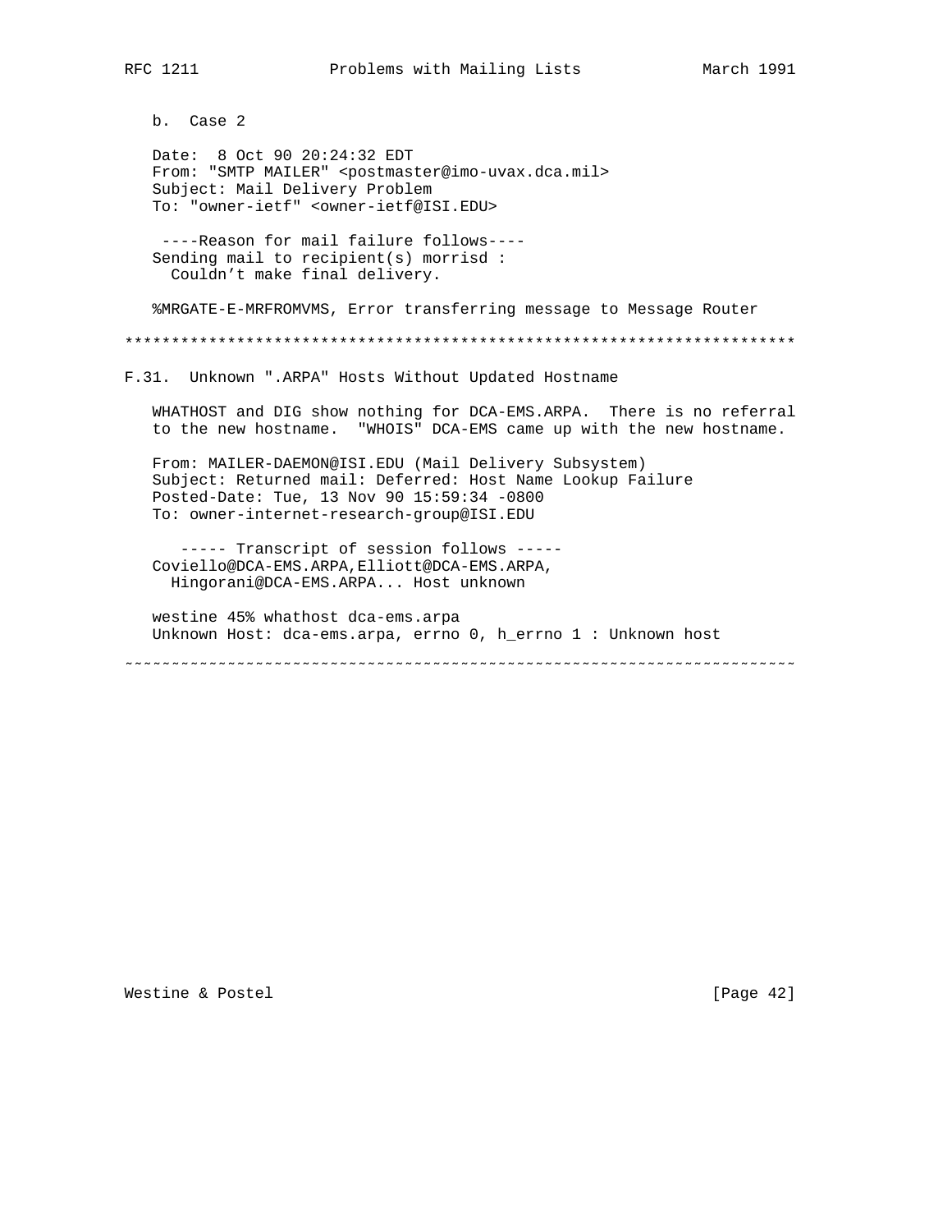b. Case 2

```
Date:  8 Oct 90 20:24:32 EDT
From: "SMTP MAILER" <postmaster@imo-uvax.dca.mil>
Subject: Mail Delivery Problem
To: "owner-ietf" <owner-ietf@ISI.EDU>

 ----Reason for mail failure follows----
Sending mail to recipient(s) morrisd :
  Couldn't make final delivery.

%MRGATE-E-MRFROMVMS, Error transferring message to Message Router
```

*************************************************************************

## F.31. Unknown ".ARPA" Hosts Without Updated Hostname

WHATHOST and DIG show nothing for DCA-EMS.ARPA. There is no referral to the new hostname. "WHOIS" DCA-EMS came up with the new hostname.

```
From: MAILER-DAEMON@ISI.EDU (Mail Delivery Subsystem)
Subject: Returned mail: Deferred: Host Name Lookup Failure
Posted-Date: Tue, 13 Nov 90 15:59:34 -0800
To: owner-internet-research-group@ISI.EDU

   ----- Transcript of session follows -----
Coviello@DCA-EMS.ARPA,Elliott@DCA-EMS.ARPA,
  Hingorani@DCA-EMS.ARPA... Host unknown

westine 45% whathost dca-ems.arpa
Unknown Host: dca-ems.arpa, errno 0, h_errno 1 : Unknown host
```

~~~~~~~~~~~~~~~~~~~~~~~~~~~~~~~~~~~~~~~~~~~~~~~~~~~~~~~~~~~~~~~~~~~~~~~~~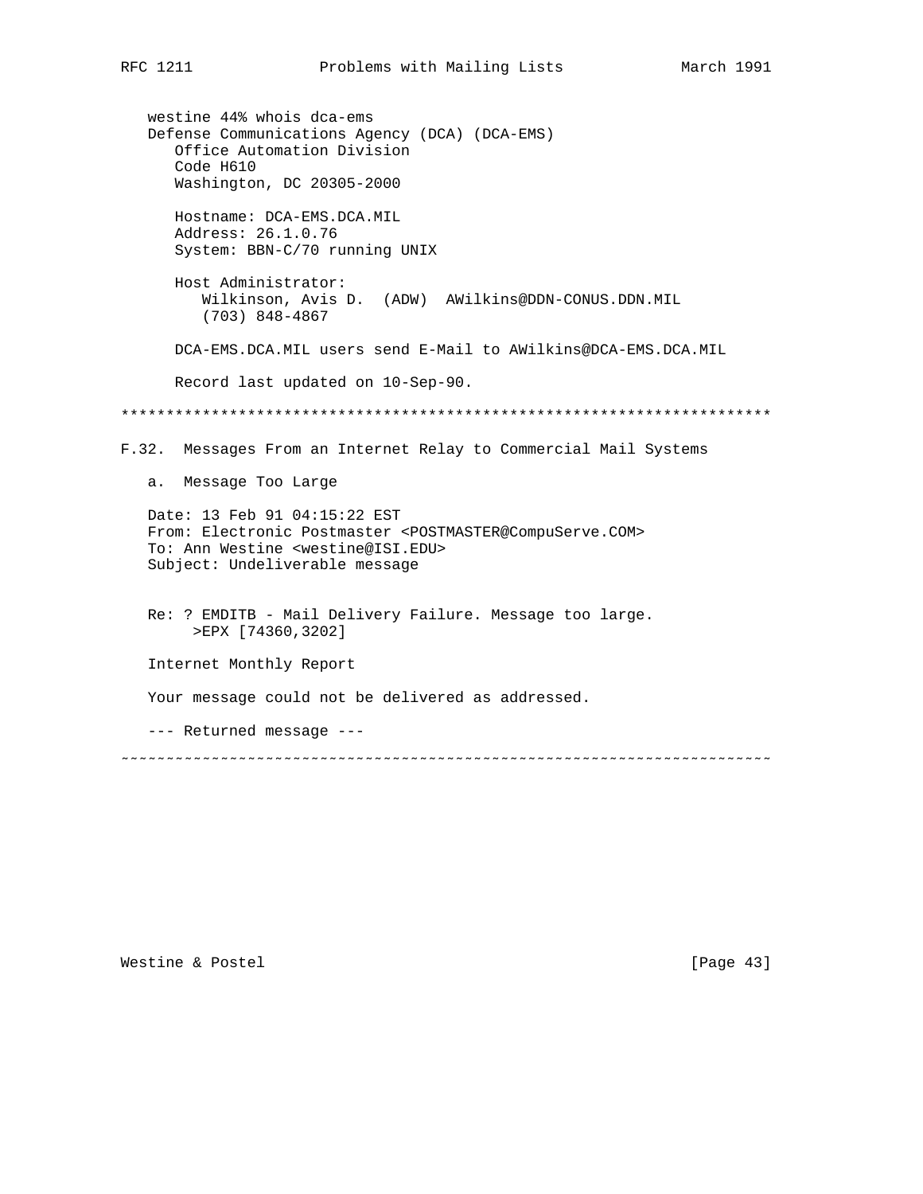```
westine 44% whois dca-ems
Defense Communications Agency (DCA) (DCA-EMS)
   Office Automation Division
   Code H610
   Washington, DC 20305-2000

   Hostname: DCA-EMS.DCA.MIL
   Address: 26.1.0.76
   System: BBN-C/70 running UNIX

   Host Administrator:
      Wilkinson, Avis D.  (ADW)  AWilkins@DDN-CONUS.DDN.MIL
      (703) 848-4867

   DCA-EMS.DCA.MIL users send E-Mail to AWilkins@DCA-EMS.DCA.MIL

   Record last updated on 10-Sep-90.
```

************************************************************************

## F.32. Messages From an Internet Relay to Commercial Mail Systems

a. Message Too Large

```
Date: 13 Feb 91 04:15:22 EST
From: Electronic Postmaster <POSTMASTER@CompuServe.COM>
To: Ann Westine <westine@ISI.EDU>
Subject: Undeliverable message


Re: ? EMDITB - Mail Delivery Failure. Message too large.
     >EPX [74360,3202]

Internet Monthly Report

Your message could not be delivered as addressed.

--- Returned message ---
```

~~~~~~~~~~~~~~~~~~~~~~~~~~~~~~~~~~~~~~~~~~~~~~~~~~~~~~~~~~~~~~~~~~~~~~~~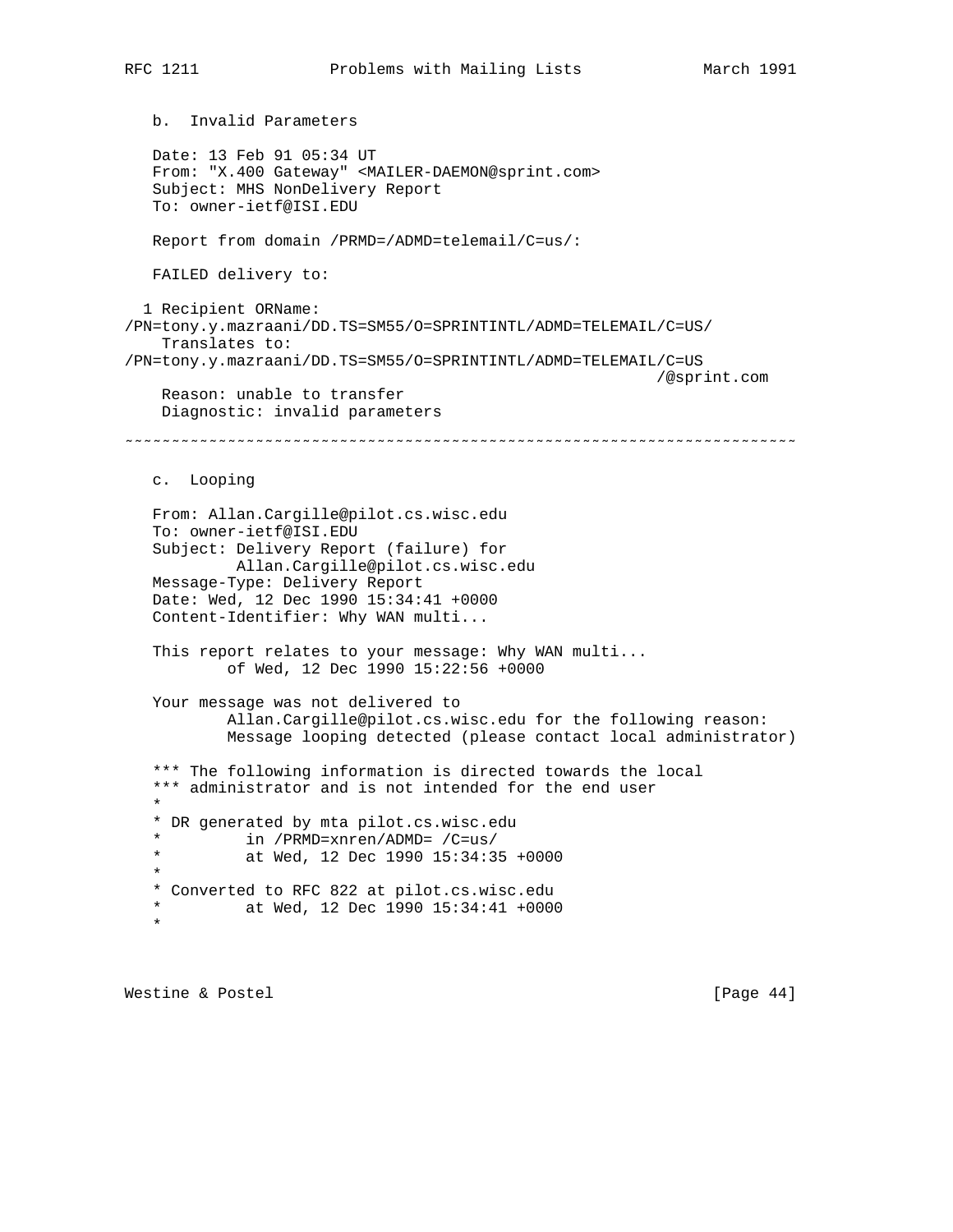b. Invalid Parameters

```
Date: 13 Feb 91 05:34 UT
From: "X.400 Gateway" <MAILER-DAEMON@sprint.com>
Subject: MHS NonDelivery Report
To: owner-ietf@ISI.EDU

Report from domain /PRMD=/ADMD=telemail/C=us/:

FAILED delivery to:

  1 Recipient ORName:
/PN=tony.y.mazraani/DD.TS=SM55/O=SPRINTINTL/ADMD=TELEMAIL/C=US/
    Translates to:
/PN=tony.y.mazraani/DD.TS=SM55/O=SPRINTINTL/ADMD=TELEMAIL/C=US
                                                          /@sprint.com
    Reason: unable to transfer
    Diagnostic: invalid parameters
```

~~~~~~~~~~~~~~~~~~~~~~~~~~~~~~~~~~~~~~~~~~~~~~~~~~~~~~~~~~~~~~~~~~~~~~~~

c. Looping

```
From: Allan.Cargille@pilot.cs.wisc.edu
To: owner-ietf@ISI.EDU
Subject: Delivery Report (failure) for
         Allan.Cargille@pilot.cs.wisc.edu
Message-Type: Delivery Report
Date: Wed, 12 Dec 1990 15:34:41 +0000
Content-Identifier: Why WAN multi...

This report relates to your message: Why WAN multi...
        of Wed, 12 Dec 1990 15:22:56 +0000

Your message was not delivered to
        Allan.Cargille@pilot.cs.wisc.edu for the following reason:
        Message looping detected (please contact local administrator)

*** The following information is directed towards the local
*** administrator and is not intended for the end user
*
* DR generated by mta pilot.cs.wisc.edu
*         in /PRMD=xnren/ADMD= /C=us/
*         at Wed, 12 Dec 1990 15:34:35 +0000
*
* Converted to RFC 822 at pilot.cs.wisc.edu
*         at Wed, 12 Dec 1990 15:34:41 +0000
*
```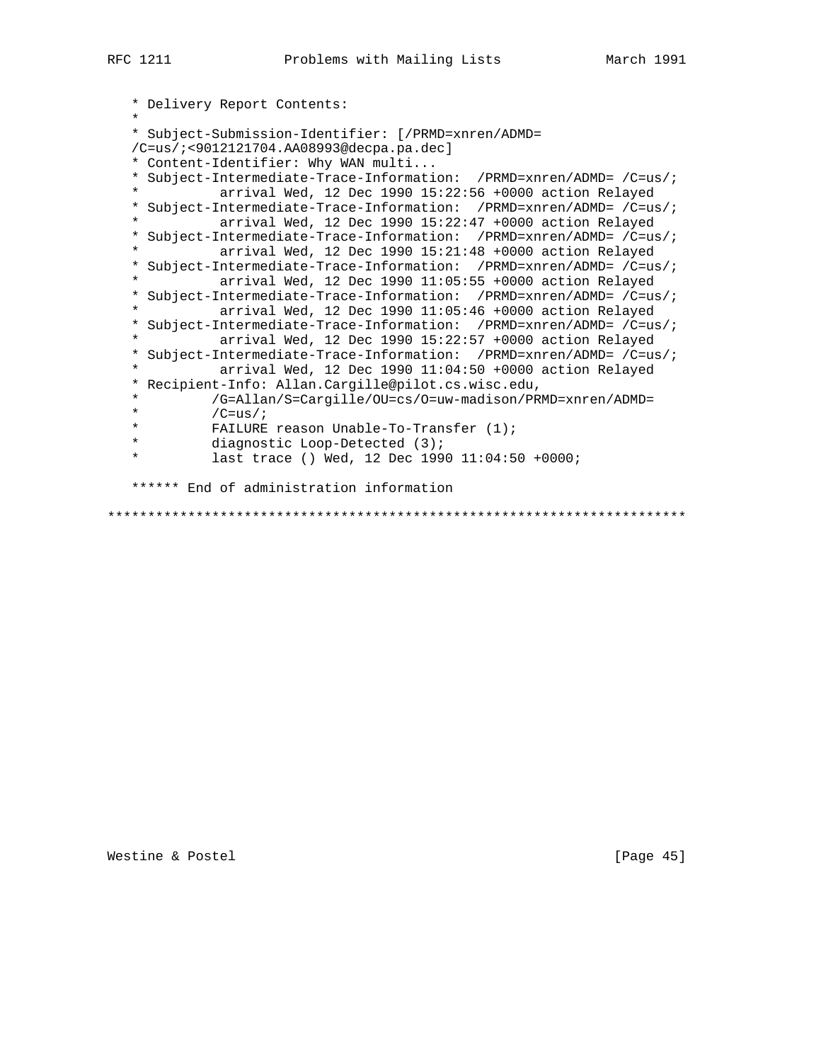```
   * Delivery Report Contents:
   *
   * Subject-Submission-Identifier: [/PRMD=xnren/ADMD=
   /C=us/;<9012121704.AA08993@decpa.pa.dec]
   * Content-Identifier: Why WAN multi...
   * Subject-Intermediate-Trace-Information:  /PRMD=xnren/ADMD= /C=us/;
   *          arrival Wed, 12 Dec 1990 15:22:56 +0000 action Relayed
   * Subject-Intermediate-Trace-Information:  /PRMD=xnren/ADMD= /C=us/;
   *          arrival Wed, 12 Dec 1990 15:22:47 +0000 action Relayed
   * Subject-Intermediate-Trace-Information:  /PRMD=xnren/ADMD= /C=us/;
   *          arrival Wed, 12 Dec 1990 15:21:48 +0000 action Relayed
   * Subject-Intermediate-Trace-Information:  /PRMD=xnren/ADMD= /C=us/;
   *          arrival Wed, 12 Dec 1990 11:05:55 +0000 action Relayed
   * Subject-Intermediate-Trace-Information:  /PRMD=xnren/ADMD= /C=us/;
   *          arrival Wed, 12 Dec 1990 11:05:46 +0000 action Relayed
   * Subject-Intermediate-Trace-Information:  /PRMD=xnren/ADMD= /C=us/;
   *          arrival Wed, 12 Dec 1990 15:22:57 +0000 action Relayed
   * Subject-Intermediate-Trace-Information:  /PRMD=xnren/ADMD= /C=us/;
   *          arrival Wed, 12 Dec 1990 11:04:50 +0000 action Relayed
   * Recipient-Info: Allan.Cargille@pilot.cs.wisc.edu,
   *         /G=Allan/S=Cargille/OU=cs/O=uw-madison/PRMD=xnren/ADMD=
   *         /C=us/;
   *         FAILURE reason Unable-To-Transfer (1);
   *         diagnostic Loop-Detected (3);
   *         last trace () Wed, 12 Dec 1990 11:04:50 +0000;

   ****** End of administration information

************************************************************************
```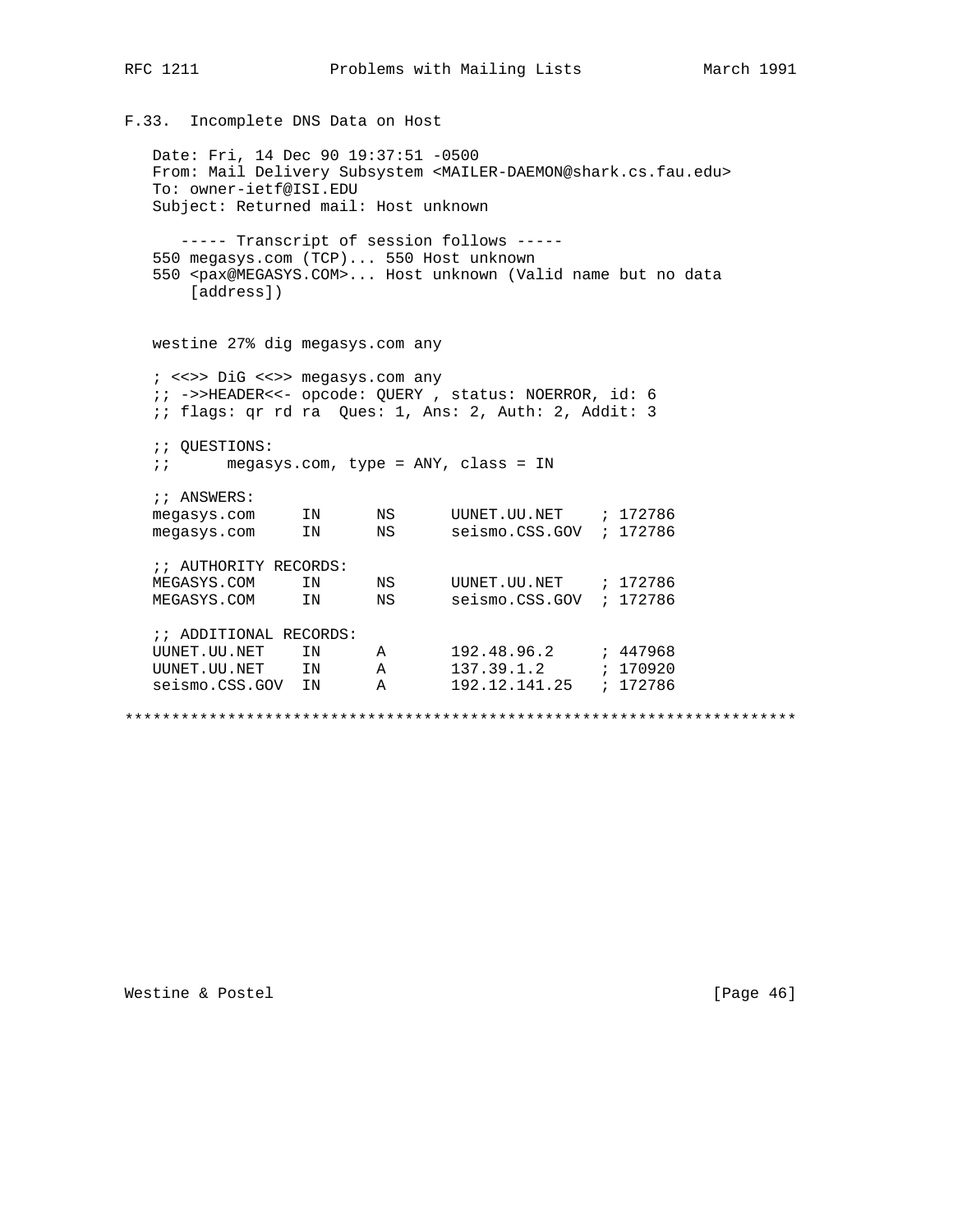### F.33. Incomplete DNS Data on Host

```
Date: Fri, 14 Dec 90 19:37:51 -0500
From: Mail Delivery Subsystem <MAILER-DAEMON@shark.cs.fau.edu>
To: owner-ietf@ISI.EDU
Subject: Returned mail: Host unknown

   ----- Transcript of session follows -----
550 megasys.com (TCP)... 550 Host unknown
550 <pax@MEGASYS.COM>... Host unknown (Valid name but no data
    [address])


westine 27% dig megasys.com any

; <<>> DiG <<>> megasys.com any
;; ->>HEADER<<- opcode: QUERY , status: NOERROR, id: 6
;; flags: qr rd ra  Ques: 1, Ans: 2, Auth: 2, Addit: 3

;; QUESTIONS:
;;      megasys.com, type = ANY, class = IN

;; ANSWERS:
megasys.com     IN      NS      UUNET.UU.NET    ; 172786
megasys.com     IN      NS      seismo.CSS.GOV  ; 172786

;; AUTHORITY RECORDS:
MEGASYS.COM     IN      NS      UUNET.UU.NET    ; 172786
MEGASYS.COM     IN      NS      seismo.CSS.GOV  ; 172786

;; ADDITIONAL RECORDS:
UUNET.UU.NET    IN      A       192.48.96.2     ; 447968
UUNET.UU.NET    IN      A       137.39.1.2      ; 170920
seismo.CSS.GOV  IN      A       192.12.141.25   ; 172786
```

************************************************************************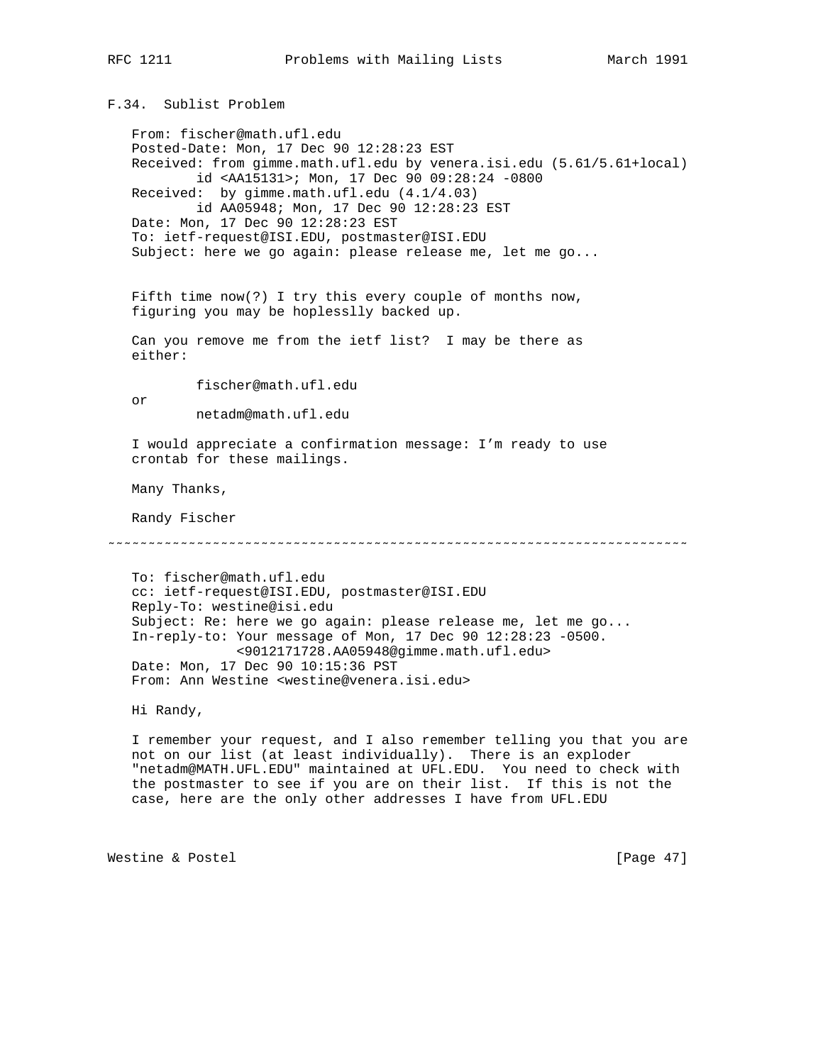### F.34. Sublist Problem

```
From: fischer@math.ufl.edu
Posted-Date: Mon, 17 Dec 90 12:28:23 EST
Received: from gimme.math.ufl.edu by venera.isi.edu (5.61/5.61+local)
        id <AA15131>; Mon, 17 Dec 90 09:28:24 -0800
Received:  by gimme.math.ufl.edu (4.1/4.03)
        id AA05948; Mon, 17 Dec 90 12:28:23 EST
Date: Mon, 17 Dec 90 12:28:23 EST
To: ietf-request@ISI.EDU, postmaster@ISI.EDU
Subject: here we go again: please release me, let me go...


Fifth time now(?) I try this every couple of months now,
figuring you may be hoplesslly backed up.

Can you remove me from the ietf list?  I may be there as
either:

        fischer@math.ufl.edu
or
        netadm@math.ufl.edu

I would appreciate a confirmation message: I'm ready to use
crontab for these mailings.

Many Thanks,

Randy Fischer
```

~~~~~~~~~~~~~~~~~~~~~~~~~~~~~~~~~~~~~~~~~~~~~~~~~~~~~~~~~~~~~~~~~~~~~~~~~

```
To: fischer@math.ufl.edu
cc: ietf-request@ISI.EDU, postmaster@ISI.EDU
Reply-To: westine@isi.edu
Subject: Re: here we go again: please release me, let me go...
In-reply-to: Your message of Mon, 17 Dec 90 12:28:23 -0500.
             <9012171728.AA05948@gimme.math.ufl.edu>
Date: Mon, 17 Dec 90 10:15:36 PST
From: Ann Westine <westine@venera.isi.edu>

Hi Randy,

I remember your request, and I also remember telling you that you are
not on our list (at least individually).  There is an exploder
"netadm@MATH.UFL.EDU" maintained at UFL.EDU.  You need to check with
the postmaster to see if you are on their list.  If this is not the
case, here are the only other addresses I have from UFL.EDU
```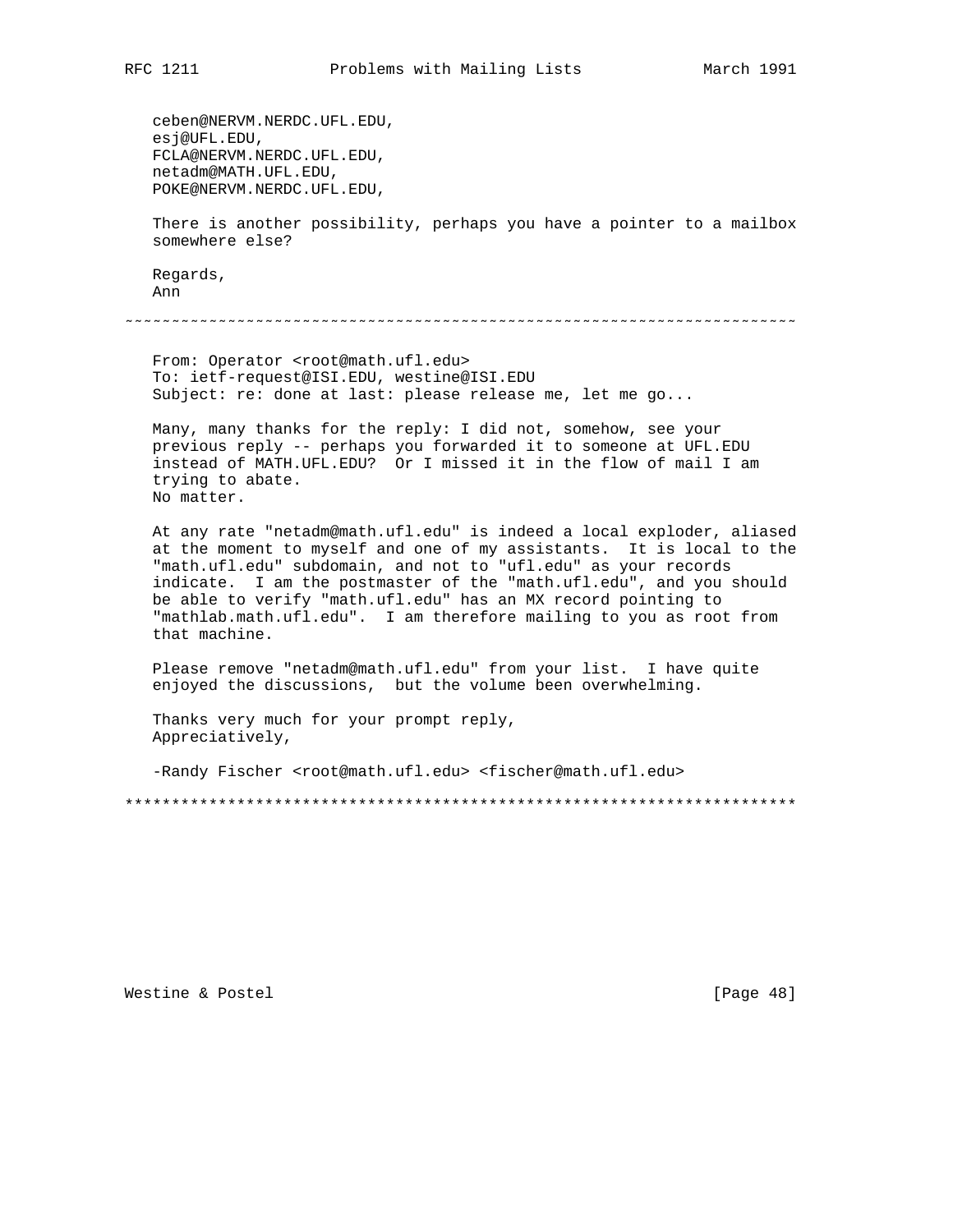ceben@NERVM.NERDC.UFL.EDU,
esj@UFL.EDU,
FCLA@NERVM.NERDC.UFL.EDU,
netadm@MATH.UFL.EDU,
POKE@NERVM.NERDC.UFL.EDU,

There is another possibility, perhaps you have a pointer to a mailbox somewhere else?

Regards,
Ann

~~~~~~~~~~~~~~~~~~~~~~~~~~~~~~~~~~~~~~~~~~~~~~~~~~~~~~~~~~~~~~~~~~~~~~~~~~

From: Operator <root@math.ufl.edu>
To: ietf-request@ISI.EDU, westine@ISI.EDU
Subject: re: done at last: please release me, let me go...

Many, many thanks for the reply: I did not, somehow, see your previous reply -- perhaps you forwarded it to someone at UFL.EDU instead of MATH.UFL.EDU? Or I missed it in the flow of mail I am trying to abate.
No matter.

At any rate "netadm@math.ufl.edu" is indeed a local exploder, aliased at the moment to myself and one of my assistants. It is local to the "math.ufl.edu" subdomain, and not to "ufl.edu" as your records indicate. I am the postmaster of the "math.ufl.edu", and you should be able to verify "math.ufl.edu" has an MX record pointing to "mathlab.math.ufl.edu". I am therefore mailing to you as root from that machine.

Please remove "netadm@math.ufl.edu" from your list. I have quite enjoyed the discussions, but the volume been overwhelming.

Thanks very much for your prompt reply,
Appreciatively,

-Randy Fischer <root@math.ufl.edu> <fischer@math.ufl.edu>

**************************************************************************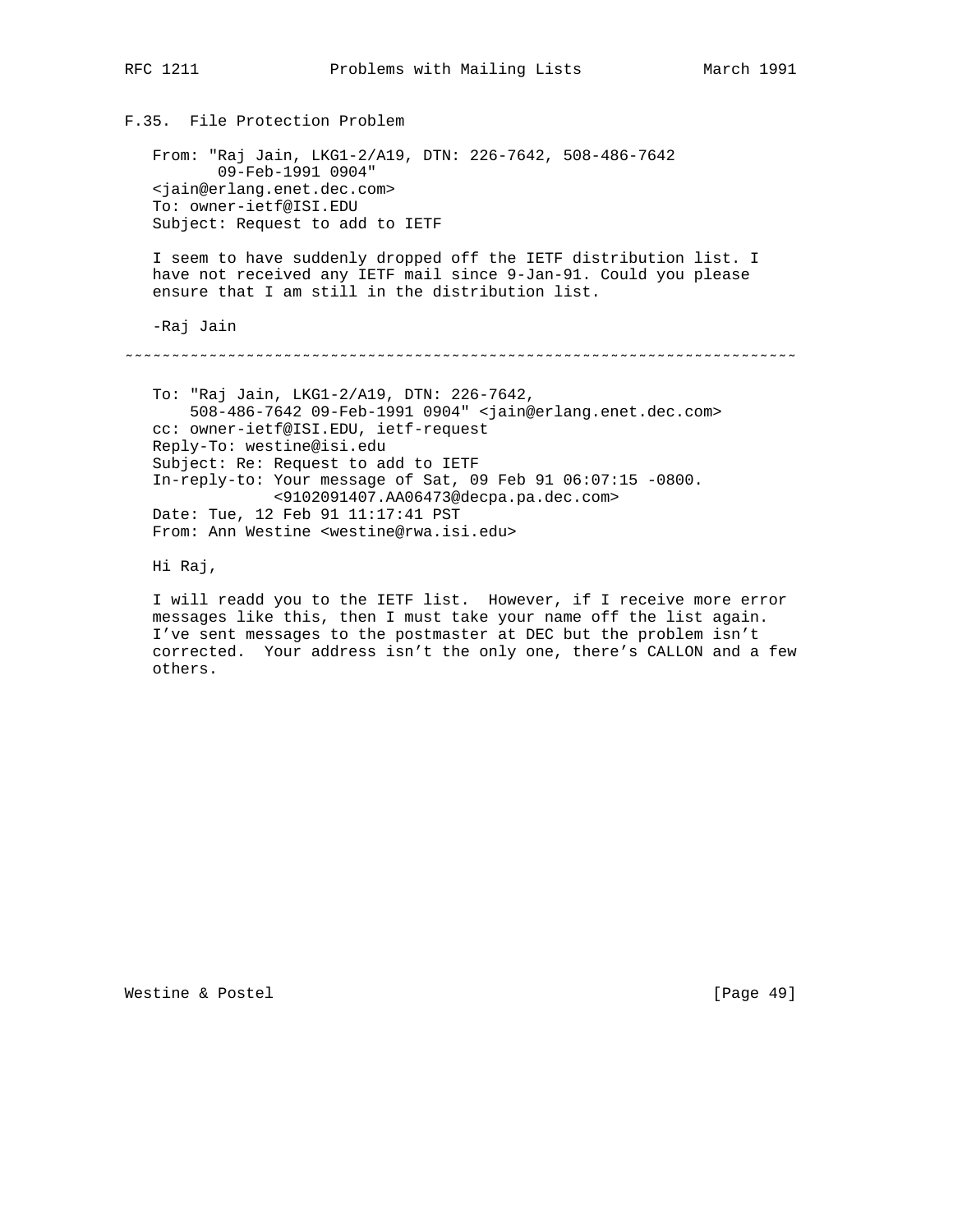## F.35. File Protection Problem

```
From: "Raj Jain, LKG1-2/A19, DTN: 226-7642, 508-486-7642
       09-Feb-1991 0904"
<jain@erlang.enet.dec.com>
To: owner-ietf@ISI.EDU
Subject: Request to add to IETF
```

I seem to have suddenly dropped off the IETF distribution list. I have not received any IETF mail since 9-Jan-91. Could you please ensure that I am still in the distribution list.

-Raj Jain

~~~~~~~~~~~~~~~~~~~~~~~~~~~~~~~~~~~~~~~~~~~~~~~~~~~~~~~~~~~~~~~~~~~~~~~~

```
To: "Raj Jain, LKG1-2/A19, DTN: 226-7642,
    508-486-7642 09-Feb-1991 0904" <jain@erlang.enet.dec.com>
cc: owner-ietf@ISI.EDU, ietf-request
Reply-To: westine@isi.edu
Subject: Re: Request to add to IETF
In-reply-to: Your message of Sat, 09 Feb 91 06:07:15 -0800.
             <9102091407.AA06473@decpa.pa.dec.com>
Date: Tue, 12 Feb 91 11:17:41 PST
From: Ann Westine <westine@rwa.isi.edu>
```

Hi Raj,

I will readd you to the IETF list.  However, if I receive more error messages like this, then I must take your name off the list again. I've sent messages to the postmaster at DEC but the problem isn't corrected.  Your address isn't the only one, there's CALLON and a few others.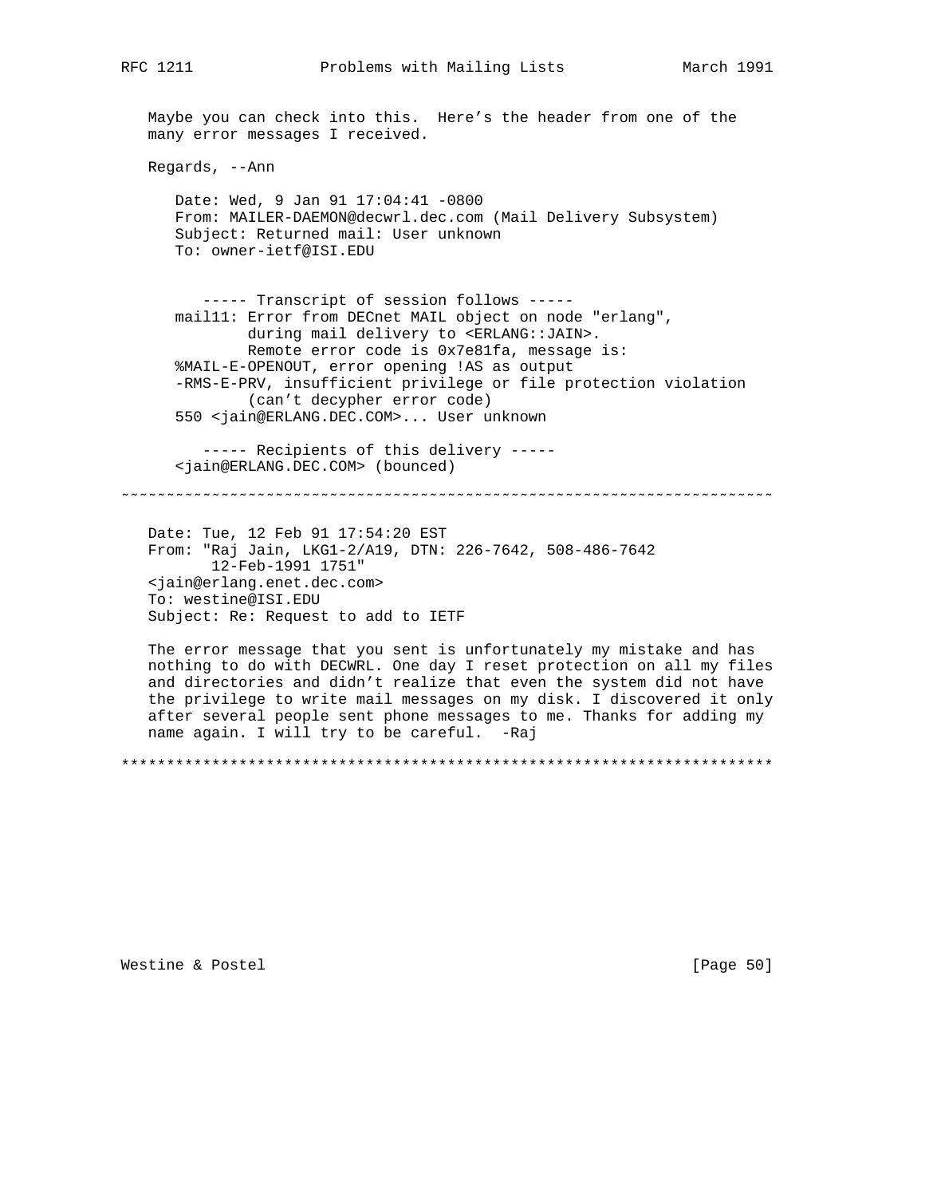Maybe you can check into this.  Here's the header from one of the many error messages I received.

Regards, --Ann

```
   Date: Wed, 9 Jan 91 17:04:41 -0800
   From: MAILER-DAEMON@decwrl.dec.com (Mail Delivery Subsystem)
   Subject: Returned mail: User unknown
   To: owner-ietf@ISI.EDU


      ----- Transcript of session follows -----
   mail11: Error from DECnet MAIL object on node "erlang",
           during mail delivery to <ERLANG::JAIN>.
           Remote error code is 0x7e81fa, message is:
   %MAIL-E-OPENOUT, error opening !AS as output
   -RMS-E-PRV, insufficient privilege or file protection violation
           (can't decypher error code)
   550 <jain@ERLANG.DEC.COM>... User unknown

      ----- Recipients of this delivery -----
   <jain@ERLANG.DEC.COM> (bounced)
```

~~~~~~~~~~~~~~~~~~~~~~~~~~~~~~~~~~~~~~~~~~~~~~~~~~~~~~~~~~~~~~~~~~~~~~~~

```
Date: Tue, 12 Feb 91 17:54:20 EST
From: "Raj Jain, LKG1-2/A19, DTN: 226-7642, 508-486-7642
      12-Feb-1991 1751"
<jain@erlang.enet.dec.com>
To: westine@ISI.EDU
Subject: Re: Request to add to IETF
```

The error message that you sent is unfortunately my mistake and has nothing to do with DECWRL. One day I reset protection on all my files and directories and didn't realize that even the system did not have the privilege to write mail messages on my disk. I discovered it only after several people sent phone messages to me. Thanks for adding my name again. I will try to be careful.  -Raj

************************************************************************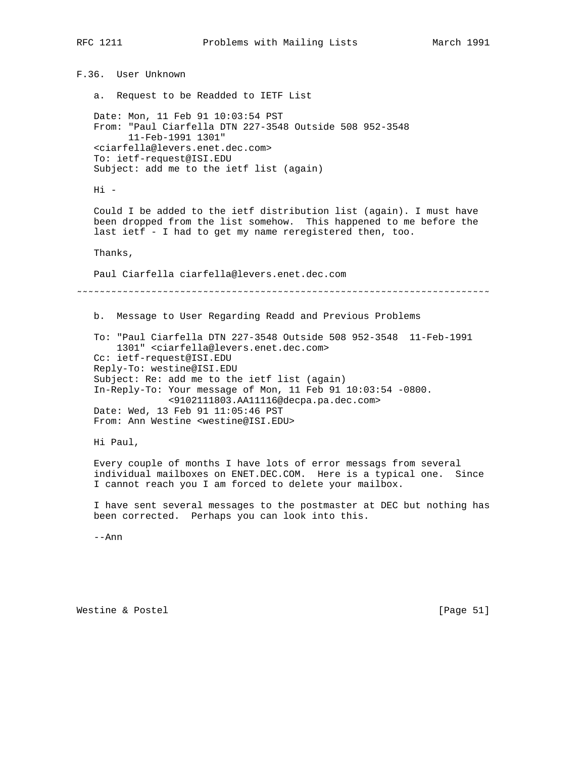## F.36. User Unknown

a. Request to be Readded to IETF List

```
Date: Mon, 11 Feb 91 10:03:54 PST
From: "Paul Ciarfella DTN 227-3548 Outside 508 952-3548
      11-Feb-1991 1301"
<ciarfella@levers.enet.dec.com>
To: ietf-request@ISI.EDU
Subject: add me to the ietf list (again)

Hi -

Could I be added to the ietf distribution list (again). I must have
been dropped from the list somehow.  This happened to me before the
last ietf - I had to get my name reregistered then, too.

Thanks,

Paul Ciarfella ciarfella@levers.enet.dec.com
```

~~~~~~~~~~~~~~~~~~~~~~~~~~~~~~~~~~~~~~~~~~~~~~~~~~~~~~~~~~~~~~~~~~~~~~~~

b. Message to User Regarding Readd and Previous Problems

```
To: "Paul Ciarfella DTN 227-3548 Outside 508 952-3548  11-Feb-1991
    1301" <ciarfella@levers.enet.dec.com>
Cc: ietf-request@ISI.EDU
Reply-To: westine@ISI.EDU
Subject: Re: add me to the ietf list (again)
In-Reply-To: Your message of Mon, 11 Feb 91 10:03:54 -0800.
             <9102111803.AA11116@decpa.pa.dec.com>
Date: Wed, 13 Feb 91 11:05:46 PST
From: Ann Westine <westine@ISI.EDU>

Hi Paul,

Every couple of months I have lots of error messags from several
individual mailboxes on ENET.DEC.COM.  Here is a typical one.  Since
I cannot reach you I am forced to delete your mailbox.

I have sent several messages to the postmaster at DEC but nothing has
been corrected.  Perhaps you can look into this.

--Ann
```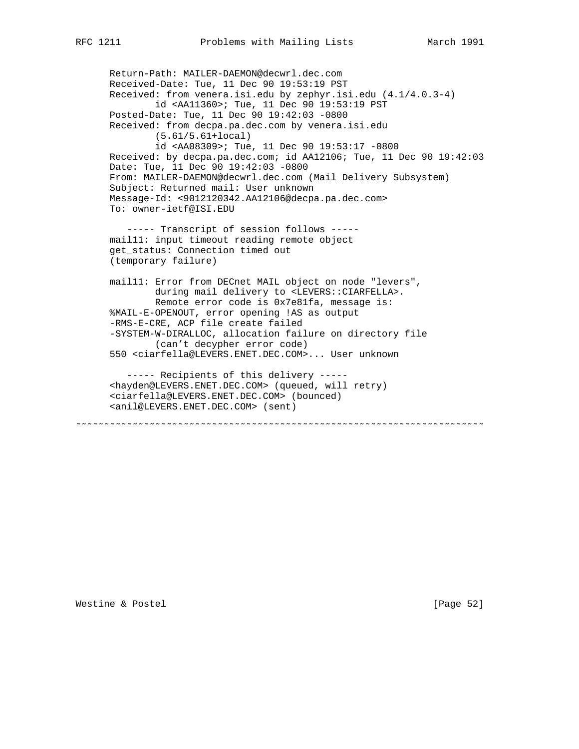```
Return-Path: MAILER-DAEMON@decwrl.dec.com
Received-Date: Tue, 11 Dec 90 19:53:19 PST
Received: from venera.isi.edu by zephyr.isi.edu (4.1/4.0.3-4)
        id <AA11360>; Tue, 11 Dec 90 19:53:19 PST
Posted-Date: Tue, 11 Dec 90 19:42:03 -0800
Received: from decpa.pa.dec.com by venera.isi.edu
        (5.61/5.61+local)
        id <AA08309>; Tue, 11 Dec 90 19:53:17 -0800
Received: by decpa.pa.dec.com; id AA12106; Tue, 11 Dec 90 19:42:03
Date: Tue, 11 Dec 90 19:42:03 -0800
From: MAILER-DAEMON@decwrl.dec.com (Mail Delivery Subsystem)
Subject: Returned mail: User unknown
Message-Id: <9012120342.AA12106@decpa.pa.dec.com>
To: owner-ietf@ISI.EDU

   ----- Transcript of session follows -----
mail11: input timeout reading remote object
get_status: Connection timed out
(temporary failure)

mail11: Error from DECnet MAIL object on node "levers",
        during mail delivery to <LEVERS::CIARFELLA>.
        Remote error code is 0x7e81fa, message is:
%MAIL-E-OPENOUT, error opening !AS as output
-RMS-E-CRE, ACP file create failed
-SYSTEM-W-DIRALLOC, allocation failure on directory file
        (can't decypher error code)
550 <ciarfella@LEVERS.ENET.DEC.COM>... User unknown

   ----- Recipients of this delivery -----
<hayden@LEVERS.ENET.DEC.COM> (queued, will retry)
<ciarfella@LEVERS.ENET.DEC.COM> (bounced)
<anil@LEVERS.ENET.DEC.COM> (sent)
```

~~~~~~~~~~~~~~~~~~~~~~~~~~~~~~~~~~~~~~~~~~~~~~~~~~~~~~~~~~~~~~~~~~~~~~~~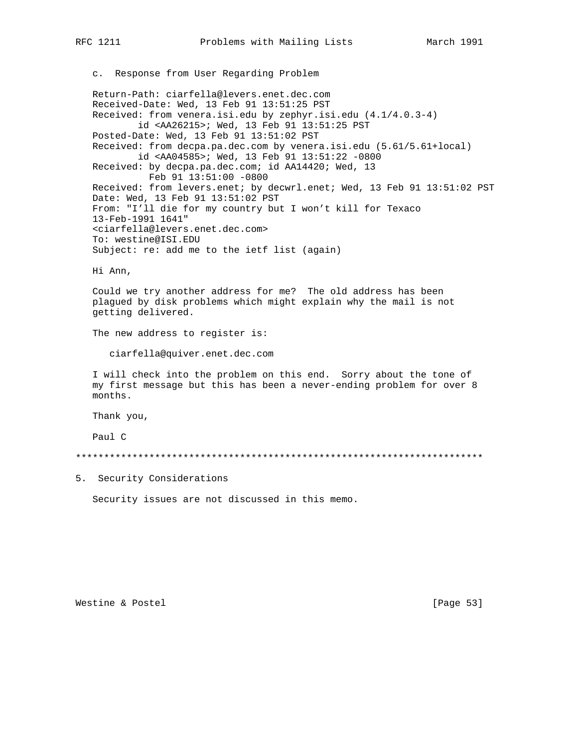c.  Response from User Regarding Problem

```
Return-Path: ciarfella@levers.enet.dec.com
Received-Date: Wed, 13 Feb 91 13:51:25 PST
Received: from venera.isi.edu by zephyr.isi.edu (4.1/4.0.3-4)
        id <AA26215>; Wed, 13 Feb 91 13:51:25 PST
Posted-Date: Wed, 13 Feb 91 13:51:02 PST
Received: from decpa.pa.dec.com by venera.isi.edu (5.61/5.61+local)
        id <AA04585>; Wed, 13 Feb 91 13:51:22 -0800
Received: by decpa.pa.dec.com; id AA14420; Wed, 13
          Feb 91 13:51:00 -0800
Received: from levers.enet; by decwrl.enet; Wed, 13 Feb 91 13:51:02 PST
Date: Wed, 13 Feb 91 13:51:02 PST
From: "I'll die for my country but I won't kill for Texaco
13-Feb-1991 1641"
<ciarfella@levers.enet.dec.com>
To: westine@ISI.EDU
Subject: re: add me to the ietf list (again)

Hi Ann,

Could we try another address for me?  The old address has been
plagued by disk problems which might explain why the mail is not
getting delivered.

The new address to register is:

   ciarfella@quiver.enet.dec.com

I will check into the problem on this end.  Sorry about the tone of
my first message but this has been a never-ending problem for over 8
months.

Thank you,

Paul C
```

************************************************************************

## 5.  Security Considerations

Security issues are not discussed in this memo.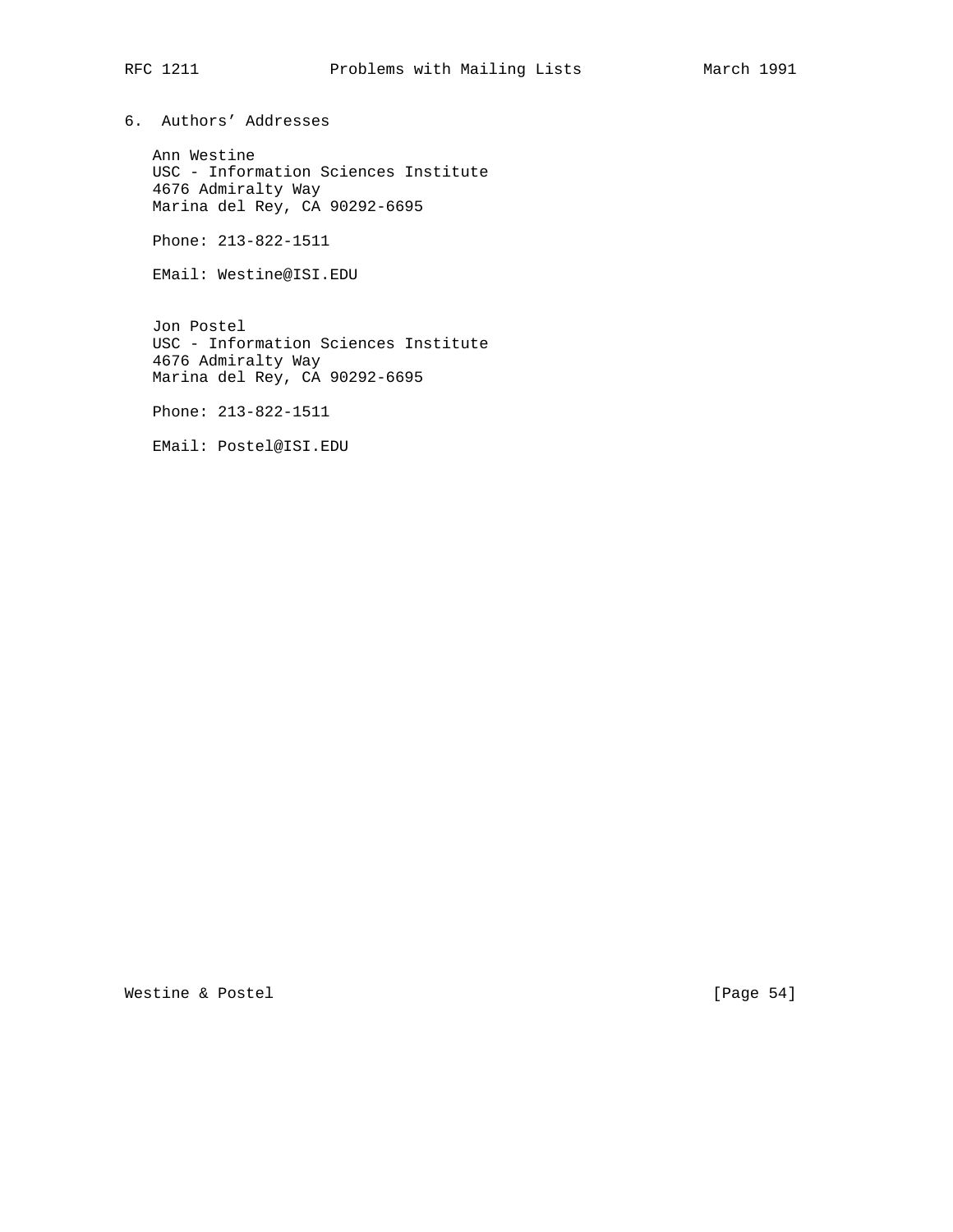## 6. Authors' Addresses

Ann Westine
USC - Information Sciences Institute
4676 Admiralty Way
Marina del Rey, CA 90292-6695

Phone: 213-822-1511

EMail: Westine@ISI.EDU

Jon Postel
USC - Information Sciences Institute
4676 Admiralty Way
Marina del Rey, CA 90292-6695

Phone: 213-822-1511

EMail: Postel@ISI.EDU